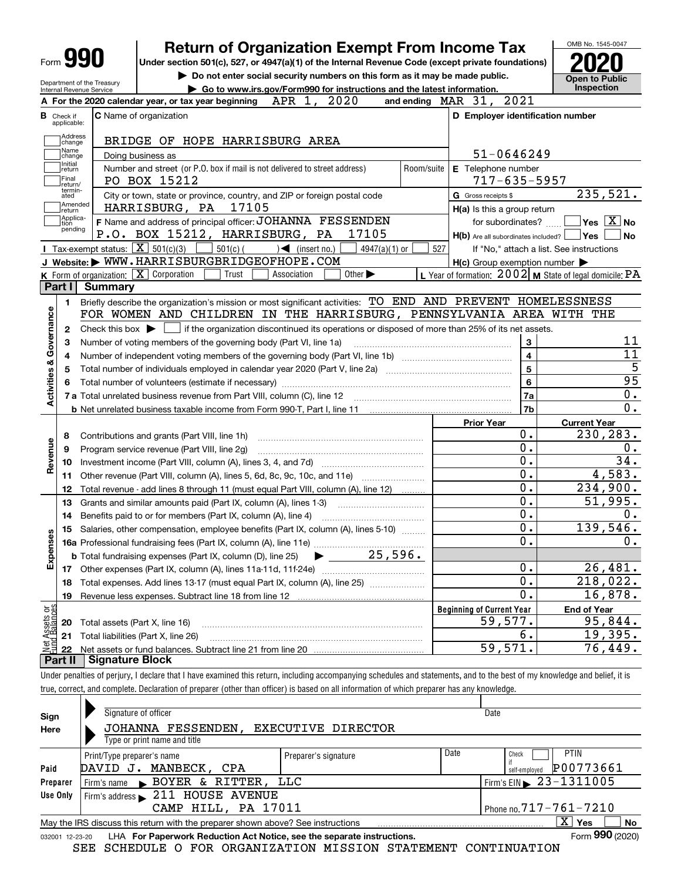# Form 990 — Return of Organization Exempt From Income Tax (2020)

Under section 501(c), 527, or 4947(a)(1) of the Internal Revenue Code (except private foundations)

▶ Do not enter social security numbers on this form as it may be made public.

▶ Go to www.irs.gov/Form990 for instructions and the latest information.

Department of the Treasury, Internal Revenue Service

OMB No. 1545-0047 | **Open to Public Inspection**

**A** For the 2020 calendar year, or tax year beginning APR 1, 2020 and ending MAR 31, 2021

**B** Check if applicable: Address change, Name change, Initial return, Final return/terminated, Amended return, Application pending

**C** Name of organization: BRIDGE OF HOPE HARRISBURG AREA

Doing business as

Number and street (or P.O. box if mail is not delivered to street address): PO BOX 15212 | Room/suite

City or town, state or province, country, and ZIP or foreign postal code: HARRISBURG, PA 17105

**D** Employer identification number: 51-0646249

**E** Telephone number: 717-635-5957

**G** Gross receipts $ 235,521.

**F** Name and address of principal officer: JOHANNA FESSENDEN, P.O. BOX 15212, HARRISBURG, PA 17105

**H(a)** Is this a group return for subordinates? ☐ Yes ☒ No

**H(b)** Are all subordinates included? ☐ Yes ☐ No — If "No," attach a list. See instructions

**H(c)** Group exemption number ▶

**I** Tax-exempt status: ☒ 501(c)(3) ☐ 501(c) ( ) ◀ (insert no.) ☐ 4947(a)(1) or ☐ 527

**J** Website: ▶ WWW.HARRISBURGBRIDGEOFHOPE.COM

**K** Form of organization: ☒ Corporation ☐ Trust ☐ Association ☐ Other ▶

**L** Year of formation: 2002 **M** State of legal domicile: PA

## Part I Summary

**Activities & Governance**

1 Briefly describe the organization's mission or most significant activities: TO END AND PREVENT HOMELESSNESS FOR WOMEN AND CHILDREN IN THE HARRISBURG, PENNSYLVANIA AREA WITH THE

2 Check this box ▶ ☐ if the organization discontinued its operations or disposed of more than 25% of its net assets.

| Line | Description | | Value |
|---|---|---|---|
| 3 | Number of voting members of the governing body (Part VI, line 1a) | 3 | 11 |
| 4 | Number of independent voting members of the governing body (Part VI, line 1b) | 4 | 11 |
| 5 | Total number of individuals employed in calendar year 2020 (Part V, line 2a) | 5 | 5 |
| 6 | Total number of volunteers (estimate if necessary) | 6 | 95 |
| 7a | Total unrelated business revenue from Part VIII, column (C), line 12 | 7a | 0. |
| 7b | Net unrelated business taxable income from Form 990-T, Part I, line 11 | 7b | 0. |

| Line | Description | Prior Year | Current Year |
|---|---|---|---|
| **Revenue** | | | |
| 8 | Contributions and grants (Part VIII, line 1h) | 0. | 230,283. |
| 9 | Program service revenue (Part VIII, line 2g) | 0. | 0. |
| 10 | Investment income (Part VIII, column (A), lines 3, 4, and 7d) | 0. | 34. |
| 11 | Other revenue (Part VIII, column (A), lines 5, 6d, 8c, 9c, 10c, and 11e) | 0. | 4,583. |
| 12 | Total revenue - add lines 8 through 11 (must equal Part VIII, column (A), line 12) | 0. | 234,900. |
| **Expenses** | | | |
| 13 | Grants and similar amounts paid (Part IX, column (A), lines 1-3) | 0. | 51,995. |
| 14 | Benefits paid to or for members (Part IX, column (A), line 4) | 0. | 0. |
| 15 | Salaries, other compensation, employee benefits (Part IX, column (A), lines 5-10) | 0. | 139,546. |
| 16a | Professional fundraising fees (Part IX, column (A), line 11e) | 0. | 0. |
| b | Total fundraising expenses (Part IX, column (D), line 25) ▶ 25,596. | | |
| 17 | Other expenses (Part IX, column (A), lines 11a-11d, 11f-24e) | 0. | 26,481. |
| 18 | Total expenses. Add lines 13-17 (must equal Part IX, column (A), line 25) | 0. | 218,022. |
| 19 | Revenue less expenses. Subtract line 18 from line 12 | 0. | 16,878. |

| Line | Net Assets or Fund Balances | Beginning of Current Year | End of Year |
|---|---|---|---|
| 20 | Total assets (Part X, line 16) | 59,577. | 95,844. |
| 21 | Total liabilities (Part X, line 26) | 6. | 19,395. |
| 22 | Net assets or fund balances. Subtract line 21 from line 20 | 59,571. | 76,449. |

## Part II Signature Block

Under penalties of perjury, I declare that I have examined this return, including accompanying schedules and statements, and to the best of my knowledge and belief, it is true, correct, and complete. Declaration of preparer (other than officer) is based on all information of which preparer has any knowledge.

**Sign Here**

Signature of officer | Date

JOHANNA FESSENDEN, EXECUTIVE DIRECTOR

Type or print name and title

**Paid Preparer Use Only**

| Print/Type preparer's name | Preparer's signature | Date | Check ☐ if self-employed | PTIN |
|---|---|---|---|---|
| DAVID J. MANBECK, CPA | | | | P00773661 |

Firm's name ▶ BOYER & RITTER, LLC | Firm's EIN ▶ 23-1311005

Firm's address ▶ 211 HOUSE AVENUE, CAMP HILL, PA 17011 | Phone no. 717-761-7210

May the IRS discuss this return with the preparer shown above? See instructions ☒ Yes ☐ No

032001 12-23-20 LHA For Paperwork Reduction Act Notice, see the separate instructions. Form **990** (2020)

SEE SCHEDULE O FOR ORGANIZATION MISSION STATEMENT CONTINUATION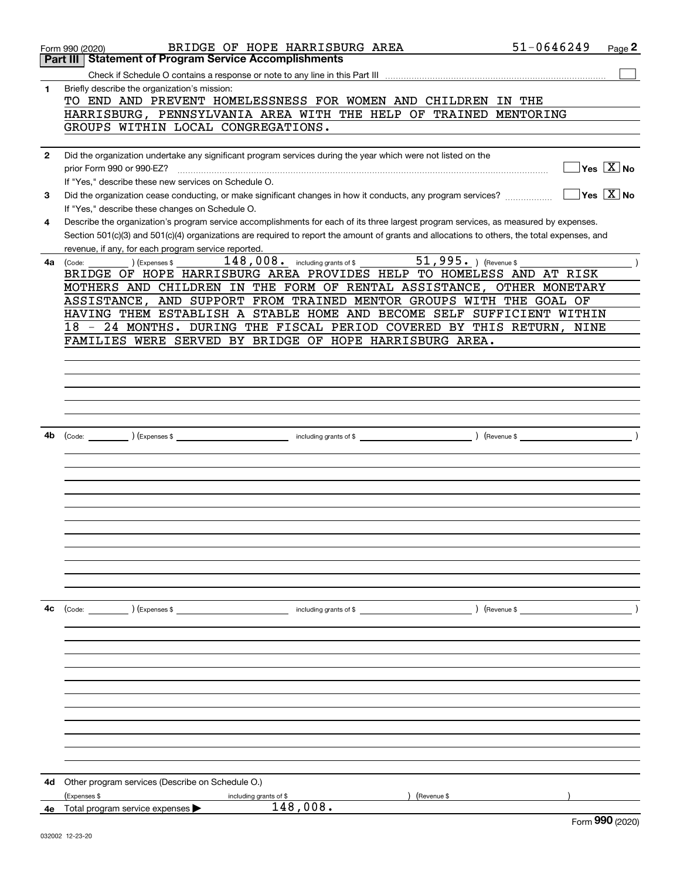Form 990 (2020) BRIDGE OF HOPE HARRISBURG AREA 51-0646249

## Part III Statement of Program Service Accomplishments

Check if Schedule O contains a response or note to any line in this Part III ☐

**1** Briefly describe the organization's mission:

TO END AND PREVENT HOMELESSNESS FOR WOMEN AND CHILDREN IN THE HARRISBURG, PENNSYLVANIA AREA WITH THE HELP OF TRAINED MENTORING GROUPS WITHIN LOCAL CONGREGATIONS.

**2** Did the organization undertake any significant program services during the year which were not listed on the prior Form 990 or 990-EZ? ☐ Yes ☒ No

If "Yes," describe these new services on Schedule O.

**3** Did the organization cease conducting, or make significant changes in how it conducts, any program services? ☐ Yes ☒ No

If "Yes," describe these changes on Schedule O.

**4** Describe the organization's program service accomplishments for each of its three largest program services, as measured by expenses. Section 501(c)(3) and 501(c)(4) organizations are required to report the amount of grants and allocations to others, the total expenses, and revenue, if any, for each program service reported.

**4a** (Code: ) (Expenses $ 148,008. including grants of $ 51,995. ) (Revenue $ )

BRIDGE OF HOPE HARRISBURG AREA PROVIDES HELP TO HOMELESS AND AT RISK MOTHERS AND CHILDREN IN THE FORM OF RENTAL ASSISTANCE, OTHER MONETARY ASSISTANCE, AND SUPPORT FROM TRAINED MENTOR GROUPS WITH THE GOAL OF HAVING THEM ESTABLISH A STABLE HOME AND BECOME SELF SUFFICIENT WITHIN 18 - 24 MONTHS. DURING THE FISCAL PERIOD COVERED BY THIS RETURN, NINE FAMILIES WERE SERVED BY BRIDGE OF HOPE HARRISBURG AREA.

**4b** (Code: ) (Expenses $ including grants of $ ) (Revenue $ )

**4c** (Code: ) (Expenses $ including grants of $ ) (Revenue $ )

**4d** Other program services (Describe on Schedule O.)

(Expenses $ including grants of $ ) (Revenue $ )

**4e** Total program service expenses ▶ 148,008.

Form **990** (2020)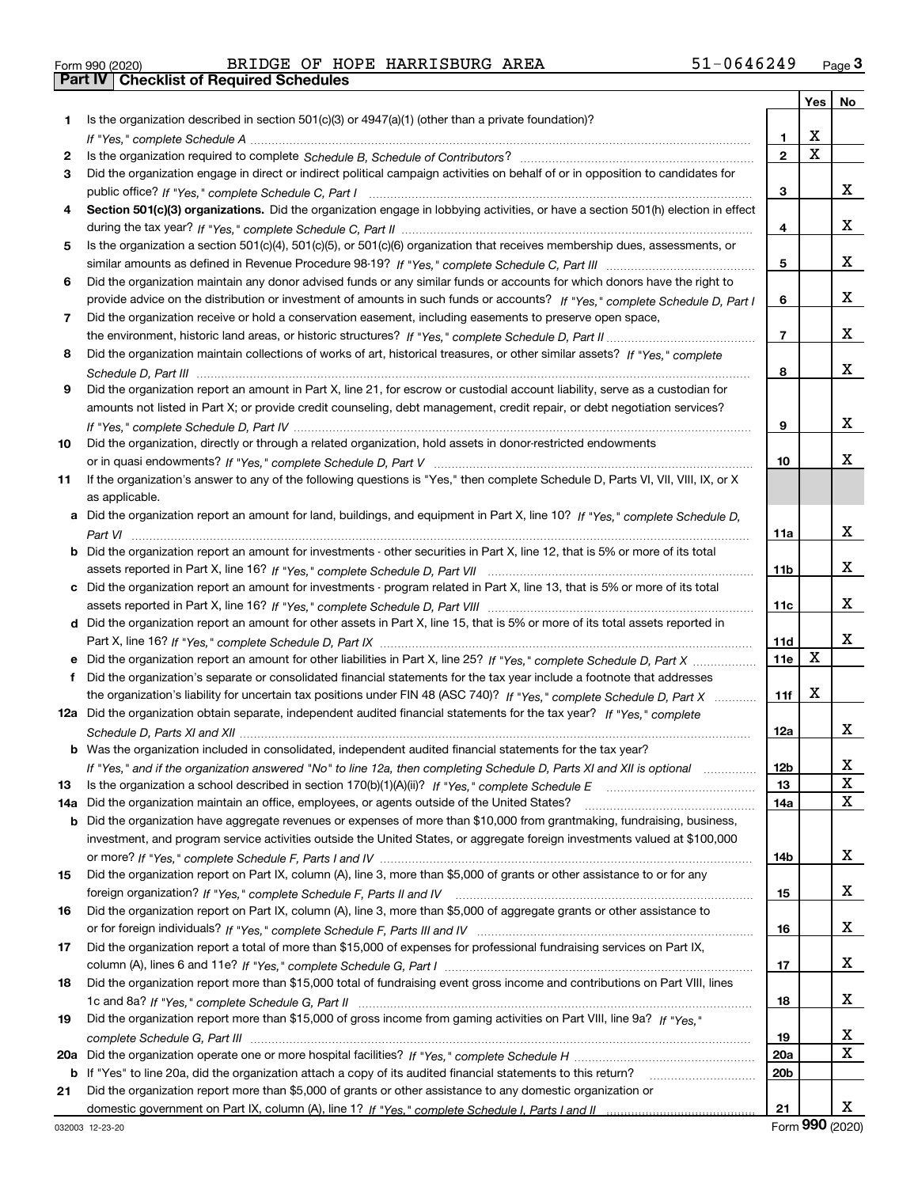Form 990 (2020) BRIDGE OF HOPE HARRISBURG AREA 51-0646249

## Part IV Checklist of Required Schedules

| | | | Yes | No |
|---|---|---|---|---|
| 1 | Is the organization described in section 501(c)(3) or 4947(a)(1) (other than a private foundation)? *If "Yes," complete Schedule A* | 1 | X | |
| 2 | Is the organization required to complete *Schedule B, Schedule of Contributors*? | 2 | X | |
| 3 | Did the organization engage in direct or indirect political campaign activities on behalf of or in opposition to candidates for public office? *If "Yes," complete Schedule C, Part I* | 3 | | X |
| 4 | **Section 501(c)(3) organizations.** Did the organization engage in lobbying activities, or have a section 501(h) election in effect during the tax year? *If "Yes," complete Schedule C, Part II* | 4 | | X |
| 5 | Is the organization a section 501(c)(4), 501(c)(5), or 501(c)(6) organization that receives membership dues, assessments, or similar amounts as defined in Revenue Procedure 98-19? *If "Yes," complete Schedule C, Part III* | 5 | | X |
| 6 | Did the organization maintain any donor advised funds or any similar funds or accounts for which donors have the right to provide advice on the distribution or investment of amounts in such funds or accounts? *If "Yes," complete Schedule D, Part I* | 6 | | X |
| 7 | Did the organization receive or hold a conservation easement, including easements to preserve open space, the environment, historic land areas, or historic structures? *If "Yes," complete Schedule D, Part II* | 7 | | X |
| 8 | Did the organization maintain collections of works of art, historical treasures, or other similar assets? *If "Yes," complete Schedule D, Part III* | 8 | | X |
| 9 | Did the organization report an amount in Part X, line 21, for escrow or custodial account liability, serve as a custodian for amounts not listed in Part X; or provide credit counseling, debt management, credit repair, or debt negotiation services? *If "Yes," complete Schedule D, Part IV* | 9 | | X |
| 10 | Did the organization, directly or through a related organization, hold assets in donor-restricted endowments or in quasi endowments? *If "Yes," complete Schedule D, Part V* | 10 | | X |
| 11 | If the organization's answer to any of the following questions is "Yes," then complete Schedule D, Parts VI, VII, VIII, IX, or X as applicable. | | | |
| a | Did the organization report an amount for land, buildings, and equipment in Part X, line 10? *If "Yes," complete Schedule D, Part VI* | 11a | | X |
| b | Did the organization report an amount for investments - other securities in Part X, line 12, that is 5% or more of its total assets reported in Part X, line 16? *If "Yes," complete Schedule D, Part VII* | 11b | | X |
| c | Did the organization report an amount for investments - program related in Part X, line 13, that is 5% or more of its total assets reported in Part X, line 16? *If "Yes," complete Schedule D, Part VIII* | 11c | | X |
| d | Did the organization report an amount for other assets in Part X, line 15, that is 5% or more of its total assets reported in Part X, line 16? *If "Yes," complete Schedule D, Part IX* | 11d | | X |
| e | Did the organization report an amount for other liabilities in Part X, line 25? *If "Yes," complete Schedule D, Part X* | 11e | X | |
| f | Did the organization's separate or consolidated financial statements for the tax year include a footnote that addresses the organization's liability for uncertain tax positions under FIN 48 (ASC 740)? *If "Yes," complete Schedule D, Part X* | 11f | X | |
| 12a | Did the organization obtain separate, independent audited financial statements for the tax year? *If "Yes," complete Schedule D, Parts XI and XII* | 12a | | X |
| b | Was the organization included in consolidated, independent audited financial statements for the tax year? *If "Yes," and if the organization answered "No" to line 12a, then completing Schedule D, Parts XI and XII is optional* | 12b | | X |
| 13 | Is the organization a school described in section 170(b)(1)(A)(ii)? *If "Yes," complete Schedule E* | 13 | | X |
| 14a | Did the organization maintain an office, employees, or agents outside of the United States? | 14a | | X |
| b | Did the organization have aggregate revenues or expenses of more than $10,000 from grantmaking, fundraising, business, investment, and program service activities outside the United States, or aggregate foreign investments valued at $100,000 or more? *If "Yes," complete Schedule F, Parts I and IV* | 14b | | X |
| 15 | Did the organization report on Part IX, column (A), line 3, more than $5,000 of grants or other assistance to or for any foreign organization? *If "Yes," complete Schedule F, Parts II and IV* | 15 | | X |
| 16 | Did the organization report on Part IX, column (A), line 3, more than $5,000 of aggregate grants or other assistance to or for foreign individuals? *If "Yes," complete Schedule F, Parts III and IV* | 16 | | X |
| 17 | Did the organization report a total of more than $15,000 of expenses for professional fundraising services on Part IX, column (A), lines 6 and 11e? *If "Yes," complete Schedule G, Part I* | 17 | | X |
| 18 | Did the organization report more than $15,000 total of fundraising event gross income and contributions on Part VIII, lines 1c and 8a? *If "Yes," complete Schedule G, Part II* | 18 | | X |
| 19 | Did the organization report more than $15,000 of gross income from gaming activities on Part VIII, line 9a? *If "Yes," complete Schedule G, Part III* | 19 | | X |
| 20a | Did the organization operate one or more hospital facilities? *If "Yes," complete Schedule H* | 20a | | X |
| b | If "Yes" to line 20a, did the organization attach a copy of its audited financial statements to this return? | 20b | | |
| 21 | Did the organization report more than $5,000 of grants or other assistance to any domestic organization or domestic government on Part IX, column (A), line 1? *If "Yes," complete Schedule I, Parts I and II* | 21 | | X |

032003 12-23-20 Form **990** (2020)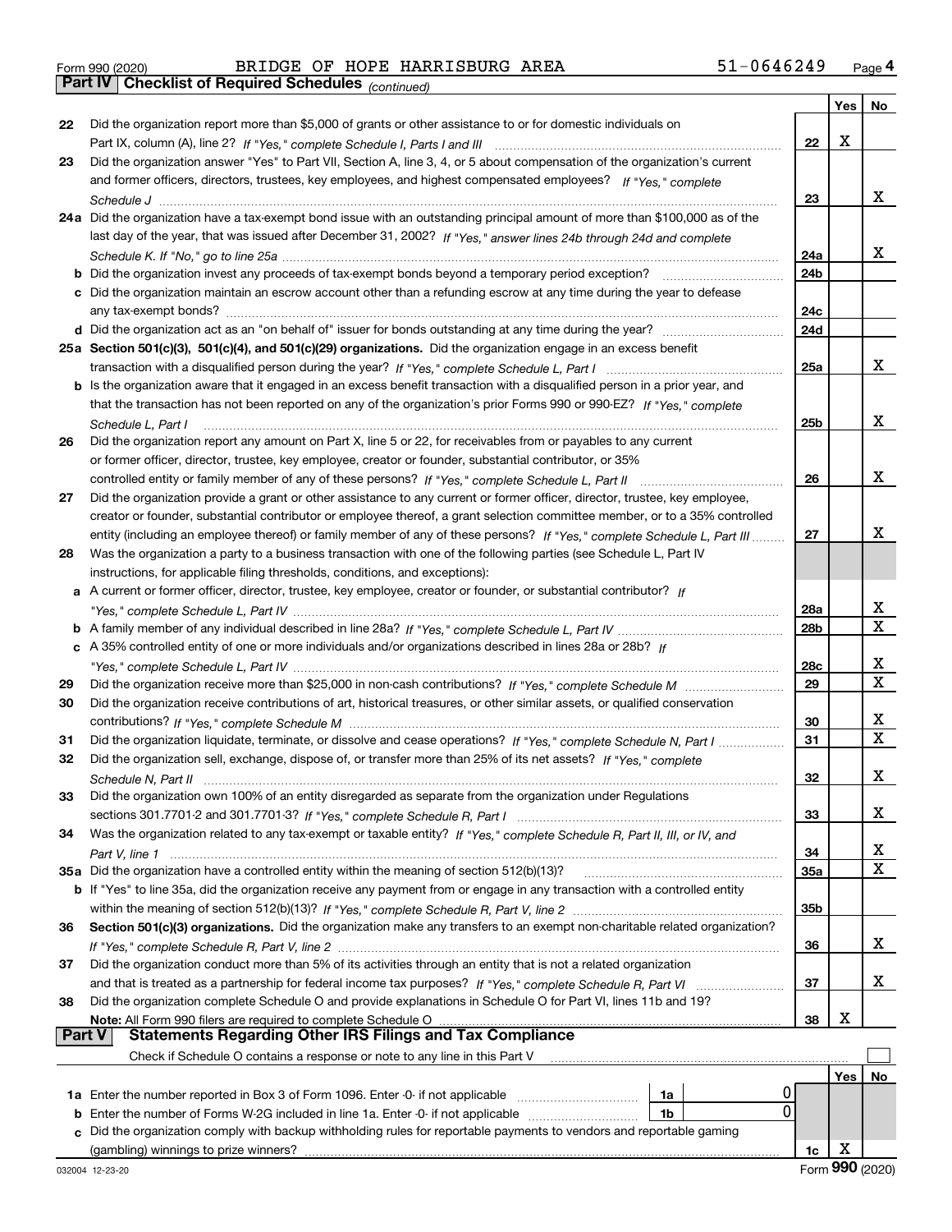Form 990 (2020) BRIDGE OF HOPE HARRISBURG AREA 51-0646249 Page 4

**Part IV Checklist of Required Schedules** *(continued)*

| | | | Yes | No |
|---|---|---|---|---|
| 22 | Did the organization report more than $5,000 of grants or other assistance to or for domestic individuals on Part IX, column (A), line 2? *If "Yes," complete Schedule I, Parts I and III* | 22 | X | |
| 23 | Did the organization answer "Yes" to Part VII, Section A, line 3, 4, or 5 about compensation of the organization's current and former officers, directors, trustees, key employees, and highest compensated employees? *If "Yes," complete Schedule J* | 23 | | X |
| 24a | Did the organization have a tax-exempt bond issue with an outstanding principal amount of more than $100,000 as of the last day of the year, that was issued after December 31, 2002? *If "Yes," answer lines 24b through 24d and complete Schedule K. If "No," go to line 25a* | 24a | | X |
| b | Did the organization invest any proceeds of tax-exempt bonds beyond a temporary period exception? | 24b | | |
| c | Did the organization maintain an escrow account other than a refunding escrow at any time during the year to defease any tax-exempt bonds? | 24c | | |
| d | Did the organization act as an "on behalf of" issuer for bonds outstanding at any time during the year? | 24d | | |
| 25a | **Section 501(c)(3), 501(c)(4), and 501(c)(29) organizations.** Did the organization engage in an excess benefit transaction with a disqualified person during the year? *If "Yes," complete Schedule L, Part I* | 25a | | X |
| b | Is the organization aware that it engaged in an excess benefit transaction with a disqualified person in a prior year, and that the transaction has not been reported on any of the organization's prior Forms 990 or 990-EZ? *If "Yes," complete Schedule L, Part I* | 25b | | X |
| 26 | Did the organization report any amount on Part X, line 5 or 22, for receivables from or payables to any current or former officer, director, trustee, key employee, creator or founder, substantial contributor, or 35% controlled entity or family member of any of these persons? *If "Yes," complete Schedule L, Part II* | 26 | | X |
| 27 | Did the organization provide a grant or other assistance to any current or former officer, director, trustee, key employee, creator or founder, substantial contributor or employee thereof, a grant selection committee member, or to a 35% controlled entity (including an employee thereof) or family member of any of these persons? *If "Yes," complete Schedule L, Part III* | 27 | | X |
| 28 | Was the organization a party to a business transaction with one of the following parties (see Schedule L, Part IV instructions, for applicable filing thresholds, conditions, and exceptions): | | | |
| a | A current or former officer, director, trustee, key employee, creator or founder, or substantial contributor? *If "Yes," complete Schedule L, Part IV* | 28a | | X |
| b | A family member of any individual described in line 28a? *If "Yes," complete Schedule L, Part IV* | 28b | | X |
| c | A 35% controlled entity of one or more individuals and/or organizations described in lines 28a or 28b? *If "Yes," complete Schedule L, Part IV* | 28c | | X |
| 29 | Did the organization receive more than $25,000 in non-cash contributions? *If "Yes," complete Schedule M* | 29 | | X |
| 30 | Did the organization receive contributions of art, historical treasures, or other similar assets, or qualified conservation contributions? *If "Yes," complete Schedule M* | 30 | | X |
| 31 | Did the organization liquidate, terminate, or dissolve and cease operations? *If "Yes," complete Schedule N, Part I* | 31 | | X |
| 32 | Did the organization sell, exchange, dispose of, or transfer more than 25% of its net assets? *If "Yes," complete Schedule N, Part II* | 32 | | X |
| 33 | Did the organization own 100% of an entity disregarded as separate from the organization under Regulations sections 301.7701-2 and 301.7701-3? *If "Yes," complete Schedule R, Part I* | 33 | | X |
| 34 | Was the organization related to any tax-exempt or taxable entity? *If "Yes," complete Schedule R, Part II, III, or IV, and Part V, line 1* | 34 | | X |
| 35a | Did the organization have a controlled entity within the meaning of section 512(b)(13)? | 35a | | X |
| b | If "Yes" to line 35a, did the organization receive any payment from or engage in any transaction with a controlled entity within the meaning of section 512(b)(13)? *If "Yes," complete Schedule R, Part V, line 2* | 35b | | |
| 36 | **Section 501(c)(3) organizations.** Did the organization make any transfers to an exempt non-charitable related organization? *If "Yes," complete Schedule R, Part V, line 2* | 36 | | X |
| 37 | Did the organization conduct more than 5% of its activities through an entity that is not a related organization and that is treated as a partnership for federal income tax purposes? *If "Yes," complete Schedule R, Part VI* | 37 | | X |
| 38 | Did the organization complete Schedule O and provide explanations in Schedule O for Part VI, lines 11b and 19? **Note:** All Form 990 filers are required to complete Schedule O | 38 | X | |

**Part V Statements Regarding Other IRS Filings and Tax Compliance**

Check if Schedule O contains a response or note to any line in this Part V ☐

| | | | | | Yes | No |
|---|---|---|---|---|---|---|
| 1a | Enter the number reported in Box 3 of Form 1096. Enter -0- if not applicable | 1a | 0 | | | |
| b | Enter the number of Forms W-2G included in line 1a. Enter -0- if not applicable | 1b | 0 | | | |
| c | Did the organization comply with backup withholding rules for reportable payments to vendors and reportable gaming (gambling) winnings to prize winners? | | | 1c | X | |

032004 12-23-20 Form **990** (2020)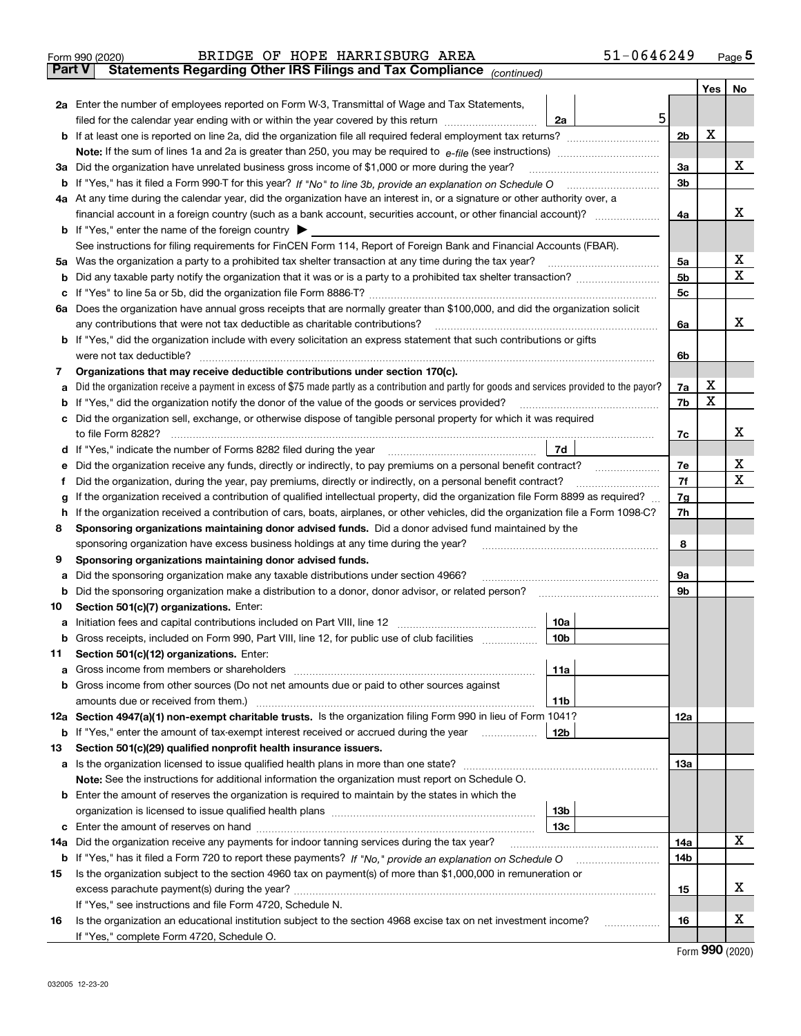Form 990 (2020) BRIDGE OF HOPE HARRISBURG AREA 51-0646249

## Part V Statements Regarding Other IRS Filings and Tax Compliance *(continued)*

| | | | | Yes | No |
|---|---|---|---|---|---|
| **2a** | Enter the number of employees reported on Form W-3, Transmittal of Wage and Tax Statements, filed for the calendar year ending with or within the year covered by this return | 2a 5 | | | |
| **b** | If at least one is reported on line 2a, did the organization file all required federal employment tax returns? | | 2b | X | |
| | **Note:** If the sum of lines 1a and 2a is greater than 250, you may be required to *e-file* (see instructions) | | | | |
| **3a** | Did the organization have unrelated business gross income of $1,000 or more during the year? | | 3a | | X |
| **b** | If "Yes," has it filed a Form 990-T for this year? *If "No" to line 3b, provide an explanation on Schedule O* | | 3b | | |
| **4a** | At any time during the calendar year, did the organization have an interest in, or a signature or other authority over, a financial account in a foreign country (such as a bank account, securities account, or other financial account)? | | 4a | | X |
| **b** | If "Yes," enter the name of the foreign country ▶ | | | | |
| | See instructions for filing requirements for FinCEN Form 114, Report of Foreign Bank and Financial Accounts (FBAR). | | | | |
| **5a** | Was the organization a party to a prohibited tax shelter transaction at any time during the tax year? | | 5a | | X |
| **b** | Did any taxable party notify the organization that it was or is a party to a prohibited tax shelter transaction? | | 5b | | X |
| **c** | If "Yes" to line 5a or 5b, did the organization file Form 8886-T? | | 5c | | |
| **6a** | Does the organization have annual gross receipts that are normally greater than $100,000, and did the organization solicit any contributions that were not tax deductible as charitable contributions? | | 6a | | X |
| **b** | If "Yes," did the organization include with every solicitation an express statement that such contributions or gifts were not tax deductible? | | 6b | | |
| **7** | **Organizations that may receive deductible contributions under section 170(c).** | | | | |
| **a** | Did the organization receive a payment in excess of $75 made partly as a contribution and partly for goods and services provided to the payor? | | 7a | X | |
| **b** | If "Yes," did the organization notify the donor of the value of the goods or services provided? | | 7b | X | |
| **c** | Did the organization sell, exchange, or otherwise dispose of tangible personal property for which it was required to file Form 8282? | | 7c | | X |
| **d** | If "Yes," indicate the number of Forms 8282 filed during the year | 7d | | | |
| **e** | Did the organization receive any funds, directly or indirectly, to pay premiums on a personal benefit contract? | | 7e | | X |
| **f** | Did the organization, during the year, pay premiums, directly or indirectly, on a personal benefit contract? | | 7f | | X |
| **g** | If the organization received a contribution of qualified intellectual property, did the organization file Form 8899 as required? | | 7g | | |
| **h** | If the organization received a contribution of cars, boats, airplanes, or other vehicles, did the organization file a Form 1098-C? | | 7h | | |
| **8** | **Sponsoring organizations maintaining donor advised funds.** Did a donor advised fund maintained by the sponsoring organization have excess business holdings at any time during the year? | | 8 | | |
| **9** | **Sponsoring organizations maintaining donor advised funds.** | | | | |
| **a** | Did the sponsoring organization make any taxable distributions under section 4966? | | 9a | | |
| **b** | Did the sponsoring organization make a distribution to a donor, donor advisor, or related person? | | 9b | | |
| **10** | **Section 501(c)(7) organizations.** Enter: | | | | |
| **a** | Initiation fees and capital contributions included on Part VIII, line 12 | 10a | | | |
| **b** | Gross receipts, included on Form 990, Part VIII, line 12, for public use of club facilities | 10b | | | |
| **11** | **Section 501(c)(12) organizations.** Enter: | | | | |
| **a** | Gross income from members or shareholders | 11a | | | |
| **b** | Gross income from other sources (Do not net amounts due or paid to other sources against amounts due or received from them.) | 11b | | | |
| **12a** | **Section 4947(a)(1) non-exempt charitable trusts.** Is the organization filing Form 990 in lieu of Form 1041? | | 12a | | |
| **b** | If "Yes," enter the amount of tax-exempt interest received or accrued during the year | 12b | | | |
| **13** | **Section 501(c)(29) qualified nonprofit health insurance issuers.** | | | | |
| **a** | Is the organization licensed to issue qualified health plans in more than one state? | | 13a | | |
| | **Note:** See the instructions for additional information the organization must report on Schedule O. | | | | |
| **b** | Enter the amount of reserves the organization is required to maintain by the states in which the organization is licensed to issue qualified health plans | 13b | | | |
| **c** | Enter the amount of reserves on hand | 13c | | | |
| **14a** | Did the organization receive any payments for indoor tanning services during the tax year? | | 14a | | X |
| **b** | If "Yes," has it filed a Form 720 to report these payments? *If "No," provide an explanation on Schedule O* | | 14b | | |
| **15** | Is the organization subject to the section 4960 tax on payment(s) of more than $1,000,000 in remuneration or excess parachute payment(s) during the year? | | 15 | | X |
| | If "Yes," see instructions and file Form 4720, Schedule N. | | | | |
| **16** | Is the organization an educational institution subject to the section 4968 excise tax on net investment income? | | 16 | | X |
| | If "Yes," complete Form 4720, Schedule O. | | | | |

Form **990** (2020)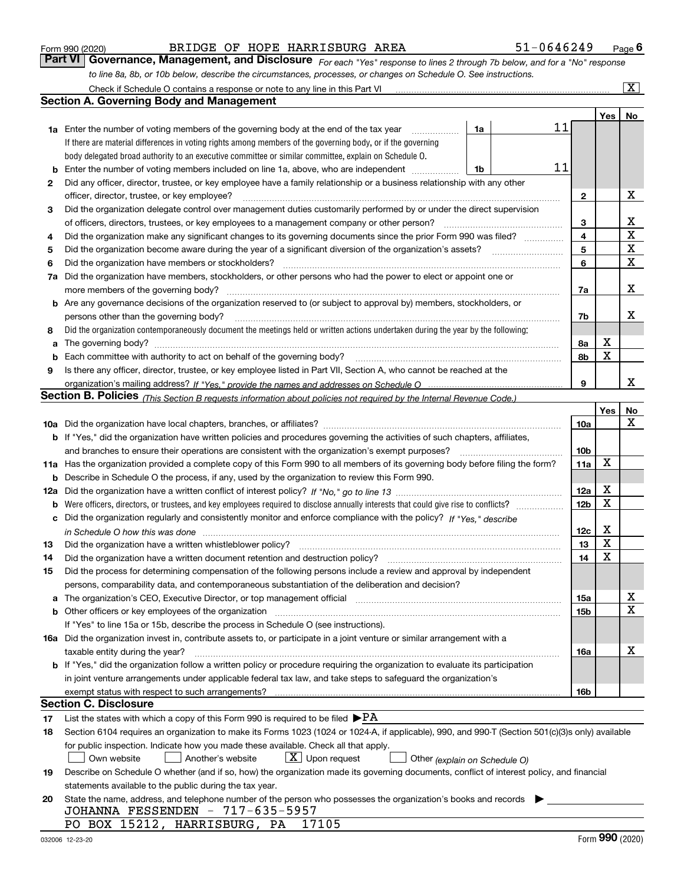Form 990 (2020) BRIDGE OF HOPE HARRISBURG AREA 51-0646249 Page 6

## Part VI Governance, Management, and Disclosure

*For each "Yes" response to lines 2 through 7b below, and for a "No" response to line 8a, 8b, or 10b below, describe the circumstances, processes, or changes on Schedule O. See instructions.*

Check if Schedule O contains a response or note to any line in this Part VI [X]

### Section A. Governing Body and Management

| | | | | Yes | No |
|---|---|---|---|---|---|
| **1a** | Enter the number of voting members of the governing body at the end of the tax year. If there are material differences in voting rights among members of the governing body, or if the governing body delegated broad authority to an executive committee or similar committee, explain on Schedule O. | 1a: 11 | | | |
| **b** | Enter the number of voting members included on line 1a, above, who are independent | 1b: 11 | | | |
| **2** | Did any officer, director, trustee, or key employee have a family relationship or a business relationship with any other officer, director, trustee, or key employee? | | 2 | | X |
| **3** | Did the organization delegate control over management duties customarily performed by or under the direct supervision of officers, directors, trustees, or key employees to a management company or other person? | | 3 | | X |
| **4** | Did the organization make any significant changes to its governing documents since the prior Form 990 was filed? | | 4 | | X |
| **5** | Did the organization become aware during the year of a significant diversion of the organization's assets? | | 5 | | X |
| **6** | Did the organization have members or stockholders? | | 6 | | X |
| **7a** | Did the organization have members, stockholders, or other persons who had the power to elect or appoint one or more members of the governing body? | | 7a | | X |
| **b** | Are any governance decisions of the organization reserved to (or subject to approval by) members, stockholders, or persons other than the governing body? | | 7b | | X |
| **8** | Did the organization contemporaneously document the meetings held or written actions undertaken during the year by the following: | | | | |
| **a** | The governing body? | | 8a | X | |
| **b** | Each committee with authority to act on behalf of the governing body? | | 8b | X | |
| **9** | Is there any officer, director, trustee, or key employee listed in Part VII, Section A, who cannot be reached at the organization's mailing address? *If "Yes," provide the names and addresses on Schedule O* | | 9 | | X |

### Section B. Policies *(This Section B requests information about policies not required by the Internal Revenue Code.)*

| | | | Yes | No |
|---|---|---|---|---|
| **10a** | Did the organization have local chapters, branches, or affiliates? | 10a | | X |
| **b** | If "Yes," did the organization have written policies and procedures governing the activities of such chapters, affiliates, and branches to ensure their operations are consistent with the organization's exempt purposes? | 10b | | |
| **11a** | Has the organization provided a complete copy of this Form 990 to all members of its governing body before filing the form? | 11a | X | |
| **b** | Describe in Schedule O the process, if any, used by the organization to review this Form 990. | | | |
| **12a** | Did the organization have a written conflict of interest policy? *If "No," go to line 13* | 12a | X | |
| **b** | Were officers, directors, or trustees, and key employees required to disclose annually interests that could give rise to conflicts? | 12b | X | |
| **c** | Did the organization regularly and consistently monitor and enforce compliance with the policy? *If "Yes," describe in Schedule O how this was done* | 12c | X | |
| **13** | Did the organization have a written whistleblower policy? | 13 | X | |
| **14** | Did the organization have a written document retention and destruction policy? | 14 | X | |
| **15** | Did the process for determining compensation of the following persons include a review and approval by independent persons, comparability data, and contemporaneous substantiation of the deliberation and decision? | | | |
| **a** | The organization's CEO, Executive Director, or top management official | 15a | | X |
| **b** | Other officers or key employees of the organization | 15b | | X |
| | If "Yes" to line 15a or 15b, describe the process in Schedule O (see instructions). | | | |
| **16a** | Did the organization invest in, contribute assets to, or participate in a joint venture or similar arrangement with a taxable entity during the year? | 16a | | X |
| **b** | If "Yes," did the organization follow a written policy or procedure requiring the organization to evaluate its participation in joint venture arrangements under applicable federal tax law, and take steps to safeguard the organization's exempt status with respect to such arrangements? | 16b | | |

### Section C. Disclosure

**17** List the states with which a copy of this Form 990 is required to be filed ▶PA

**18** Section 6104 requires an organization to make its Forms 1023 (1024 or 1024-A, if applicable), 990, and 990-T (Section 501(c)(3)s only) available for public inspection. Indicate how you made these available. Check all that apply.

[ ] Own website [ ] Another's website [X] Upon request [ ] Other *(explain on Schedule O)*

**19** Describe on Schedule O whether (and if so, how) the organization made its governing documents, conflict of interest policy, and financial statements available to the public during the tax year.

**20** State the name, address, and telephone number of the person who possesses the organization's books and records ▶

JOHANNA FESSENDEN - 717-635-5957
PO BOX 15212, HARRISBURG, PA 17105

032006 12-23-20 Form **990** (2020)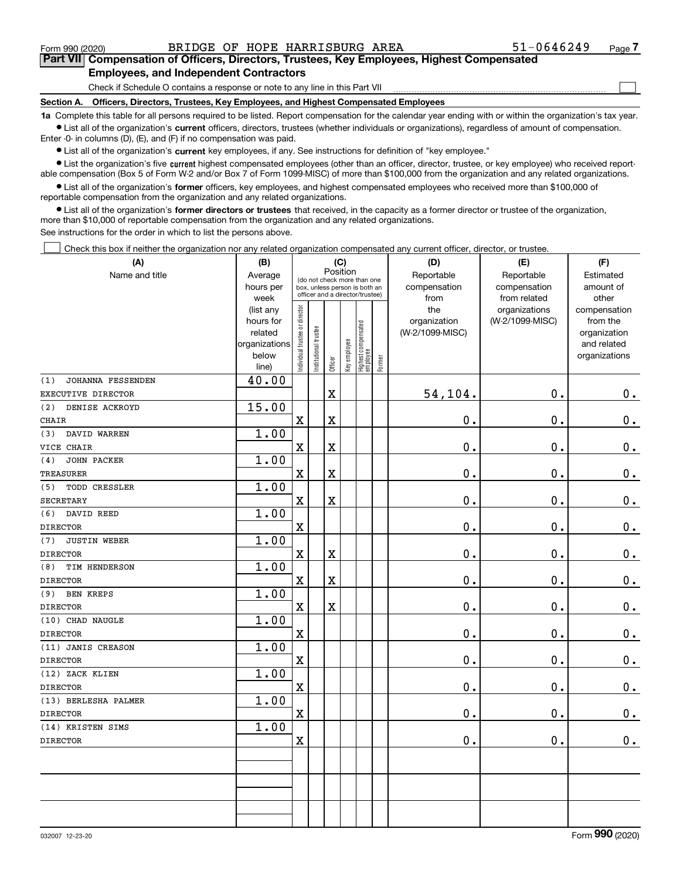Form 990 (2020) BRIDGE OF HOPE HARRISBURG AREA 51-0646249

## Part VII Compensation of Officers, Directors, Trustees, Key Employees, Highest Compensated Employees, and Independent Contractors

Check if Schedule O contains a response or note to any line in this Part VII ☐

### Section A. Officers, Directors, Trustees, Key Employees, and Highest Compensated Employees

**1a** Complete this table for all persons required to be listed. Report compensation for the calendar year ending with or within the organization's tax year.

- List all of the organization's **current** officers, directors, trustees (whether individuals or organizations), regardless of amount of compensation. Enter -0- in columns (D), (E), and (F) if no compensation was paid.
- List all of the organization's **current** key employees, if any. See instructions for definition of "key employee."
- List the organization's five **current** highest compensated employees (other than an officer, director, trustee, or key employee) who received reportable compensation (Box 5 of Form W-2 and/or Box 7 of Form 1099-MISC) of more than $100,000 from the organization and any related organizations.
- List all of the organization's **former** officers, key employees, and highest compensated employees who received more than $100,000 of reportable compensation from the organization and any related organizations.
- List all of the organization's **former directors or trustees** that received, in the capacity as a former director or trustee of the organization, more than $10,000 of reportable compensation from the organization and any related organizations.

See instructions for the order in which to list the persons above.

☐ Check this box if neither the organization nor any related organization compensated any current officer, director, or trustee.

| (A) Name and title | (B) Average hours per week (list any hours for related organizations below line) | (C) Position: Individual trustee or director | Institutional trustee | Officer | Key employee | Highest compensated employee | Former | (D) Reportable compensation from the organization (W-2/1099-MISC) | (E) Reportable compensation from related organizations (W-2/1099-MISC) | (F) Estimated amount of other compensation from the organization and related organizations |
|---|---|---|---|---|---|---|---|---|---|---|
| (1) JOHANNA FESSENDEN<br>EXECUTIVE DIRECTOR | 40.00 | | | X | | | | 54,104. | 0. | 0. |
| (2) DENISE ACKROYD<br>CHAIR | 15.00 | X | | X | | | | 0. | 0. | 0. |
| (3) DAVID WARREN<br>VICE CHAIR | 1.00 | X | | X | | | | 0. | 0. | 0. |
| (4) JOHN PACKER<br>TREASURER | 1.00 | X | | X | | | | 0. | 0. | 0. |
| (5) TODD CRESSLER<br>SECRETARY | 1.00 | X | | X | | | | 0. | 0. | 0. |
| (6) DAVID REED<br>DIRECTOR | 1.00 | X | | | | | | 0. | 0. | 0. |
| (7) JUSTIN WEBER<br>DIRECTOR | 1.00 | X | | X | | | | 0. | 0. | 0. |
| (8) TIM HENDERSON<br>DIRECTOR | 1.00 | X | | X | | | | 0. | 0. | 0. |
| (9) BEN KREPS<br>DIRECTOR | 1.00 | X | | X | | | | 0. | 0. | 0. |
| (10) CHAD NAUGLE<br>DIRECTOR | 1.00 | X | | | | | | 0. | 0. | 0. |
| (11) JANIS CREASON<br>DIRECTOR | 1.00 | X | | | | | | 0. | 0. | 0. |
| (12) ZACK KLIEN<br>DIRECTOR | 1.00 | X | | | | | | 0. | 0. | 0. |
| (13) BERLESHA PALMER<br>DIRECTOR | 1.00 | X | | | | | | 0. | 0. | 0. |
| (14) KRISTEN SIMS<br>DIRECTOR | 1.00 | X | | | | | | 0. | 0. | 0. |
| | | | | | | | | | | |
| | | | | | | | | | | |
| | | | | | | | | | | |

032007 12-23-20 Form 990 (2020)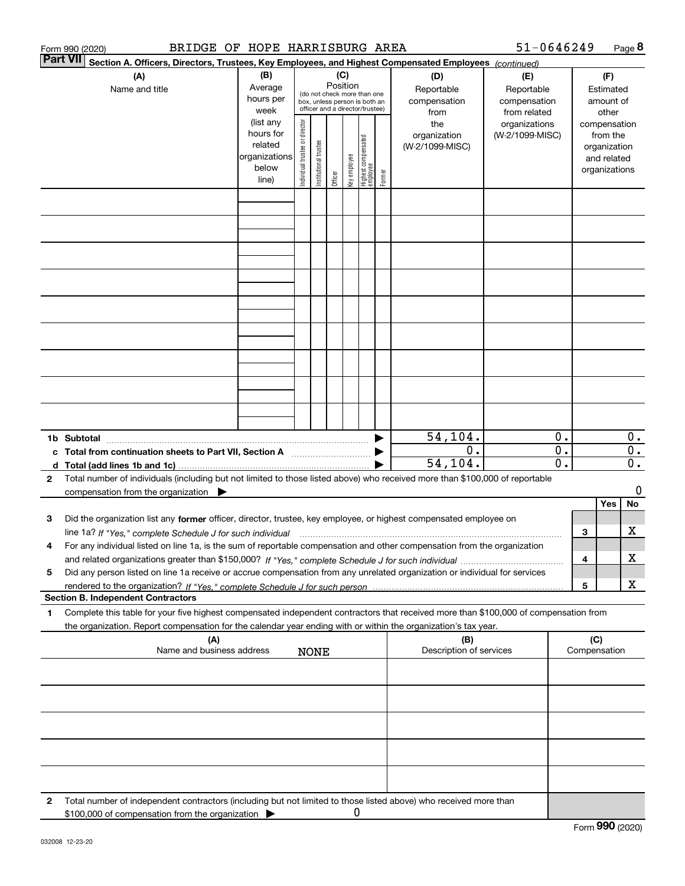Form 990 (2020) BRIDGE OF HOPE HARRISBURG AREA 51-0646249 Page 8

**Part VII Section A. Officers, Directors, Trustees, Key Employees, and Highest Compensated Employees** *(continued)*

| (A) Name and title | (B) Average hours per week (list any hours for related organizations below line) | (C) Position: Individual trustee or director | Institutional trustee | Officer | Key employee | Highest compensated employee | Former | (D) Reportable compensation from the organization (W-2/1099-MISC) | (E) Reportable compensation from related organizations (W-2/1099-MISC) | (F) Estimated amount of other compensation from the organization and related organizations |
|---|---|---|---|---|---|---|---|---|---|---|
| | | | | | | | | | | |
| | | | | | | | | | | |
| | | | | | | | | | | |
| | | | | | | | | | | |
| | | | | | | | | | | |
| | | | | | | | | | | |
| | | | | | | | | | | |
| | | | | | | | | | | |
| | | | | | | | | | | |

| | | (D) | (E) | (F) |
|---|---|---|---|---|
| 1b | Subtotal | 54,104. | 0. | 0. |
| c | Total from continuation sheets to Part VII, Section A | 0. | 0. | 0. |
| d | Total (add lines 1b and 1c) | 54,104. | 0. | 0. |

**2** Total number of individuals (including but not limited to those listed above) who received more than $100,000 of reportable compensation from the organization ▶ 0

| | | | Yes | No |
|---|---|---|---|---|
| 3 | Did the organization list any **former** officer, director, trustee, key employee, or highest compensated employee on line 1a? *If "Yes," complete Schedule J for such individual* | 3 | | X |
| 4 | For any individual listed on line 1a, is the sum of reportable compensation and other compensation from the organization and related organizations greater than $150,000? *If "Yes," complete Schedule J for such individual* | 4 | | X |
| 5 | Did any person listed on line 1a receive or accrue compensation from any unrelated organization or individual for services rendered to the organization? *If "Yes," complete Schedule J for such person* | 5 | | X |

**Section B. Independent Contractors**

**1** Complete this table for your five highest compensated independent contractors that received more than $100,000 of compensation from the organization. Report compensation for the calendar year ending with or within the organization's tax year.

| (A) Name and business address | (B) Description of services | (C) Compensation |
|---|---|---|
| NONE | | |
| | | |
| | | |
| | | |
| | | |

**2** Total number of independent contractors (including but not limited to those listed above) who received more than $100,000 of compensation from the organization ▶ 0

Form **990** (2020)

032008 12-23-20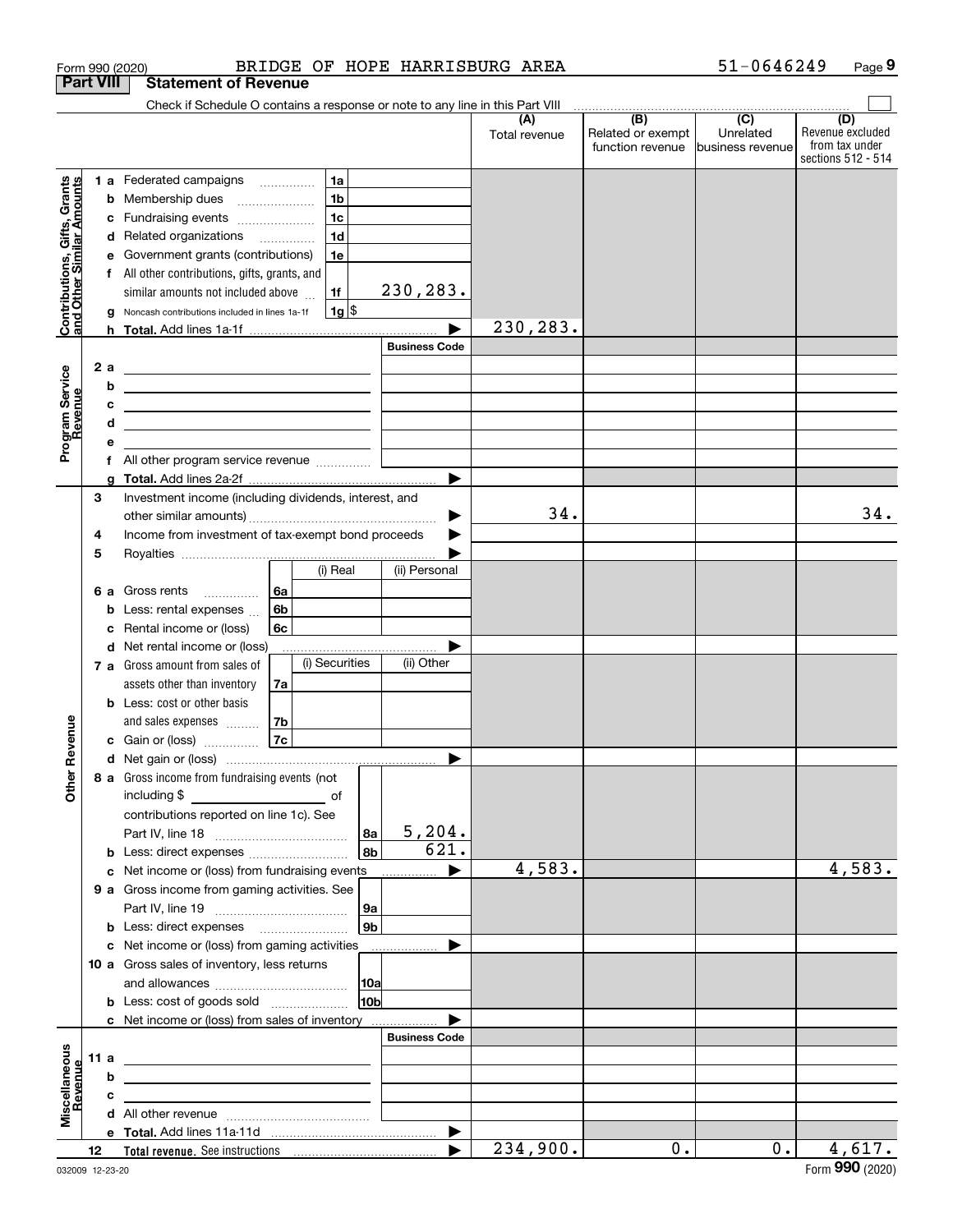Form 990 (2020) BRIDGE OF HOPE HARRISBURG AREA 51-0646249 Page 9

## Part VIII Statement of Revenue

Check if Schedule O contains a response or note to any line in this Part VIII

| | | | | (A) Total revenue | (B) Related or exempt function revenue | (C) Unrelated business revenue | (D) Revenue excluded from tax under sections 512 - 514 |
|---|---|---|---|---|---|---|---|
| **Contributions, Gifts, Grants and Other Similar Amounts** | 1 a | Federated campaigns | 1a | | | | |
| | b | Membership dues | 1b | | | | |
| | c | Fundraising events | 1c | | | | |
| | d | Related organizations | 1d | | | | |
| | e | Government grants (contributions) | 1e | | | | |
| | f | All other contributions, gifts, grants, and similar amounts not included above | 1f 230,283. | | | | |
| | g | Noncash contributions included in lines 1a-1f | 1g $ | | | | |
| | h | **Total.** Add lines 1a-1f | | 230,283. | | | |
| **Program Service Revenue** | | | Business Code | | | | |
| | 2 a | | | | | | |
| | b | | | | | | |
| | c | | | | | | |
| | d | | | | | | |
| | e | | | | | | |
| | f | All other program service revenue | | | | | |
| | g | **Total.** Add lines 2a-2f | | | | | |
| **Other Revenue** | 3 | Investment income (including dividends, interest, and other similar amounts) | | 34. | | | 34. |
| | 4 | Income from investment of tax-exempt bond proceeds | | | | | |
| | 5 | Royalties | | | | | |
| | | | (i) Real / (ii) Personal | | | | |
| | 6 a | Gross rents | 6a | | | | |
| | b | Less: rental expenses | 6b | | | | |
| | c | Rental income or (loss) | 6c | | | | |
| | d | Net rental income or (loss) | | | | | |
| | | | (i) Securities / (ii) Other | | | | |
| | 7 a | Gross amount from sales of assets other than inventory | 7a | | | | |
| | b | Less: cost or other basis and sales expenses | 7b | | | | |
| | c | Gain or (loss) | 7c | | | | |
| | d | Net gain or (loss) | | | | | |
| | 8 a | Gross income from fundraising events (not including $ of contributions reported on line 1c). See Part IV, line 18 | 8a 5,204. | | | | |
| | b | Less: direct expenses | 8b 621. | | | | |
| | c | Net income or (loss) from fundraising events | | 4,583. | | | 4,583. |
| | 9 a | Gross income from gaming activities. See Part IV, line 19 | 9a | | | | |
| | b | Less: direct expenses | 9b | | | | |
| | c | Net income or (loss) from gaming activities | | | | | |
| | 10 a | Gross sales of inventory, less returns and allowances | 10a | | | | |
| | b | Less: cost of goods sold | 10b | | | | |
| | c | Net income or (loss) from sales of inventory | | | | | |
| **Miscellaneous Revenue** | | | Business Code | | | | |
| | 11 a | | | | | | |
| | b | | | | | | |
| | c | | | | | | |
| | d | All other revenue | | | | | |
| | e | **Total.** Add lines 11a-11d | | | | | |
| | 12 | **Total revenue.** See instructions | | 234,900. | 0. | 0. | 4,617. |

032009 12-23-20 Form **990** (2020)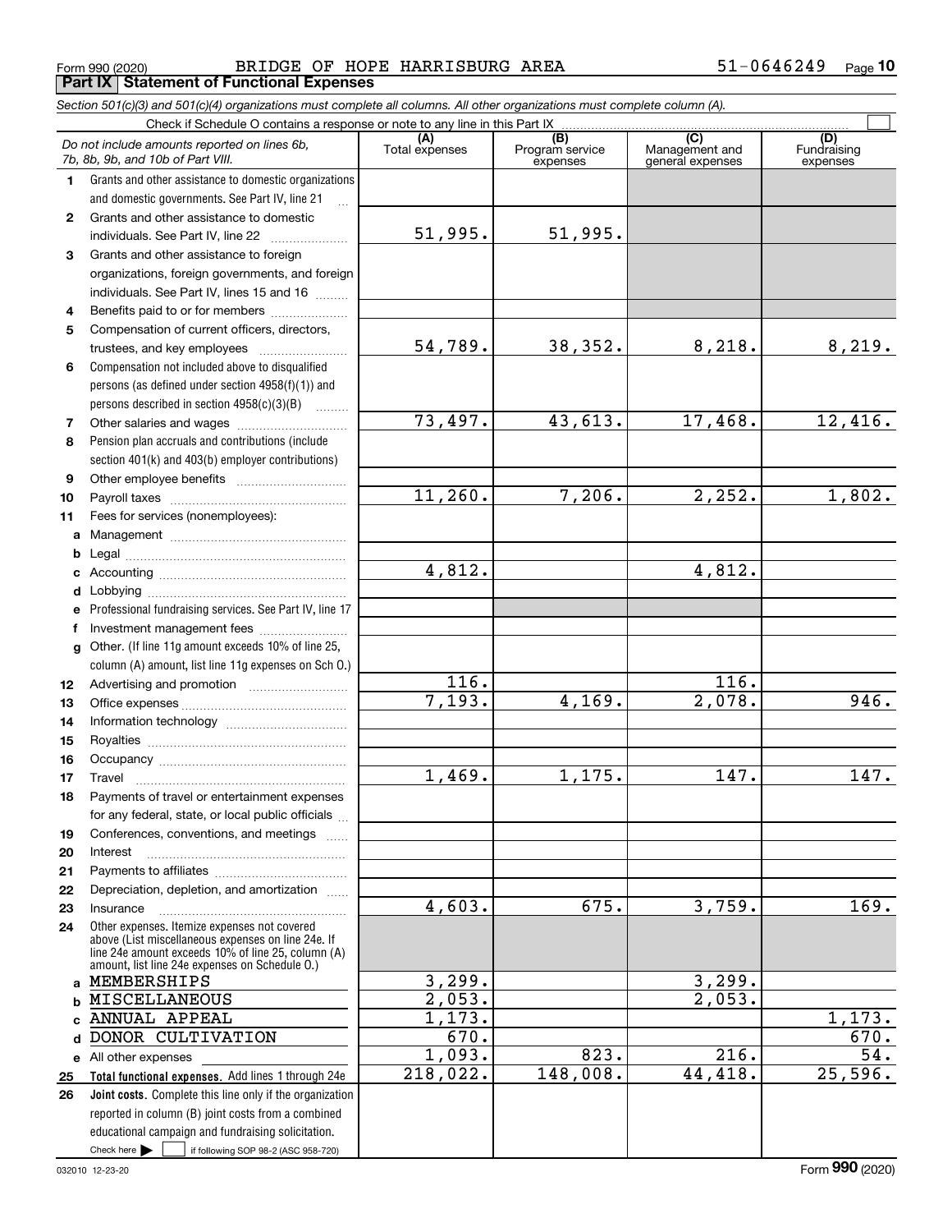Form 990 (2020) BRIDGE OF HOPE HARRISBURG AREA 51-0646249

## Part IX Statement of Functional Expenses

*Section 501(c)(3) and 501(c)(4) organizations must complete all columns. All other organizations must complete column (A).*

Check if Schedule O contains a response or note to any line in this Part IX

| | *Do not include amounts reported on lines 6b, 7b, 8b, 9b, and 10b of Part VIII.* | (A) Total expenses | (B) Program service expenses | (C) Management and general expenses | (D) Fundraising expenses |
|---|---|---|---|---|---|
| 1 | Grants and other assistance to domestic organizations and domestic governments. See Part IV, line 21 | | | | |
| 2 | Grants and other assistance to domestic individuals. See Part IV, line 22 | 51,995. | 51,995. | | |
| 3 | Grants and other assistance to foreign organizations, foreign governments, and foreign individuals. See Part IV, lines 15 and 16 | | | | |
| 4 | Benefits paid to or for members | | | | |
| 5 | Compensation of current officers, directors, trustees, and key employees | 54,789. | 38,352. | 8,218. | 8,219. |
| 6 | Compensation not included above to disqualified persons (as defined under section 4958(f)(1)) and persons described in section 4958(c)(3)(B) | | | | |
| 7 | Other salaries and wages | 73,497. | 43,613. | 17,468. | 12,416. |
| 8 | Pension plan accruals and contributions (include section 401(k) and 403(b) employer contributions) | | | | |
| 9 | Other employee benefits | | | | |
| 10 | Payroll taxes | 11,260. | 7,206. | 2,252. | 1,802. |
| 11 | Fees for services (nonemployees): | | | | |
| a | Management | | | | |
| b | Legal | | | | |
| c | Accounting | 4,812. | | 4,812. | |
| d | Lobbying | | | | |
| e | Professional fundraising services. See Part IV, line 17 | | | | |
| f | Investment management fees | | | | |
| g | Other. (If line 11g amount exceeds 10% of line 25, column (A) amount, list line 11g expenses on Sch O.) | | | | |
| 12 | Advertising and promotion | 116. | | 116. | |
| 13 | Office expenses | 7,193. | 4,169. | 2,078. | 946. |
| 14 | Information technology | | | | |
| 15 | Royalties | | | | |
| 16 | Occupancy | | | | |
| 17 | Travel | 1,469. | 1,175. | 147. | 147. |
| 18 | Payments of travel or entertainment expenses for any federal, state, or local public officials | | | | |
| 19 | Conferences, conventions, and meetings | | | | |
| 20 | Interest | | | | |
| 21 | Payments to affiliates | | | | |
| 22 | Depreciation, depletion, and amortization | | | | |
| 23 | Insurance | 4,603. | 675. | 3,759. | 169. |
| 24 | Other expenses. Itemize expenses not covered above (List miscellaneous expenses on line 24e. If line 24e amount exceeds 10% of line 25, column (A) amount, list line 24e expenses on Schedule O.) | | | | |
| a | MEMBERSHIPS | 3,299. | | 3,299. | |
| b | MISCELLANEOUS | 2,053. | | 2,053. | |
| c | ANNUAL APPEAL | 1,173. | | | 1,173. |
| d | DONOR CULTIVATION | 670. | | | 670. |
| e | All other expenses | 1,093. | 823. | 216. | 54. |
| 25 | **Total functional expenses.** Add lines 1 through 24e | 218,022. | 148,008. | 44,418. | 25,596. |
| 26 | **Joint costs.** Complete this line only if the organization reported in column (B) joint costs from a combined educational campaign and fundraising solicitation. Check here ☐ if following SOP 98-2 (ASC 958-720) | | | | |

032010 12-23-20 Form **990** (2020)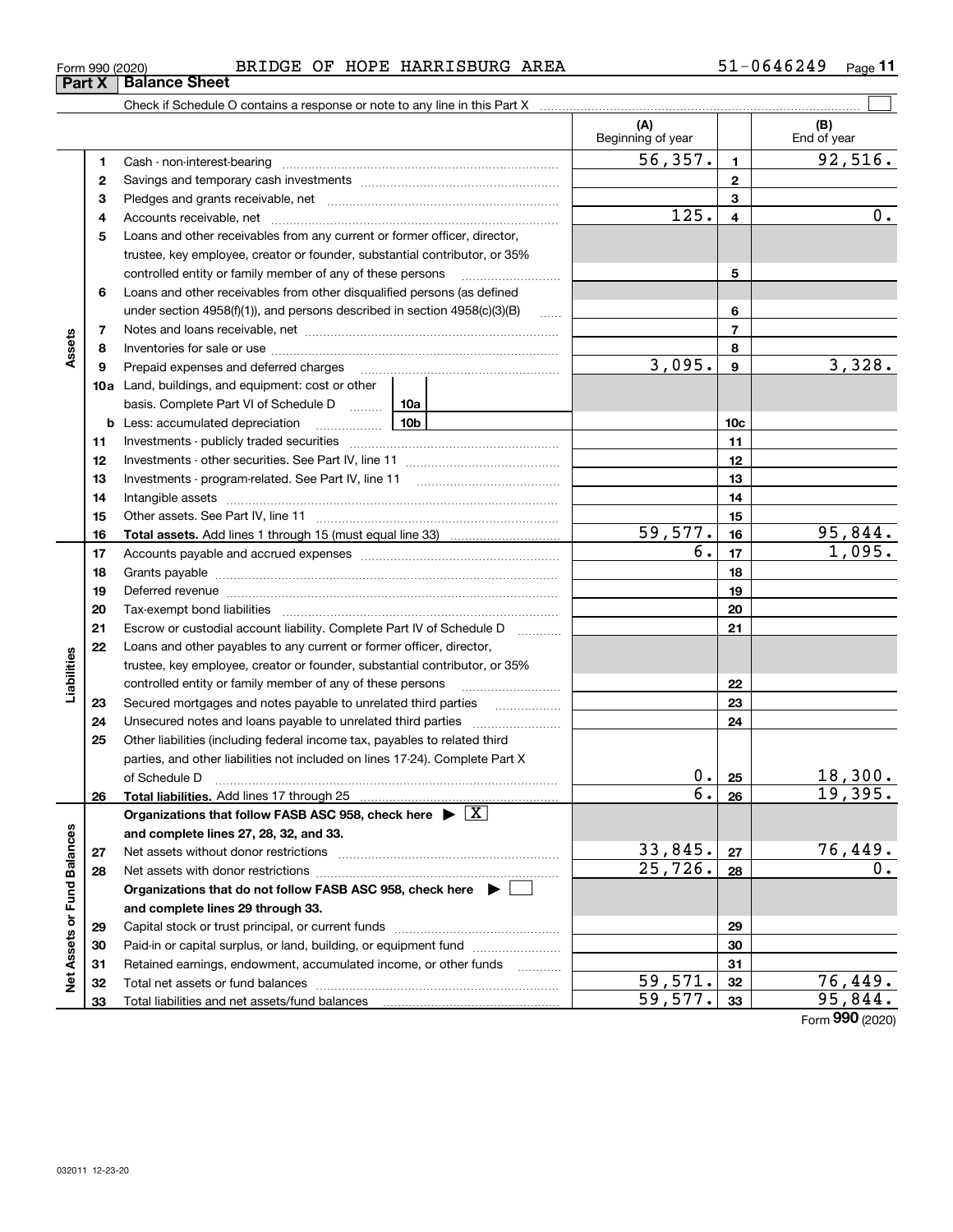Form 990 (2020) BRIDGE OF HOPE HARRISBURG AREA 51-0646249

## Part X Balance Sheet

Check if Schedule O contains a response or note to any line in this Part X

| | | | (A) Beginning of year | | (B) End of year |
|---|---|---|---|---|---|
| **Assets** | 1 | Cash - non-interest-bearing | 56,357. | 1 | 92,516. |
| | 2 | Savings and temporary cash investments | | 2 | |
| | 3 | Pledges and grants receivable, net | | 3 | |
| | 4 | Accounts receivable, net | 125. | 4 | 0. |
| | 5 | Loans and other receivables from any current or former officer, director, trustee, key employee, creator or founder, substantial contributor, or 35% controlled entity or family member of any of these persons | | 5 | |
| | 6 | Loans and other receivables from other disqualified persons (as defined under section 4958(f)(1)), and persons described in section 4958(c)(3)(B) | | 6 | |
| | 7 | Notes and loans receivable, net | | 7 | |
| | 8 | Inventories for sale or use | | 8 | |
| | 9 | Prepaid expenses and deferred charges | 3,095. | 9 | 3,328. |
| | 10a | Land, buildings, and equipment: cost or other basis. Complete Part VI of Schedule D — 10a | | | |
| | b | Less: accumulated depreciation — 10b | | 10c | |
| | 11 | Investments - publicly traded securities | | 11 | |
| | 12 | Investments - other securities. See Part IV, line 11 | | 12 | |
| | 13 | Investments - program-related. See Part IV, line 11 | | 13 | |
| | 14 | Intangible assets | | 14 | |
| | 15 | Other assets. See Part IV, line 11 | | 15 | |
| | 16 | **Total assets.** Add lines 1 through 15 (must equal line 33) | 59,577. | 16 | 95,844. |
| **Liabilities** | 17 | Accounts payable and accrued expenses | 6. | 17 | 1,095. |
| | 18 | Grants payable | | 18 | |
| | 19 | Deferred revenue | | 19 | |
| | 20 | Tax-exempt bond liabilities | | 20 | |
| | 21 | Escrow or custodial account liability. Complete Part IV of Schedule D | | 21 | |
| | 22 | Loans and other payables to any current or former officer, director, trustee, key employee, creator or founder, substantial contributor, or 35% controlled entity or family member of any of these persons | | 22 | |
| | 23 | Secured mortgages and notes payable to unrelated third parties | | 23 | |
| | 24 | Unsecured notes and loans payable to unrelated third parties | | 24 | |
| | 25 | Other liabilities (including federal income tax, payables to related third parties, and other liabilities not included on lines 17-24). Complete Part X of Schedule D | 0. | 25 | 18,300. |
| | 26 | **Total liabilities.** Add lines 17 through 25 | 6. | 26 | 19,395. |
| **Net Assets or Fund Balances** | | **Organizations that follow FASB ASC 958, check here ▶ [X] and complete lines 27, 28, 32, and 33.** | | | |
| | 27 | Net assets without donor restrictions | 33,845. | 27 | 76,449. |
| | 28 | Net assets with donor restrictions | 25,726. | 28 | 0. |
| | | **Organizations that do not follow FASB ASC 958, check here ▶ [ ] and complete lines 29 through 33.** | | | |
| | 29 | Capital stock or trust principal, or current funds | | 29 | |
| | 30 | Paid-in or capital surplus, or land, building, or equipment fund | | 30 | |
| | 31 | Retained earnings, endowment, accumulated income, or other funds | | 31 | |
| | 32 | Total net assets or fund balances | 59,571. | 32 | 76,449. |
| | 33 | Total liabilities and net assets/fund balances | 59,577. | 33 | 95,844. |

Form **990** (2020)

032011 12-23-20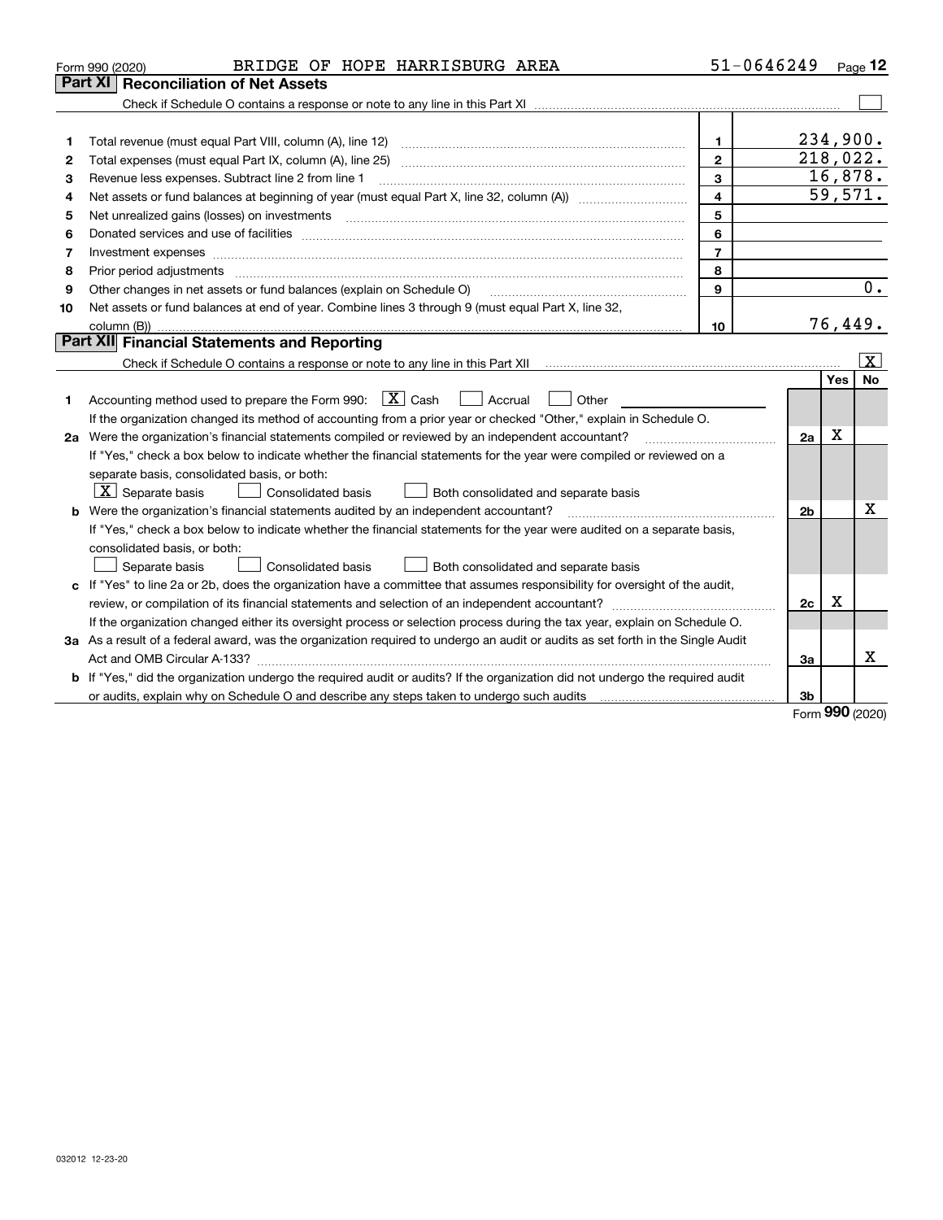Form 990 (2020) BRIDGE OF HOPE HARRISBURG AREA 51-0646249 Page **12**

## Part XI Reconciliation of Net Assets

Check if Schedule O contains a response or note to any line in this Part XI ☐

| | | | |
|---|---|---|---|
| 1 | Total revenue (must equal Part VIII, column (A), line 12) | 1 | 234,900. |
| 2 | Total expenses (must equal Part IX, column (A), line 25) | 2 | 218,022. |
| 3 | Revenue less expenses. Subtract line 2 from line 1 | 3 | 16,878. |
| 4 | Net assets or fund balances at beginning of year (must equal Part X, line 32, column (A)) | 4 | 59,571. |
| 5 | Net unrealized gains (losses) on investments | 5 | |
| 6 | Donated services and use of facilities | 6 | |
| 7 | Investment expenses | 7 | |
| 8 | Prior period adjustments | 8 | |
| 9 | Other changes in net assets or fund balances (explain on Schedule O) | 9 | 0. |
| 10 | Net assets or fund balances at end of year. Combine lines 3 through 9 (must equal Part X, line 32, column (B)) | 10 | 76,449. |

## Part XII Financial Statements and Reporting

Check if Schedule O contains a response or note to any line in this Part XII ☒

| | | | Yes | No |
|---|---|---|---|---|
| 1 | Accounting method used to prepare the Form 990: ☒ Cash ☐ Accrual ☐ Other<br>If the organization changed its method of accounting from a prior year or checked "Other," explain in Schedule O. | | | |
| 2a | Were the organization's financial statements compiled or reviewed by an independent accountant?<br>If "Yes," check a box below to indicate whether the financial statements for the year were compiled or reviewed on a separate basis, consolidated basis, or both:<br>☒ Separate basis ☐ Consolidated basis ☐ Both consolidated and separate basis | 2a | X | |
| b | Were the organization's financial statements audited by an independent accountant?<br>If "Yes," check a box below to indicate whether the financial statements for the year were audited on a separate basis, consolidated basis, or both:<br>☐ Separate basis ☐ Consolidated basis ☐ Both consolidated and separate basis | 2b | | X |
| c | If "Yes" to line 2a or 2b, does the organization have a committee that assumes responsibility for oversight of the audit, review, or compilation of its financial statements and selection of an independent accountant?<br>If the organization changed either its oversight process or selection process during the tax year, explain on Schedule O. | 2c | X | |
| 3a | As a result of a federal award, was the organization required to undergo an audit or audits as set forth in the Single Audit Act and OMB Circular A-133? | 3a | | X |
| b | If "Yes," did the organization undergo the required audit or audits? If the organization did not undergo the required audit or audits, explain why on Schedule O and describe any steps taken to undergo such audits | 3b | | |

Form **990** (2020)

032012 12-23-20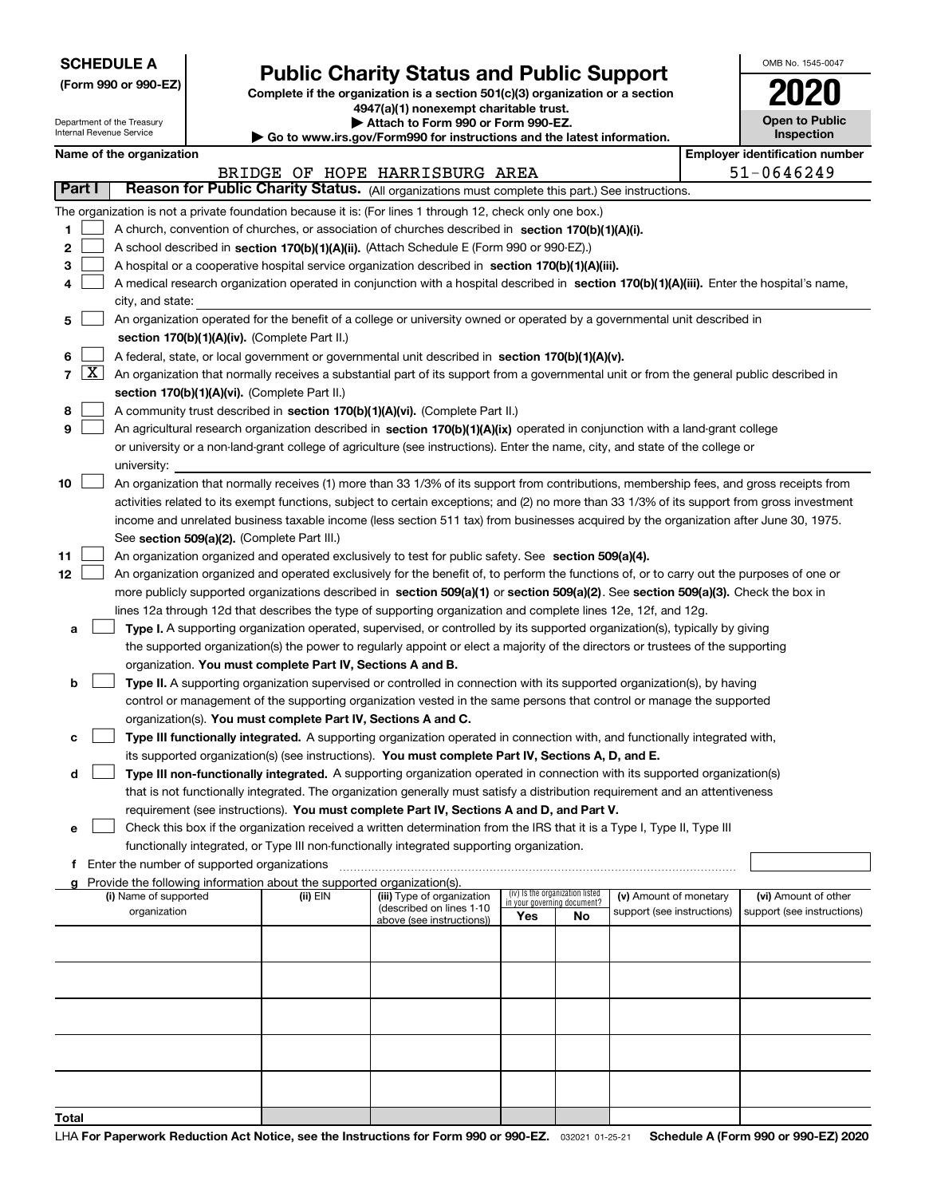**SCHEDULE A**
**(Form 990 or 990-EZ)**

Department of the Treasury
Internal Revenue Service

# Public Charity Status and Public Support

**Complete if the organization is a section 501(c)(3) organization or a section 4947(a)(1) nonexempt charitable trust.**
**▶ Attach to Form 990 or Form 990-EZ.**
**▶ Go to www.irs.gov/Form990 for instructions and the latest information.**

OMB No. 1545-0047
**2020**
**Open to Public Inspection**

**Name of the organization**
BRIDGE OF HOPE HARRISBURG AREA

**Employer identification number**
51-0646249

## Part I — Reason for Public Charity Status. (All organizations must complete this part.) See instructions.

The organization is not a private foundation because it is: (For lines 1 through 12, check only one box.)

1 ☐ A church, convention of churches, or association of churches described in **section 170(b)(1)(A)(i).**
2 ☐ A school described in **section 170(b)(1)(A)(ii).** (Attach Schedule E (Form 990 or 990-EZ).)
3 ☐ A hospital or a cooperative hospital service organization described in **section 170(b)(1)(A)(iii).**
4 ☐ A medical research organization operated in conjunction with a hospital described in **section 170(b)(1)(A)(iii).** Enter the hospital's name, city, and state:
5 ☐ An organization operated for the benefit of a college or university owned or operated by a governmental unit described in **section 170(b)(1)(A)(iv).** (Complete Part II.)
6 ☐ A federal, state, or local government or governmental unit described in **section 170(b)(1)(A)(v).**
7 ☒ An organization that normally receives a substantial part of its support from a governmental unit or from the general public described in **section 170(b)(1)(A)(vi).** (Complete Part II.)
8 ☐ A community trust described in **section 170(b)(1)(A)(vi).** (Complete Part II.)
9 ☐ An agricultural research organization described in **section 170(b)(1)(A)(ix)** operated in conjunction with a land-grant college or university or a non-land-grant college of agriculture (see instructions). Enter the name, city, and state of the college or university:
10 ☐ An organization that normally receives (1) more than 33 1/3% of its support from contributions, membership fees, and gross receipts from activities related to its exempt functions, subject to certain exceptions; and (2) no more than 33 1/3% of its support from gross investment income and unrelated business taxable income (less section 511 tax) from businesses acquired by the organization after June 30, 1975. See **section 509(a)(2).** (Complete Part III.)
11 ☐ An organization organized and operated exclusively to test for public safety. See **section 509(a)(4).**
12 ☐ An organization organized and operated exclusively for the benefit of, to perform the functions of, or to carry out the purposes of one or more publicly supported organizations described in **section 509(a)(1)** or **section 509(a)(2).** See **section 509(a)(3).** Check the box in lines 12a through 12d that describes the type of supporting organization and complete lines 12e, 12f, and 12g.

a ☐ **Type I.** A supporting organization operated, supervised, or controlled by its supported organization(s), typically by giving the supported organization(s) the power to regularly appoint or elect a majority of the directors or trustees of the supporting organization. **You must complete Part IV, Sections A and B.**
b ☐ **Type II.** A supporting organization supervised or controlled in connection with its supported organization(s), by having control or management of the supporting organization vested in the same persons that control or manage the supported organization(s). **You must complete Part IV, Sections A and C.**
c ☐ **Type III functionally integrated.** A supporting organization operated in connection with, and functionally integrated with, its supported organization(s) (see instructions). **You must complete Part IV, Sections A, D, and E.**
d ☐ **Type III non-functionally integrated.** A supporting organization operated in connection with its supported organization(s) that is not functionally integrated. The organization generally must satisfy a distribution requirement and an attentiveness requirement (see instructions). **You must complete Part IV, Sections A and D, and Part V.**
e ☐ Check this box if the organization received a written determination from the IRS that it is a Type I, Type II, Type III functionally integrated, or Type III non-functionally integrated supporting organization.

f Enter the number of supported organizations

g Provide the following information about the supported organization(s).

| (i) Name of supported organization | (ii) EIN | (iii) Type of organization (described on lines 1-10 above (see instructions)) | (iv) Is the organization listed in your governing document? Yes | No | (v) Amount of monetary support (see instructions) | (vi) Amount of other support (see instructions) |
|---|---|---|---|---|---|---|
| | | | | | | |
| | | | | | | |
| | | | | | | |
| | | | | | | |
| | | | | | | |
| **Total** | | | | | | |

LHA **For Paperwork Reduction Act Notice, see the Instructions for Form 990 or 990-EZ.** 032021 01-25-21 **Schedule A (Form 990 or 990-EZ) 2020**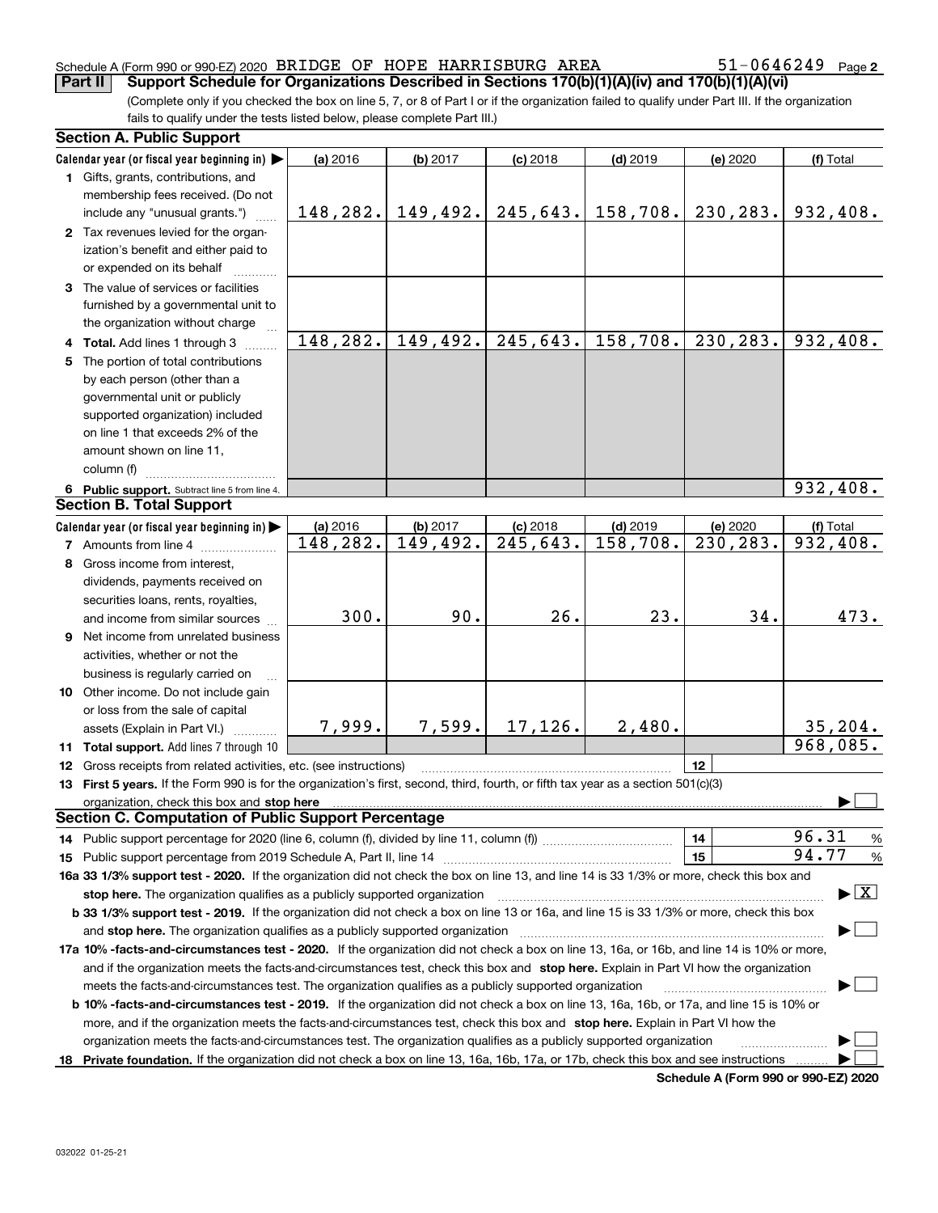Schedule A (Form 990 or 990-EZ) 2020 BRIDGE OF HOPE HARRISBURG AREA 51-0646249

## Part II Support Schedule for Organizations Described in Sections 170(b)(1)(A)(iv) and 170(b)(1)(A)(vi)

(Complete only if you checked the box on line 5, 7, or 8 of Part I or if the organization failed to qualify under Part III. If the organization fails to qualify under the tests listed below, please complete Part III.)

### Section A. Public Support

| Calendar year (or fiscal year beginning in) ▶ | (a) 2016 | (b) 2017 | (c) 2018 | (d) 2019 | (e) 2020 | (f) Total |
|---|---|---|---|---|---|---|
| 1 Gifts, grants, contributions, and membership fees received. (Do not include any "unusual grants.") | 148,282. | 149,492. | 245,643. | 158,708. | 230,283. | 932,408. |
| 2 Tax revenues levied for the organization's benefit and either paid to or expended on its behalf | | | | | | |
| 3 The value of services or facilities furnished by a governmental unit to the organization without charge | | | | | | |
| 4 Total. Add lines 1 through 3 | 148,282. | 149,492. | 245,643. | 158,708. | 230,283. | 932,408. |
| 5 The portion of total contributions by each person (other than a governmental unit or publicly supported organization) included on line 1 that exceeds 2% of the amount shown on line 11, column (f) | | | | | | |
| 6 Public support. Subtract line 5 from line 4. | | | | | | 932,408. |

### Section B. Total Support

| Calendar year (or fiscal year beginning in) ▶ | (a) 2016 | (b) 2017 | (c) 2018 | (d) 2019 | (e) 2020 | (f) Total |
|---|---|---|---|---|---|---|
| 7 Amounts from line 4 | 148,282. | 149,492. | 245,643. | 158,708. | 230,283. | 932,408. |
| 8 Gross income from interest, dividends, payments received on securities loans, rents, royalties, and income from similar sources | 300. | 90. | 26. | 23. | 34. | 473. |
| 9 Net income from unrelated business activities, whether or not the business is regularly carried on | | | | | | |
| 10 Other income. Do not include gain or loss from the sale of capital assets (Explain in Part VI.) | 7,999. | 7,599. | 17,126. | 2,480. | | 35,204. |
| 11 Total support. Add lines 7 through 10 | | | | | | 968,085. |

12 Gross receipts from related activities, etc. (see instructions) | 12 |

13 **First 5 years.** If the Form 990 is for the organization's first, second, third, fourth, or fifth tax year as a section 501(c)(3) organization, check this box and **stop here** ▶ ☐

### Section C. Computation of Public Support Percentage

14 Public support percentage for 2020 (line 6, column (f), divided by line 11, column (f)) | 14 | 96.31 %

15 Public support percentage from 2019 Schedule A, Part II, line 14 | 15 | 94.77 %

**16a 33 1/3% support test - 2020.** If the organization did not check the box on line 13, and line 14 is 33 1/3% or more, check this box and **stop here.** The organization qualifies as a publicly supported organization ▶ ☒

**b 33 1/3% support test - 2019.** If the organization did not check a box on line 13 or 16a, and line 15 is 33 1/3% or more, check this box and **stop here.** The organization qualifies as a publicly supported organization ▶ ☐

**17a 10% -facts-and-circumstances test - 2020.** If the organization did not check a box on line 13, 16a, or 16b, and line 14 is 10% or more, and if the organization meets the facts-and-circumstances test, check this box and **stop here.** Explain in Part VI how the organization meets the facts-and-circumstances test. The organization qualifies as a publicly supported organization ▶ ☐

**b 10% -facts-and-circumstances test - 2019.** If the organization did not check a box on line 13, 16a, 16b, or 17a, and line 15 is 10% or more, and if the organization meets the facts-and-circumstances test, check this box and **stop here.** Explain in Part VI how the organization meets the facts-and-circumstances test. The organization qualifies as a publicly supported organization ▶ ☐

**18 Private foundation.** If the organization did not check a box on line 13, 16a, 16b, 17a, or 17b, check this box and see instructions ▶ ☐

Schedule A (Form 990 or 990-EZ) 2020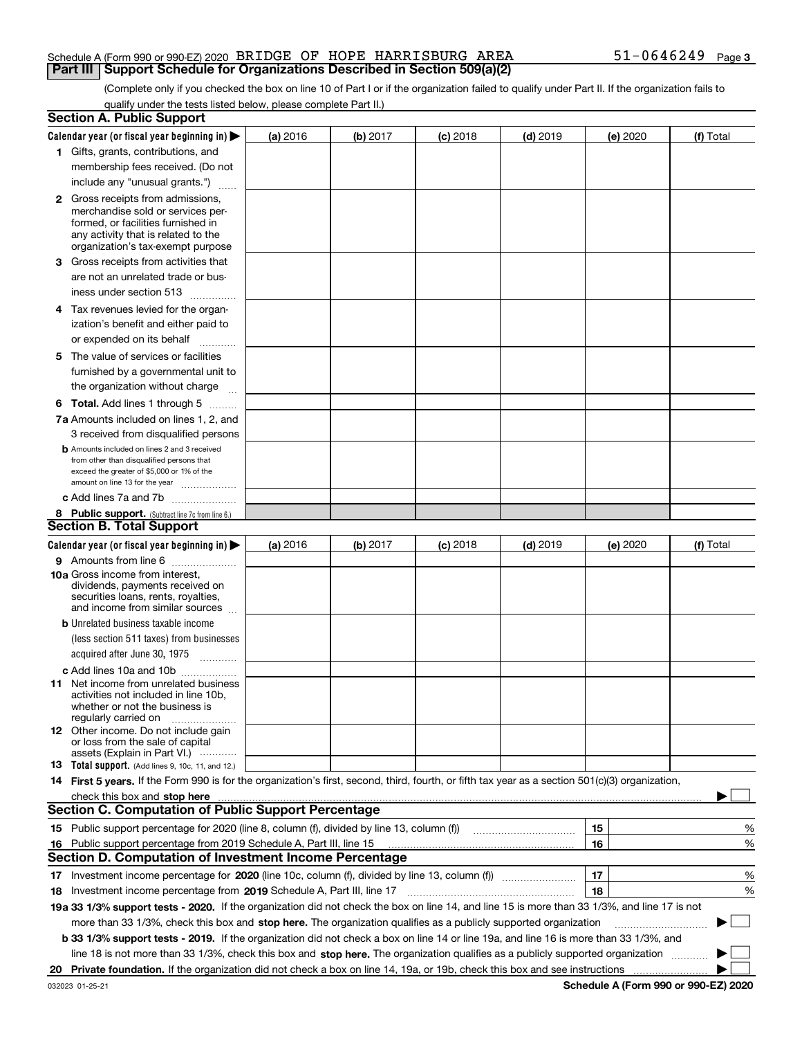Schedule A (Form 990 or 990-EZ) 2020 BRIDGE OF HOPE HARRISBURG AREA 51-0646249 Page 3

## Part III Support Schedule for Organizations Described in Section 509(a)(2)

(Complete only if you checked the box on line 10 of Part I or if the organization failed to qualify under Part II. If the organization fails to qualify under the tests listed below, please complete Part II.)

### Section A. Public Support

| Calendar year (or fiscal year beginning in) ▶ | (a) 2016 | (b) 2017 | (c) 2018 | (d) 2019 | (e) 2020 | (f) Total |
|---|---|---|---|---|---|---|
| 1 Gifts, grants, contributions, and membership fees received. (Do not include any "unusual grants.") | | | | | | |
| 2 Gross receipts from admissions, merchandise sold or services performed, or facilities furnished in any activity that is related to the organization's tax-exempt purpose | | | | | | |
| 3 Gross receipts from activities that are not an unrelated trade or business under section 513 | | | | | | |
| 4 Tax revenues levied for the organization's benefit and either paid to or expended on its behalf | | | | | | |
| 5 The value of services or facilities furnished by a governmental unit to the organization without charge | | | | | | |
| 6 **Total.** Add lines 1 through 5 | | | | | | |
| 7a Amounts included on lines 1, 2, and 3 received from disqualified persons | | | | | | |
| b Amounts included on lines 2 and 3 received from other than disqualified persons that exceed the greater of $5,000 or 1% of the amount on line 13 for the year | | | | | | |
| c Add lines 7a and 7b | | | | | | |
| 8 **Public support.** (Subtract line 7c from line 6.) | | | | | | |

### Section B. Total Support

| Calendar year (or fiscal year beginning in) ▶ | (a) 2016 | (b) 2017 | (c) 2018 | (d) 2019 | (e) 2020 | (f) Total |
|---|---|---|---|---|---|---|
| 9 Amounts from line 6 | | | | | | |
| 10a Gross income from interest, dividends, payments received on securities loans, rents, royalties, and income from similar sources | | | | | | |
| b Unrelated business taxable income (less section 511 taxes) from businesses acquired after June 30, 1975 | | | | | | |
| c Add lines 10a and 10b | | | | | | |
| 11 Net income from unrelated business activities not included in line 10b, whether or not the business is regularly carried on | | | | | | |
| 12 Other income. Do not include gain or loss from the sale of capital assets (Explain in Part VI.) | | | | | | |
| 13 **Total support.** (Add lines 9, 10c, 11, and 12.) | | | | | | |

14 **First 5 years.** If the Form 990 is for the organization's first, second, third, fourth, or fifth tax year as a section 501(c)(3) organization, check this box and **stop here** ▶ ☐

### Section C. Computation of Public Support Percentage

| | | | |
|---|---|---|---|
| 15 | Public support percentage for 2020 (line 8, column (f), divided by line 13, column (f)) | 15 | % |
| 16 | Public support percentage from 2019 Schedule A, Part III, line 15 | 16 | % |

### Section D. Computation of Investment Income Percentage

| | | | |
|---|---|---|---|
| 17 | Investment income percentage for **2020** (line 10c, column (f), divided by line 13, column (f)) | 17 | % |
| 18 | Investment income percentage from **2019** Schedule A, Part III, line 17 | 18 | % |

**19a 33 1/3% support tests - 2020.** If the organization did not check the box on line 14, and line 15 is more than 33 1/3%, and line 17 is not more than 33 1/3%, check this box and **stop here.** The organization qualifies as a publicly supported organization ▶ ☐

**b 33 1/3% support tests - 2019.** If the organization did not check a box on line 14 or line 19a, and line 16 is more than 33 1/3%, and line 18 is not more than 33 1/3%, check this box and **stop here.** The organization qualifies as a publicly supported organization ▶ ☐

**20 Private foundation.** If the organization did not check a box on line 14, 19a, or 19b, check this box and see instructions ▶ ☐

032023 01-25-21 **Schedule A (Form 990 or 990-EZ) 2020**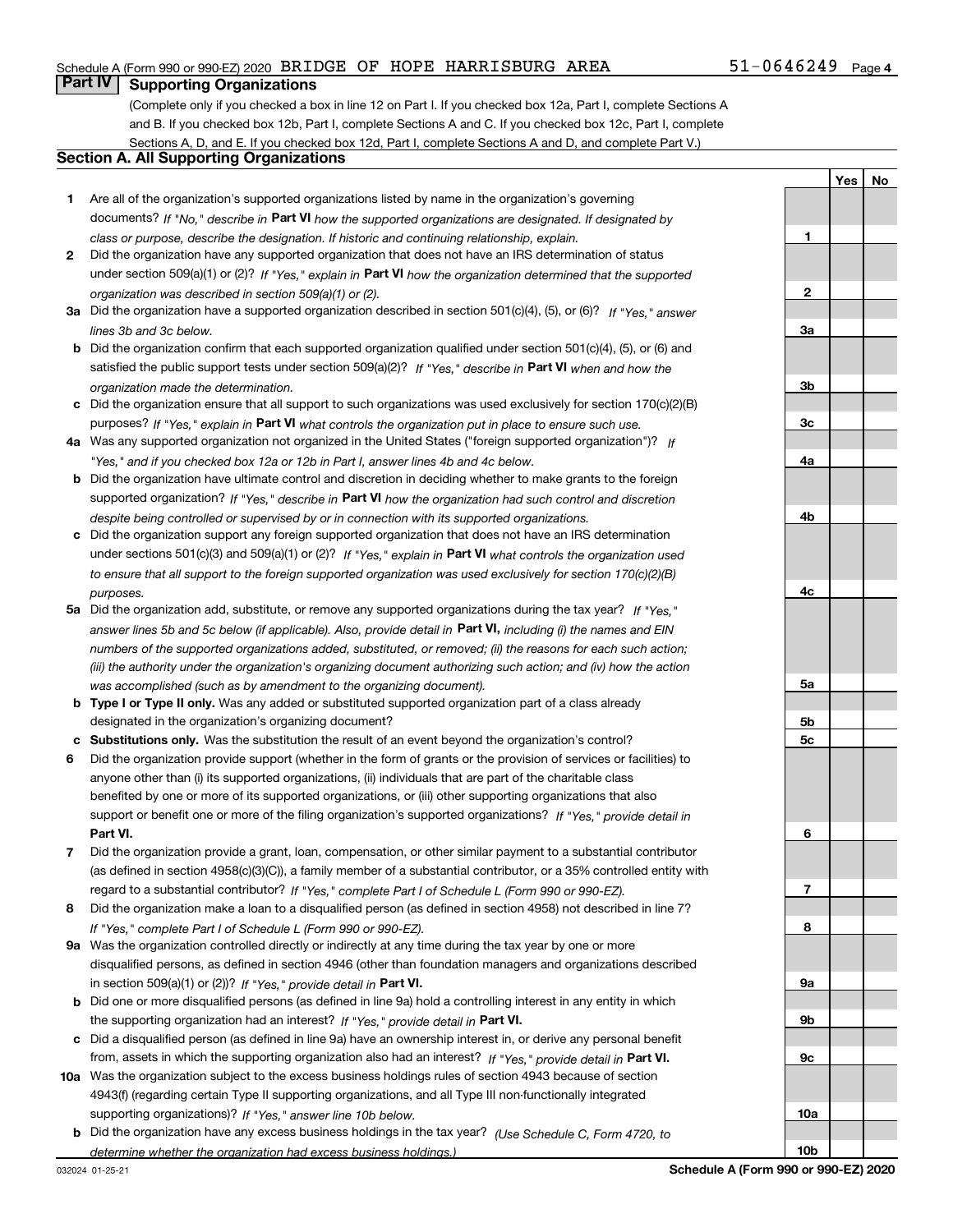Schedule A (Form 990 or 990-EZ) 2020 BRIDGE OF HOPE HARRISBURG AREA 51-0646249 Page 4

## Part IV Supporting Organizations

(Complete only if you checked a box in line 12 on Part I. If you checked box 12a, Part I, complete Sections A and B. If you checked box 12b, Part I, complete Sections A and C. If you checked box 12c, Part I, complete Sections A, D, and E. If you checked box 12d, Part I, complete Sections A and D, and complete Part V.)

### Section A. All Supporting Organizations

| | | | Yes | No |
|---|---|---|---|---|
| **1** | Are all of the organization's supported organizations listed by name in the organization's governing documents? *If "No," describe in* **Part VI** *how the supported organizations are designated. If designated by class or purpose, describe the designation. If historic and continuing relationship, explain.* | **1** | | |
| **2** | Did the organization have any supported organization that does not have an IRS determination of status under section 509(a)(1) or (2)? *If "Yes," explain in* **Part VI** *how the organization determined that the supported organization was described in section 509(a)(1) or (2).* | **2** | | |
| **3a** | Did the organization have a supported organization described in section 501(c)(4), (5), or (6)? *If "Yes," answer lines 3b and 3c below.* | **3a** | | |
| **b** | Did the organization confirm that each supported organization qualified under section 501(c)(4), (5), or (6) and satisfied the public support tests under section 509(a)(2)? *If "Yes," describe in* **Part VI** *when and how the organization made the determination.* | **3b** | | |
| **c** | Did the organization ensure that all support to such organizations was used exclusively for section 170(c)(2)(B) purposes? *If "Yes," explain in* **Part VI** *what controls the organization put in place to ensure such use.* | **3c** | | |
| **4a** | Was any supported organization not organized in the United States ("foreign supported organization")? *If "Yes," and if you checked box 12a or 12b in Part I, answer lines 4b and 4c below.* | **4a** | | |
| **b** | Did the organization have ultimate control and discretion in deciding whether to make grants to the foreign supported organization? *If "Yes," describe in* **Part VI** *how the organization had such control and discretion despite being controlled or supervised by or in connection with its supported organizations.* | **4b** | | |
| **c** | Did the organization support any foreign supported organization that does not have an IRS determination under sections 501(c)(3) and 509(a)(1) or (2)? *If "Yes," explain in* **Part VI** *what controls the organization used to ensure that all support to the foreign supported organization was used exclusively for section 170(c)(2)(B) purposes.* | **4c** | | |
| **5a** | Did the organization add, substitute, or remove any supported organizations during the tax year? *If "Yes," answer lines 5b and 5c below (if applicable). Also, provide detail in* **Part VI,** *including (i) the names and EIN numbers of the supported organizations added, substituted, or removed; (ii) the reasons for each such action; (iii) the authority under the organization's organizing document authorizing such action; and (iv) how the action was accomplished (such as by amendment to the organizing document).* | **5a** | | |
| **b** | **Type I or Type II only.** Was any added or substituted supported organization part of a class already designated in the organization's organizing document? | **5b** | | |
| **c** | **Substitutions only.** Was the substitution the result of an event beyond the organization's control? | **5c** | | |
| **6** | Did the organization provide support (whether in the form of grants or the provision of services or facilities) to anyone other than (i) its supported organizations, (ii) individuals that are part of the charitable class benefited by one or more of its supported organizations, or (iii) other supporting organizations that also support or benefit one or more of the filing organization's supported organizations? *If "Yes," provide detail in* **Part VI.** | **6** | | |
| **7** | Did the organization provide a grant, loan, compensation, or other similar payment to a substantial contributor (as defined in section 4958(c)(3)(C)), a family member of a substantial contributor, or a 35% controlled entity with regard to a substantial contributor? *If "Yes," complete Part I of Schedule L (Form 990 or 990-EZ).* | **7** | | |
| **8** | Did the organization make a loan to a disqualified person (as defined in section 4958) not described in line 7? *If "Yes," complete Part I of Schedule L (Form 990 or 990-EZ).* | **8** | | |
| **9a** | Was the organization controlled directly or indirectly at any time during the tax year by one or more disqualified persons, as defined in section 4946 (other than foundation managers and organizations described in section 509(a)(1) or (2))? *If "Yes," provide detail in* **Part VI.** | **9a** | | |
| **b** | Did one or more disqualified persons (as defined in line 9a) hold a controlling interest in any entity in which the supporting organization had an interest? *If "Yes," provide detail in* **Part VI.** | **9b** | | |
| **c** | Did a disqualified person (as defined in line 9a) have an ownership interest in, or derive any personal benefit from, assets in which the supporting organization also had an interest? *If "Yes," provide detail in* **Part VI.** | **9c** | | |
| **10a** | Was the organization subject to the excess business holdings rules of section 4943 because of section 4943(f) (regarding certain Type II supporting organizations, and all Type III non-functionally integrated supporting organizations)? *If "Yes," answer line 10b below.* | **10a** | | |
| **b** | Did the organization have any excess business holdings in the tax year? *(Use Schedule C, Form 4720, to determine whether the organization had excess business holdings.)* | **10b** | | |

032024 01-25-21 **Schedule A (Form 990 or 990-EZ) 2020**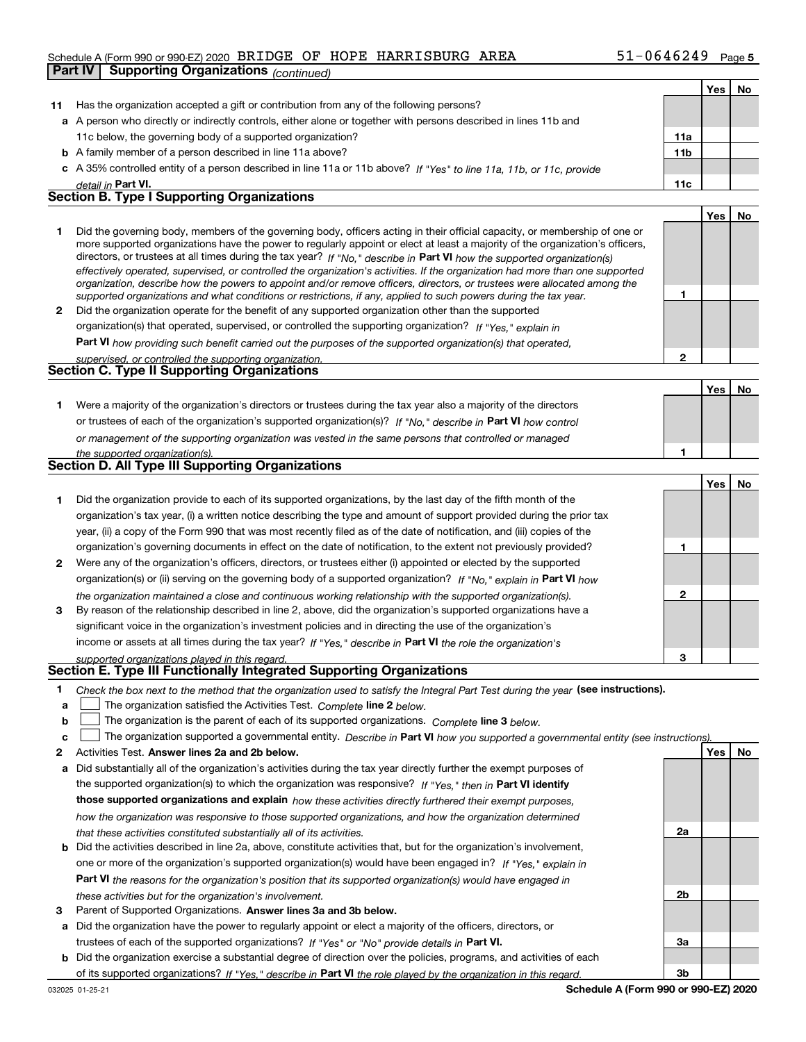Schedule A (Form 990 or 990-EZ) 2020 BRIDGE OF HOPE HARRISBURG AREA 51-0646249

## Part IV Supporting Organizations *(continued)*

| | | | Yes | No |
|---|---|---|---|---|
| **11** | Has the organization accepted a gift or contribution from any of the following persons? | | | |
| **a** | A person who directly or indirectly controls, either alone or together with persons described in lines 11b and 11c below, the governing body of a supported organization? | **11a** | | |
| **b** | A family member of a person described in line 11a above? | **11b** | | |
| **c** | A 35% controlled entity of a person described in line 11a or 11b above? *If "Yes" to line 11a, 11b, or 11c, provide detail in* **Part VI.** | **11c** | | |

### Section B. Type I Supporting Organizations

| | | | Yes | No |
|---|---|---|---|---|
| **1** | Did the governing body, members of the governing body, officers acting in their official capacity, or membership of one or more supported organizations have the power to regularly appoint or elect at least a majority of the organization's officers, directors, or trustees at all times during the tax year? *If "No," describe in* **Part VI** *how the supported organization(s) effectively operated, supervised, or controlled the organization's activities. If the organization had more than one supported organization, describe how the powers to appoint and/or remove officers, directors, or trustees were allocated among the supported organizations and what conditions or restrictions, if any, applied to such powers during the tax year.* | **1** | | |
| **2** | Did the organization operate for the benefit of any supported organization other than the supported organization(s) that operated, supervised, or controlled the supporting organization? *If "Yes," explain in* **Part VI** *how providing such benefit carried out the purposes of the supported organization(s) that operated, supervised, or controlled the supporting organization.* | **2** | | |

### Section C. Type II Supporting Organizations

| | | | Yes | No |
|---|---|---|---|---|
| **1** | Were a majority of the organization's directors or trustees during the tax year also a majority of the directors or trustees of each of the organization's supported organization(s)? *If "No," describe in* **Part VI** *how control or management of the supporting organization was vested in the same persons that controlled or managed the supported organization(s).* | **1** | | |

### Section D. All Type III Supporting Organizations

| | | | Yes | No |
|---|---|---|---|---|
| **1** | Did the organization provide to each of its supported organizations, by the last day of the fifth month of the organization's tax year, (i) a written notice describing the type and amount of support provided during the prior tax year, (ii) a copy of the Form 990 that was most recently filed as of the date of notification, and (iii) copies of the organization's governing documents in effect on the date of notification, to the extent not previously provided? | **1** | | |
| **2** | Were any of the organization's officers, directors, or trustees either (i) appointed or elected by the supported organization(s) or (ii) serving on the governing body of a supported organization? *If "No," explain in* **Part VI** *how the organization maintained a close and continuous working relationship with the supported organization(s).* | **2** | | |
| **3** | By reason of the relationship described in line 2, above, did the organization's supported organizations have a significant voice in the organization's investment policies and in directing the use of the organization's income or assets at all times during the tax year? *If "Yes," describe in* **Part VI** *the role the organization's supported organizations played in this regard.* | **3** | | |

### Section E. Type III Functionally Integrated Supporting Organizations

**1** *Check the box next to the method that the organization used to satisfy the Integral Part Test during the year* **(see instructions).**

- **a** ☐ The organization satisfied the Activities Test. *Complete* **line 2** *below.*
- **b** ☐ The organization is the parent of each of its supported organizations. *Complete* **line 3** *below.*
- **c** ☐ The organization supported a governmental entity. *Describe in* **Part VI** *how you supported a governmental entity (see instructions).*

| | | | Yes | No |
|---|---|---|---|---|
| **2** | Activities Test. **Answer lines 2a and 2b below.** | | | |
| **a** | Did substantially all of the organization's activities during the tax year directly further the exempt purposes of the supported organization(s) to which the organization was responsive? *If "Yes," then in* **Part VI identify those supported organizations and explain** *how these activities directly furthered their exempt purposes, how the organization was responsive to those supported organizations, and how the organization determined that these activities constituted substantially all of its activities.* | **2a** | | |
| **b** | Did the activities described in line 2a, above, constitute activities that, but for the organization's involvement, one or more of the organization's supported organization(s) would have been engaged in? *If "Yes," explain in* **Part VI** *the reasons for the organization's position that its supported organization(s) would have engaged in these activities but for the organization's involvement.* | **2b** | | |
| **3** | Parent of Supported Organizations. **Answer lines 3a and 3b below.** | | | |
| **a** | Did the organization have the power to regularly appoint or elect a majority of the officers, directors, or trustees of each of the supported organizations? *If "Yes" or "No" provide details in* **Part VI.** | **3a** | | |
| **b** | Did the organization exercise a substantial degree of direction over the policies, programs, and activities of each of its supported organizations? *If "Yes," describe in* **Part VI** *the role played by the organization in this regard.* | **3b** | | |

032025 01-25-21 **Schedule A (Form 990 or 990-EZ) 2020**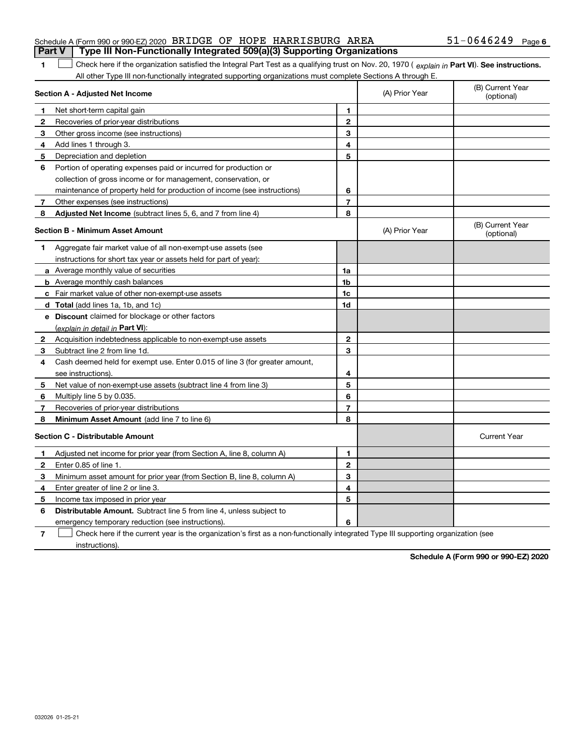Schedule A (Form 990 or 990-EZ) 2020 BRIDGE OF HOPE HARRISBURG AREA 51-0646249 Page 6

## Part V Type III Non-Functionally Integrated 509(a)(3) Supporting Organizations

1 ☐ Check here if the organization satisfied the Integral Part Test as a qualifying trust on Nov. 20, 1970 ( *explain in* **Part VI**). **See instructions.** All other Type III non-functionally integrated supporting organizations must complete Sections A through E.

| **Section A - Adjusted Net Income** | | | (A) Prior Year | (B) Current Year (optional) |
|---|---|---|---|---|
| 1 | Net short-term capital gain | 1 | | |
| 2 | Recoveries of prior-year distributions | 2 | | |
| 3 | Other gross income (see instructions) | 3 | | |
| 4 | Add lines 1 through 3. | 4 | | |
| 5 | Depreciation and depletion | 5 | | |
| 6 | Portion of operating expenses paid or incurred for production or collection of gross income or for management, conservation, or maintenance of property held for production of income (see instructions) | 6 | | |
| 7 | Other expenses (see instructions) | 7 | | |
| 8 | **Adjusted Net Income** (subtract lines 5, 6, and 7 from line 4) | 8 | | |

| **Section B - Minimum Asset Amount** | | | (A) Prior Year | (B) Current Year (optional) |
|---|---|---|---|---|
| 1 | Aggregate fair market value of all non-exempt-use assets (see instructions for short tax year or assets held for part of year): | | | |
| a | Average monthly value of securities | 1a | | |
| b | Average monthly cash balances | 1b | | |
| c | Fair market value of other non-exempt-use assets | 1c | | |
| d | **Total** (add lines 1a, 1b, and 1c) | 1d | | |
| e | **Discount** claimed for blockage or other factors (*explain in detail in* **Part VI**): | | | |
| 2 | Acquisition indebtedness applicable to non-exempt-use assets | 2 | | |
| 3 | Subtract line 2 from line 1d. | 3 | | |
| 4 | Cash deemed held for exempt use. Enter 0.015 of line 3 (for greater amount, see instructions). | 4 | | |
| 5 | Net value of non-exempt-use assets (subtract line 4 from line 3) | 5 | | |
| 6 | Multiply line 5 by 0.035. | 6 | | |
| 7 | Recoveries of prior-year distributions | 7 | | |
| 8 | **Minimum Asset Amount** (add line 7 to line 6) | 8 | | |

| **Section C - Distributable Amount** | | | | Current Year |
|---|---|---|---|---|
| 1 | Adjusted net income for prior year (from Section A, line 8, column A) | 1 | | |
| 2 | Enter 0.85 of line 1. | 2 | | |
| 3 | Minimum asset amount for prior year (from Section B, line 8, column A) | 3 | | |
| 4 | Enter greater of line 2 or line 3. | 4 | | |
| 5 | Income tax imposed in prior year | 5 | | |
| 6 | **Distributable Amount.** Subtract line 5 from line 4, unless subject to emergency temporary reduction (see instructions). | 6 | | |

7 ☐ Check here if the current year is the organization's first as a non-functionally integrated Type III supporting organization (see instructions).

**Schedule A (Form 990 or 990-EZ) 2020**

032026 01-25-21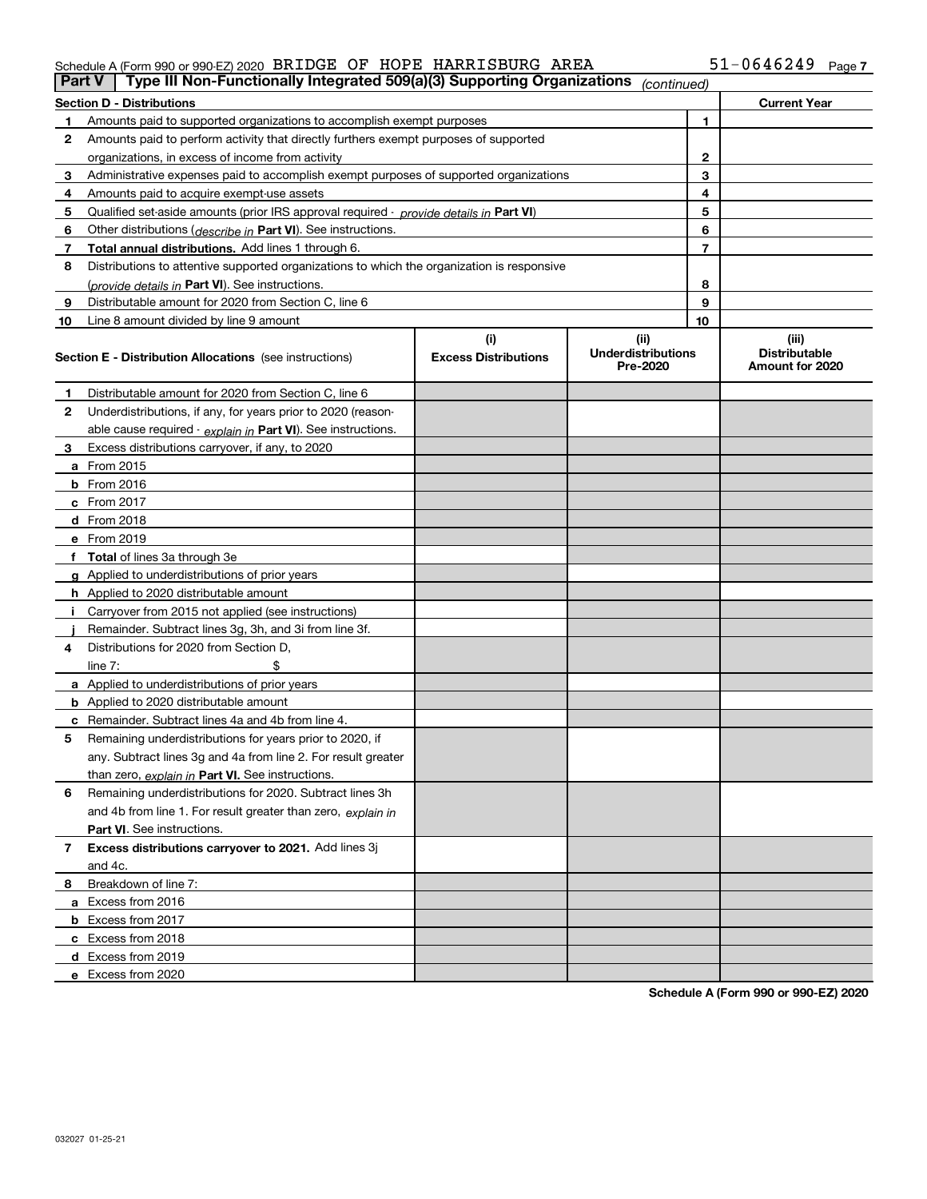Schedule A (Form 990 or 990-EZ) 2020 BRIDGE OF HOPE HARRISBURG AREA 51-0646249 Page 7

**Part V | Type III Non-Functionally Integrated 509(a)(3) Supporting Organizations** *(continued)*

| Section D - Distributions | | | Current Year |
|---|---|---|---|
| 1 | Amounts paid to supported organizations to accomplish exempt purposes | 1 | |
| 2 | Amounts paid to perform activity that directly furthers exempt purposes of supported organizations, in excess of income from activity | 2 | |
| 3 | Administrative expenses paid to accomplish exempt purposes of supported organizations | 3 | |
| 4 | Amounts paid to acquire exempt-use assets | 4 | |
| 5 | Qualified set-aside amounts (prior IRS approval required - *provide details in* **Part VI**) | 5 | |
| 6 | Other distributions (*describe in* **Part VI**). See instructions. | 6 | |
| 7 | **Total annual distributions.** Add lines 1 through 6. | 7 | |
| 8 | Distributions to attentive supported organizations to which the organization is responsive (*provide details in* **Part VI**). See instructions. | 8 | |
| 9 | Distributable amount for 2020 from Section C, line 6 | 9 | |
| 10 | Line 8 amount divided by line 9 amount | 10 | |

| | Section E - Distribution Allocations (see instructions) | (i) Excess Distributions | (ii) Underdistributions Pre-2020 | (iii) Distributable Amount for 2020 |
|---|---|---|---|---|
| 1 | Distributable amount for 2020 from Section C, line 6 | | | |
| 2 | Underdistributions, if any, for years prior to 2020 (reasonable cause required - *explain in* **Part VI**). See instructions. | | | |
| 3 | Excess distributions carryover, if any, to 2020 | | | |
| a | From 2015 | | | |
| b | From 2016 | | | |
| c | From 2017 | | | |
| d | From 2018 | | | |
| e | From 2019 | | | |
| f | **Total** of lines 3a through 3e | | | |
| g | Applied to underdistributions of prior years | | | |
| h | Applied to 2020 distributable amount | | | |
| i | Carryover from 2015 not applied (see instructions) | | | |
| j | Remainder. Subtract lines 3g, 3h, and 3i from line 3f. | | | |
| 4 | Distributions for 2020 from Section D, line 7: $ | | | |
| a | Applied to underdistributions of prior years | | | |
| b | Applied to 2020 distributable amount | | | |
| c | Remainder. Subtract lines 4a and 4b from line 4. | | | |
| 5 | Remaining underdistributions for years prior to 2020, if any. Subtract lines 3g and 4a from line 2. For result greater than zero, *explain in* **Part VI.** See instructions. | | | |
| 6 | Remaining underdistributions for 2020. Subtract lines 3h and 4b from line 1. For result greater than zero, *explain in* **Part VI**. See instructions. | | | |
| 7 | **Excess distributions carryover to 2021.** Add lines 3j and 4c. | | | |
| 8 | Breakdown of line 7: | | | |
| a | Excess from 2016 | | | |
| b | Excess from 2017 | | | |
| c | Excess from 2018 | | | |
| d | Excess from 2019 | | | |
| e | Excess from 2020 | | | |

**Schedule A (Form 990 or 990-EZ) 2020**

032027 01-25-21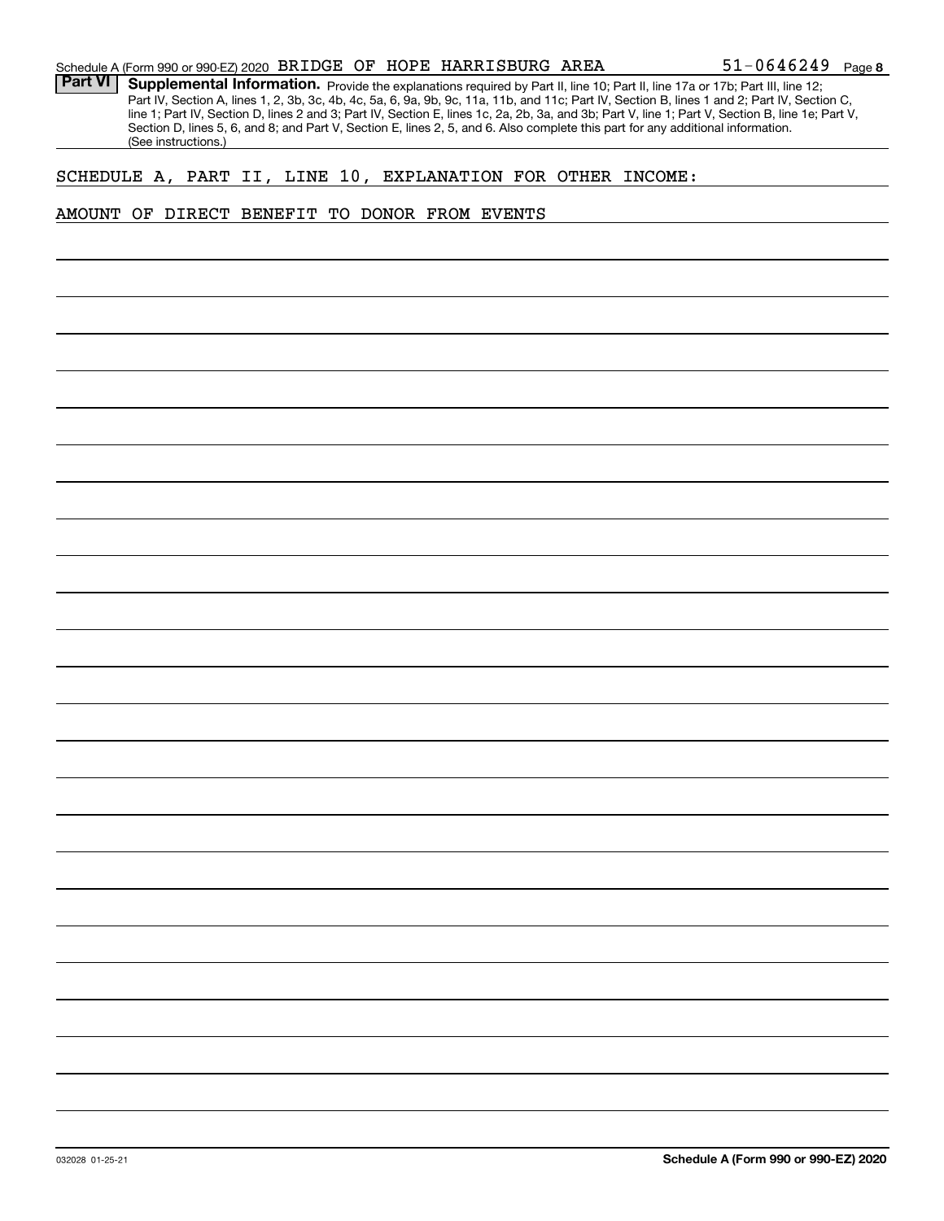Schedule A (Form 990 or 990-EZ) 2020 BRIDGE OF HOPE HARRISBURG AREA 51-0646249 Page 8

**Part VI** **Supplemental Information.** Provide the explanations required by Part II, line 10; Part II, line 17a or 17b; Part III, line 12; Part IV, Section A, lines 1, 2, 3b, 3c, 4b, 4c, 5a, 6, 9a, 9b, 9c, 11a, 11b, and 11c; Part IV, Section B, lines 1 and 2; Part IV, Section C, line 1; Part IV, Section D, lines 2 and 3; Part IV, Section E, lines 1c, 2a, 2b, 3a, and 3b; Part V, line 1; Part V, Section B, line 1e; Part V, Section D, lines 5, 6, and 8; and Part V, Section E, lines 2, 5, and 6. Also complete this part for any additional information. (See instructions.)

SCHEDULE A, PART II, LINE 10, EXPLANATION FOR OTHER INCOME:

AMOUNT OF DIRECT BENEFIT TO DONOR FROM EVENTS

032028 01-25-21 **Schedule A (Form 990 or 990-EZ) 2020**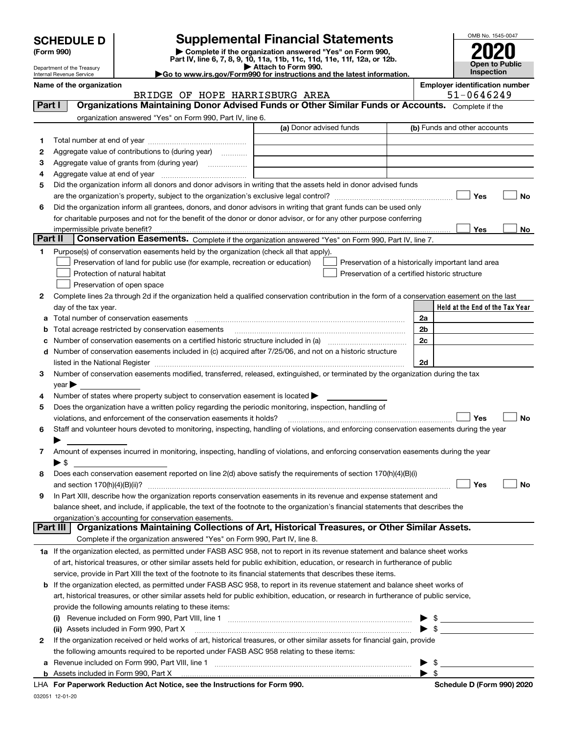# SCHEDULE D (Form 990)

Department of the Treasury
Internal Revenue Service

## Supplemental Financial Statements

▶ Complete if the organization answered "Yes" on Form 990, Part IV, line 6, 7, 8, 9, 10, 11a, 11b, 11c, 11d, 11e, 11f, 12a, or 12b.
▶ Attach to Form 990.
▶Go to www.irs.gov/Form990 for instructions and the latest information.

OMB No. 1545-0047

**2020**

**Open to Public Inspection**

**Name of the organization:** BRIDGE OF HOPE HARRISBURG AREA

**Employer identification number:** 51-0646249

## Part I — Organizations Maintaining Donor Advised Funds or Other Similar Funds or Accounts.

Complete if the organization answered "Yes" on Form 990, Part IV, line 6.

| | | (a) Donor advised funds | (b) Funds and other accounts |
|---|---|---|---|
| 1 | Total number at end of year | | |
| 2 | Aggregate value of contributions to (during year) | | |
| 3 | Aggregate value of grants from (during year) | | |
| 4 | Aggregate value at end of year | | |

5 Did the organization inform all donors and donor advisors in writing that the assets held in donor advised funds are the organization's property, subject to the organization's exclusive legal control? ☐ Yes ☐ No

6 Did the organization inform all grantees, donors, and donor advisors in writing that grant funds can be used only for charitable purposes and not for the benefit of the donor or donor advisor, or for any other purpose conferring impermissible private benefit? ☐ Yes ☐ No

## Part II — Conservation Easements.

Complete if the organization answered "Yes" on Form 990, Part IV, line 7.

1 Purpose(s) of conservation easements held by the organization (check all that apply).

- ☐ Preservation of land for public use (for example, recreation or education)
- ☐ Protection of natural habitat
- ☐ Preservation of open space
- ☐ Preservation of a historically important land area
- ☐ Preservation of a certified historic structure

2 Complete lines 2a through 2d if the organization held a qualified conservation contribution in the form of a conservation easement on the last day of the tax year.

| | | | Held at the End of the Tax Year |
|---|---|---|---|
| a | Total number of conservation easements | 2a | |
| b | Total acreage restricted by conservation easements | 2b | |
| c | Number of conservation easements on a certified historic structure included in (a) | 2c | |
| d | Number of conservation easements included in (c) acquired after 7/25/06, and not on a historic structure listed in the National Register | 2d | |

3 Number of conservation easements modified, transferred, released, extinguished, or terminated by the organization during the tax year ▶

4 Number of states where property subject to conservation easement is located ▶

5 Does the organization have a written policy regarding the periodic monitoring, inspection, handling of violations, and enforcement of the conservation easements it holds? ☐ Yes ☐ No

6 Staff and volunteer hours devoted to monitoring, inspecting, handling of violations, and enforcing conservation easements during the year ▶

7 Amount of expenses incurred in monitoring, inspecting, handling of violations, and enforcing conservation easements during the year ▶ $

8 Does each conservation easement reported on line 2(d) above satisfy the requirements of section 170(h)(4)(B)(i) and section 170(h)(4)(B)(ii)? ☐ Yes ☐ No

9 In Part XIII, describe how the organization reports conservation easements in its revenue and expense statement and balance sheet, and include, if applicable, the text of the footnote to the organization's financial statements that describes the organization's accounting for conservation easements.

## Part III — Organizations Maintaining Collections of Art, Historical Treasures, or Other Similar Assets.

Complete if the organization answered "Yes" on Form 990, Part IV, line 8.

1a If the organization elected, as permitted under FASB ASC 958, not to report in its revenue statement and balance sheet works of art, historical treasures, or other similar assets held for public exhibition, education, or research in furtherance of public service, provide in Part XIII the text of the footnote to its financial statements that describes these items.

b If the organization elected, as permitted under FASB ASC 958, to report in its revenue statement and balance sheet works of art, historical treasures, or other similar assets held for public exhibition, education, or research in furtherance of public service, provide the following amounts relating to these items:

(i) Revenue included on Form 990, Part VIII, line 1 ▶ $

(ii) Assets included in Form 990, Part X ▶ $

2 If the organization received or held works of art, historical treasures, or other similar assets for financial gain, provide the following amounts required to be reported under FASB ASC 958 relating to these items:

a Revenue included on Form 990, Part VIII, line 1 ▶ $

b Assets included in Form 990, Part X ▶ $

LHA For Paperwork Reduction Act Notice, see the Instructions for Form 990. Schedule D (Form 990) 2020

032051 12-01-20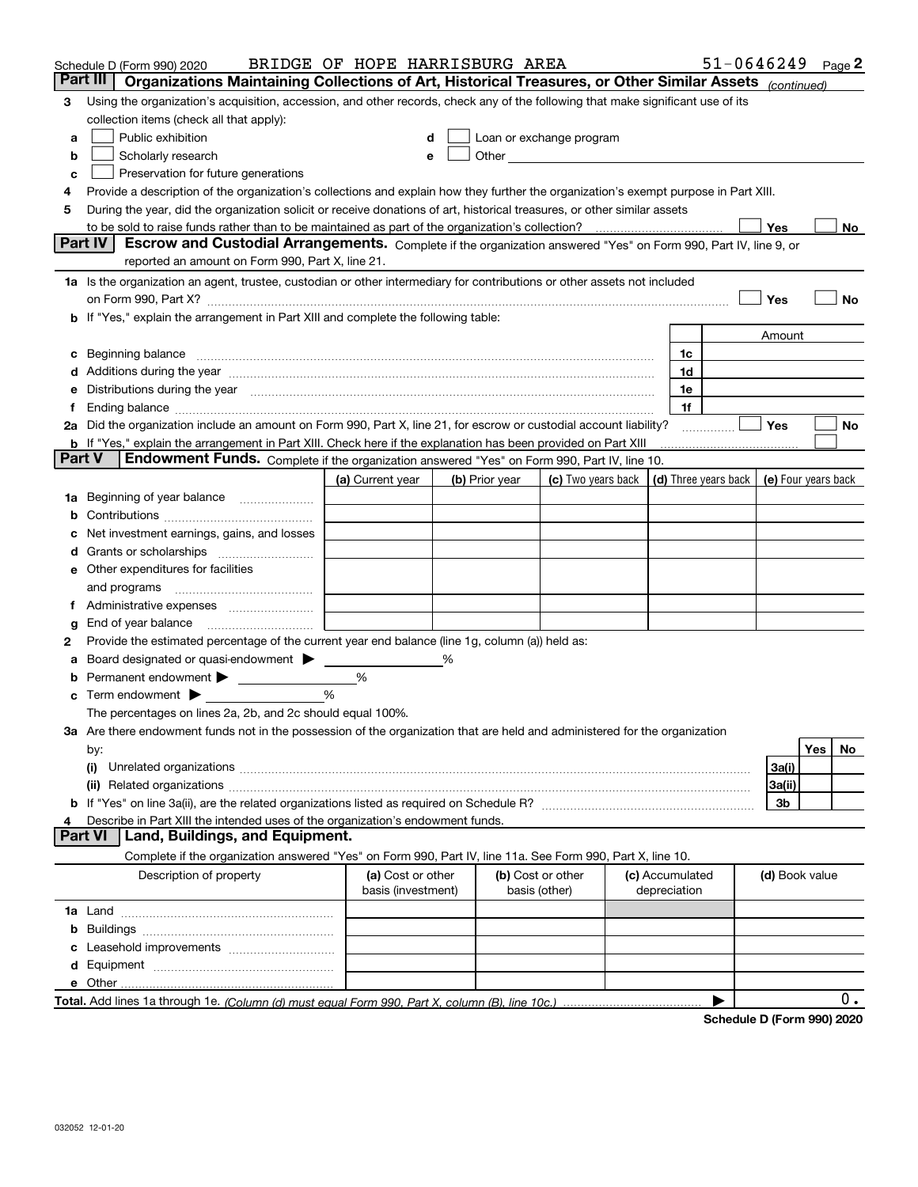Schedule D (Form 990) 2020 BRIDGE OF HOPE HARRISBURG AREA 51-0646249 Page **2**

## Part III Organizations Maintaining Collections of Art, Historical Treasures, or Other Similar Assets *(continued)*

**3** Using the organization's acquisition, accession, and other records, check any of the following that make significant use of its collection items (check all that apply):

- **a** ☐ Public exhibition
- **b** ☐ Scholarly research
- **c** ☐ Preservation for future generations
- **d** ☐ Loan or exchange program
- **e** ☐ Other

**4** Provide a description of the organization's collections and explain how they further the organization's exempt purpose in Part XIII.

**5** During the year, did the organization solicit or receive donations of art, historical treasures, or other similar assets to be sold to raise funds rather than to be maintained as part of the organization's collection? ☐ Yes ☐ No

## Part IV Escrow and Custodial Arrangements.

Complete if the organization answered "Yes" on Form 990, Part IV, line 9, or reported an amount on Form 990, Part X, line 21.

**1a** Is the organization an agent, trustee, custodian or other intermediary for contributions or other assets not included on Form 990, Part X? ☐ Yes ☐ No

**b** If "Yes," explain the arrangement in Part XIII and complete the following table:

| | | Amount |
|---|---|---|
| **c** Beginning balance | 1c | |
| **d** Additions during the year | 1d | |
| **e** Distributions during the year | 1e | |
| **f** Ending balance | 1f | |

**2a** Did the organization include an amount on Form 990, Part X, line 21, for escrow or custodial account liability? ☐ Yes ☐ No

**b** If "Yes," explain the arrangement in Part XIII. Check here if the explanation has been provided on Part XIII ☐

## Part V Endowment Funds.

Complete if the organization answered "Yes" on Form 990, Part IV, line 10.

| | (a) Current year | (b) Prior year | (c) Two years back | (d) Three years back | (e) Four years back |
|---|---|---|---|---|---|
| **1a** Beginning of year balance | | | | | |
| **b** Contributions | | | | | |
| **c** Net investment earnings, gains, and losses | | | | | |
| **d** Grants or scholarships | | | | | |
| **e** Other expenditures for facilities and programs | | | | | |
| **f** Administrative expenses | | | | | |
| **g** End of year balance | | | | | |

**2** Provide the estimated percentage of the current year end balance (line 1g, column (a)) held as:

- **a** Board designated or quasi-endowment ▶ ______ %
- **b** Permanent endowment ▶ ______ %
- **c** Term endowment ▶ ______ %

The percentages on lines 2a, 2b, and 2c should equal 100%.

**3a** Are there endowment funds not in the possession of the organization that are held and administered for the organization by:

| | | Yes | No |
|---|---|---|---|
| (i) Unrelated organizations | 3a(i) | | |
| (ii) Related organizations | 3a(ii) | | |
| **b** If "Yes" on line 3a(ii), are the related organizations listed as required on Schedule R? | 3b | | |

**4** Describe in Part XIII the intended uses of the organization's endowment funds.

## Part VI Land, Buildings, and Equipment.

Complete if the organization answered "Yes" on Form 990, Part IV, line 11a. See Form 990, Part X, line 10.

| Description of property | (a) Cost or other basis (investment) | (b) Cost or other basis (other) | (c) Accumulated depreciation | (d) Book value |
|---|---|---|---|---|
| **1a** Land | | | | |
| **b** Buildings | | | | |
| **c** Leasehold improvements | | | | |
| **d** Equipment | | | | |
| **e** Other | | | | |
| **Total.** Add lines 1a through 1e. *(Column (d) must equal Form 990, Part X, column (B), line 10c.)* | | | ▶ | 0. |

**Schedule D (Form 990) 2020**

032052 12-01-20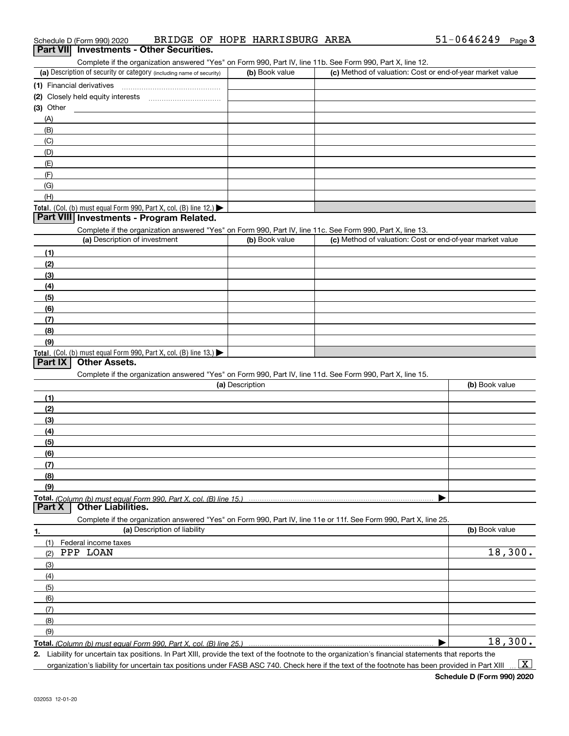Schedule D (Form 990) 2020 BRIDGE OF HOPE HARRISBURG AREA 51-0646249 Page 3

## Part VII Investments - Other Securities.

Complete if the organization answered "Yes" on Form 990, Part IV, line 11b. See Form 990, Part X, line 12.

| (a) Description of security or category (including name of security) | (b) Book value | (c) Method of valuation: Cost or end-of-year market value |
|---|---|---|
| (1) Financial derivatives | | |
| (2) Closely held equity interests | | |
| (3) Other | | |
| (A) | | |
| (B) | | |
| (C) | | |
| (D) | | |
| (E) | | |
| (F) | | |
| (G) | | |
| (H) | | |
| **Total.** (Col. (b) must equal Form 990, Part X, col. (B) line 12.) ▶ | | |

## Part VIII Investments - Program Related.

Complete if the organization answered "Yes" on Form 990, Part IV, line 11c. See Form 990, Part X, line 13.

| (a) Description of investment | (b) Book value | (c) Method of valuation: Cost or end-of-year market value |
|---|---|---|
| (1) | | |
| (2) | | |
| (3) | | |
| (4) | | |
| (5) | | |
| (6) | | |
| (7) | | |
| (8) | | |
| (9) | | |
| **Total.** (Col. (b) must equal Form 990, Part X, col. (B) line 13.) ▶ | | |

## Part IX Other Assets.

Complete if the organization answered "Yes" on Form 990, Part IV, line 11d. See Form 990, Part X, line 15.

| (a) Description | (b) Book value |
|---|---|
| (1) | |
| (2) | |
| (3) | |
| (4) | |
| (5) | |
| (6) | |
| (7) | |
| (8) | |
| (9) | |
| **Total.** *(Column (b) must equal Form 990, Part X, col. (B) line 15.)* ▶ | |

## Part X Other Liabilities.

Complete if the organization answered "Yes" on Form 990, Part IV, line 11e or 11f. See Form 990, Part X, line 25.

| 1. (a) Description of liability | (b) Book value |
|---|---|
| (1) Federal income taxes | |
| (2) PPP LOAN | 18,300. |
| (3) | |
| (4) | |
| (5) | |
| (6) | |
| (7) | |
| (8) | |
| (9) | |
| **Total.** *(Column (b) must equal Form 990, Part X, col. (B) line 25.)* ▶ | 18,300. |

2. Liability for uncertain tax positions. In Part XIII, provide the text of the footnote to the organization's financial statements that reports the organization's liability for uncertain tax positions under FASB ASC 740. Check here if the text of the footnote has been provided in Part XIII ... [X]

Schedule D (Form 990) 2020

032053 12-01-20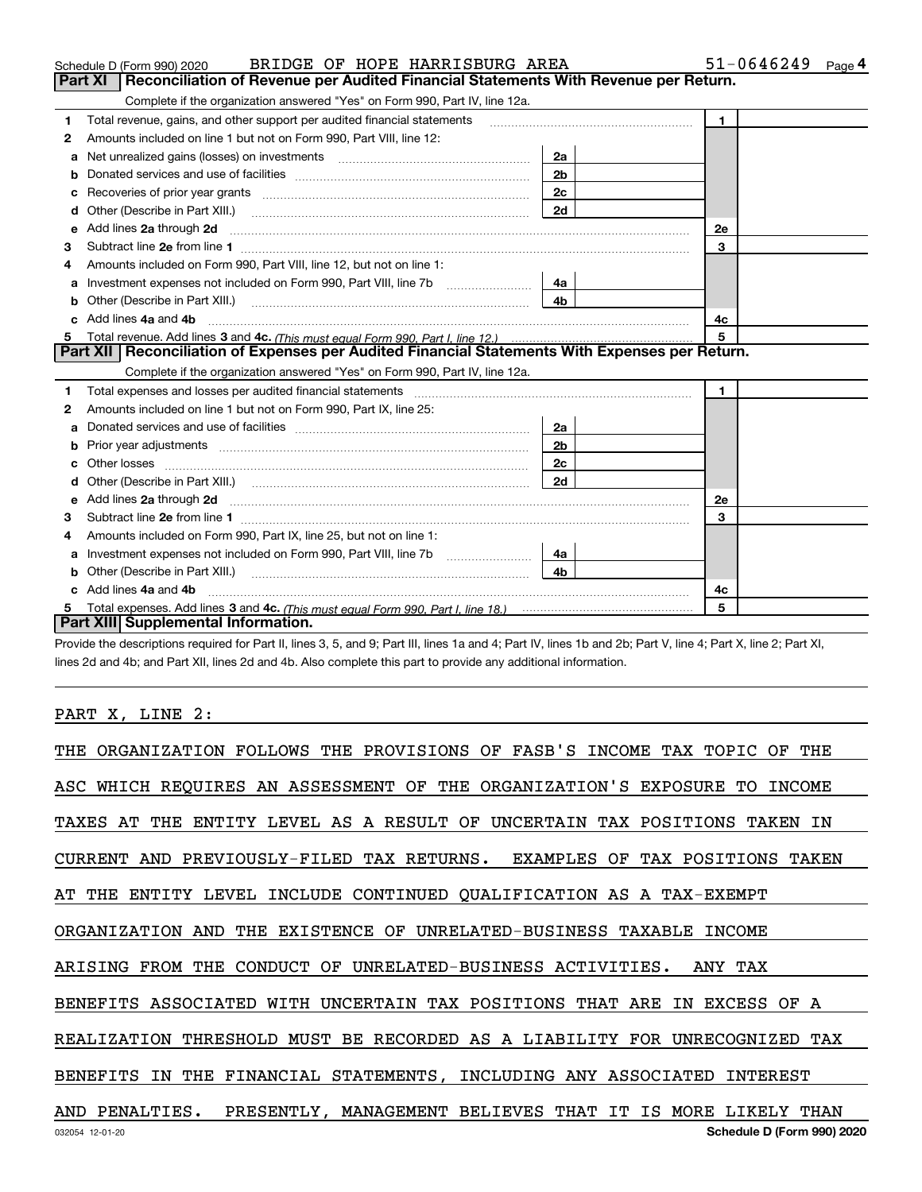Schedule D (Form 990) 2020 BRIDGE OF HOPE HARRISBURG AREA 51-0646249 Page 4

## Part XI Reconciliation of Revenue per Audited Financial Statements With Revenue per Return.

Complete if the organization answered "Yes" on Form 990, Part IV, line 12a.

| | | | | | |
|---|---|---|---|---|---|
| 1 | Total revenue, gains, and other support per audited financial statements | | | 1 | |
| 2 | Amounts included on line 1 but not on Form 990, Part VIII, line 12: | | | | |
| a | Net unrealized gains (losses) on investments | 2a | | | |
| b | Donated services and use of facilities | 2b | | | |
| c | Recoveries of prior year grants | 2c | | | |
| d | Other (Describe in Part XIII.) | 2d | | | |
| e | Add lines 2a through 2d | | | 2e | |
| 3 | Subtract line 2e from line 1 | | | 3 | |
| 4 | Amounts included on Form 990, Part VIII, line 12, but not on line 1: | | | | |
| a | Investment expenses not included on Form 990, Part VIII, line 7b | 4a | | | |
| b | Other (Describe in Part XIII.) | 4b | | | |
| c | Add lines 4a and 4b | | | 4c | |
| 5 | Total revenue. Add lines 3 and 4c. *(This must equal Form 990, Part I, line 12.)* | | | 5 | |

## Part XII Reconciliation of Expenses per Audited Financial Statements With Expenses per Return.

Complete if the organization answered "Yes" on Form 990, Part IV, line 12a.

| | | | | | |
|---|---|---|---|---|---|
| 1 | Total expenses and losses per audited financial statements | | | 1 | |
| 2 | Amounts included on line 1 but not on Form 990, Part IX, line 25: | | | | |
| a | Donated services and use of facilities | 2a | | | |
| b | Prior year adjustments | 2b | | | |
| c | Other losses | 2c | | | |
| d | Other (Describe in Part XIII.) | 2d | | | |
| e | Add lines 2a through 2d | | | 2e | |
| 3 | Subtract line 2e from line 1 | | | 3 | |
| 4 | Amounts included on Form 990, Part IX, line 25, but not on line 1: | | | | |
| a | Investment expenses not included on Form 990, Part VIII, line 7b | 4a | | | |
| b | Other (Describe in Part XIII.) | 4b | | | |
| c | Add lines 4a and 4b | | | 4c | |
| 5 | Total expenses. Add lines 3 and 4c. *(This must equal Form 990, Part I, line 18.)* | | | 5 | |

## Part XIII Supplemental Information.

Provide the descriptions required for Part II, lines 3, 5, and 9; Part III, lines 1a and 4; Part IV, lines 1b and 2b; Part V, line 4; Part X, line 2; Part XI, lines 2d and 4b; and Part XII, lines 2d and 4b. Also complete this part to provide any additional information.

PART X, LINE 2:

THE ORGANIZATION FOLLOWS THE PROVISIONS OF FASB'S INCOME TAX TOPIC OF THE ASC WHICH REQUIRES AN ASSESSMENT OF THE ORGANIZATION'S EXPOSURE TO INCOME TAXES AT THE ENTITY LEVEL AS A RESULT OF UNCERTAIN TAX POSITIONS TAKEN IN CURRENT AND PREVIOUSLY-FILED TAX RETURNS. EXAMPLES OF TAX POSITIONS TAKEN AT THE ENTITY LEVEL INCLUDE CONTINUED QUALIFICATION AS A TAX-EXEMPT ORGANIZATION AND THE EXISTENCE OF UNRELATED-BUSINESS TAXABLE INCOME ARISING FROM THE CONDUCT OF UNRELATED-BUSINESS ACTIVITIES. ANY TAX BENEFITS ASSOCIATED WITH UNCERTAIN TAX POSITIONS THAT ARE IN EXCESS OF A REALIZATION THRESHOLD MUST BE RECORDED AS A LIABILITY FOR UNRECOGNIZED TAX BENEFITS IN THE FINANCIAL STATEMENTS, INCLUDING ANY ASSOCIATED INTEREST AND PENALTIES. PRESENTLY, MANAGEMENT BELIEVES THAT IT IS MORE LIKELY THAN

032054 12-01-20 Schedule D (Form 990) 2020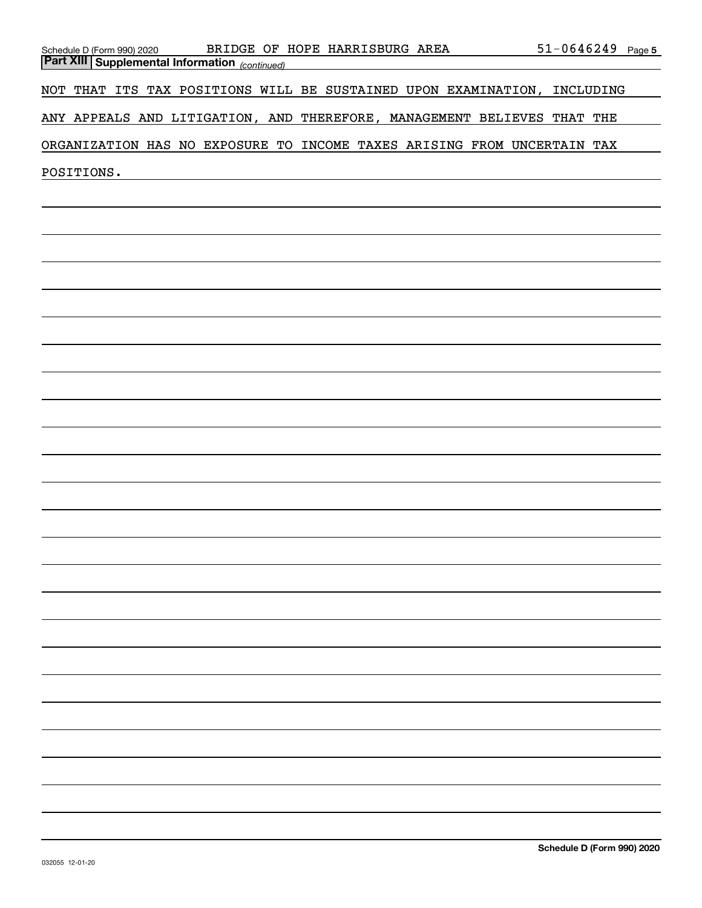**Part XIII Supplemental Information** *(continued)*

NOT THAT ITS TAX POSITIONS WILL BE SUSTAINED UPON EXAMINATION, INCLUDING ANY APPEALS AND LITIGATION, AND THEREFORE, MANAGEMENT BELIEVES THAT THE ORGANIZATION HAS NO EXPOSURE TO INCOME TAXES ARISING FROM UNCERTAIN TAX POSITIONS.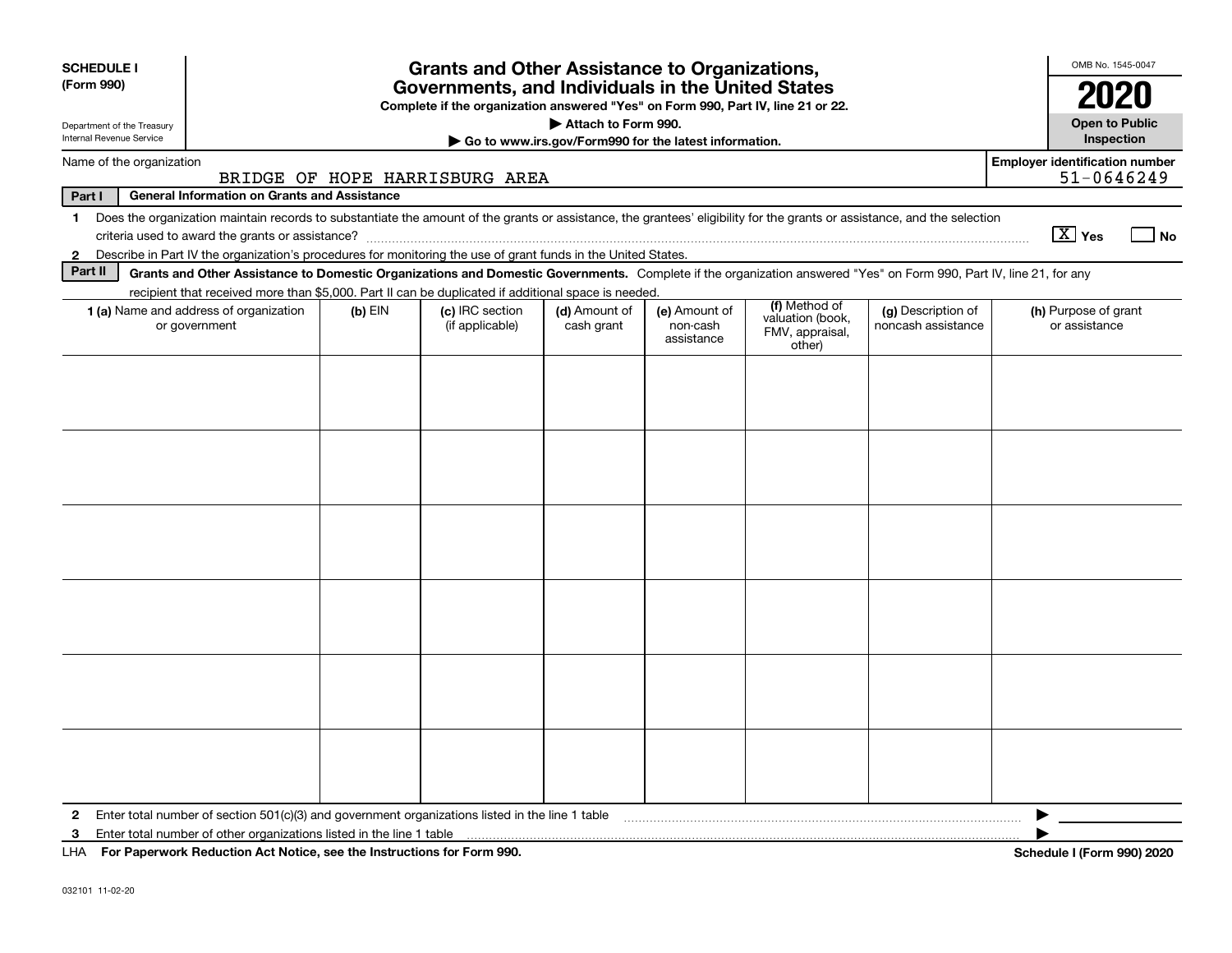**SCHEDULE I**
**(Form 990)**

Department of the Treasury
Internal Revenue Service

# Grants and Other Assistance to Organizations, Governments, and Individuals in the United States

**Complete if the organization answered "Yes" on Form 990, Part IV, line 21 or 22.**
**▶ Attach to Form 990.**
**▶ Go to www.irs.gov/Form990 for the latest information.**

OMB No. 1545-0047
**2020**
**Open to Public Inspection**

Name of the organization: BRIDGE OF HOPE HARRISBURG AREA

**Employer identification number:** 51-0646249

**Part I** **General Information on Grants and Assistance**

1 Does the organization maintain records to substantiate the amount of the grants or assistance, the grantees' eligibility for the grants or assistance, and the selection criteria used to award the grants or assistance? [X] Yes [ ] No

2 Describe in Part IV the organization's procedures for monitoring the use of grant funds in the United States.

**Part II** **Grants and Other Assistance to Domestic Organizations and Domestic Governments.** Complete if the organization answered "Yes" on Form 990, Part IV, line 21, for any recipient that received more than $5,000. Part II can be duplicated if additional space is needed.

| 1 (a) Name and address of organization or government | (b) EIN | (c) IRC section (if applicable) | (d) Amount of cash grant | (e) Amount of non-cash assistance | (f) Method of valuation (book, FMV, appraisal, other) | (g) Description of noncash assistance | (h) Purpose of grant or assistance |
|---|---|---|---|---|---|---|---|
| | | | | | | | |
| | | | | | | | |
| | | | | | | | |
| | | | | | | | |
| | | | | | | | |
| | | | | | | | |

2 Enter total number of section 501(c)(3) and government organizations listed in the line 1 table ▶

3 Enter total number of other organizations listed in the line 1 table ▶

LHA **For Paperwork Reduction Act Notice, see the Instructions for Form 990.** **Schedule I (Form 990) 2020**

032101 11-02-20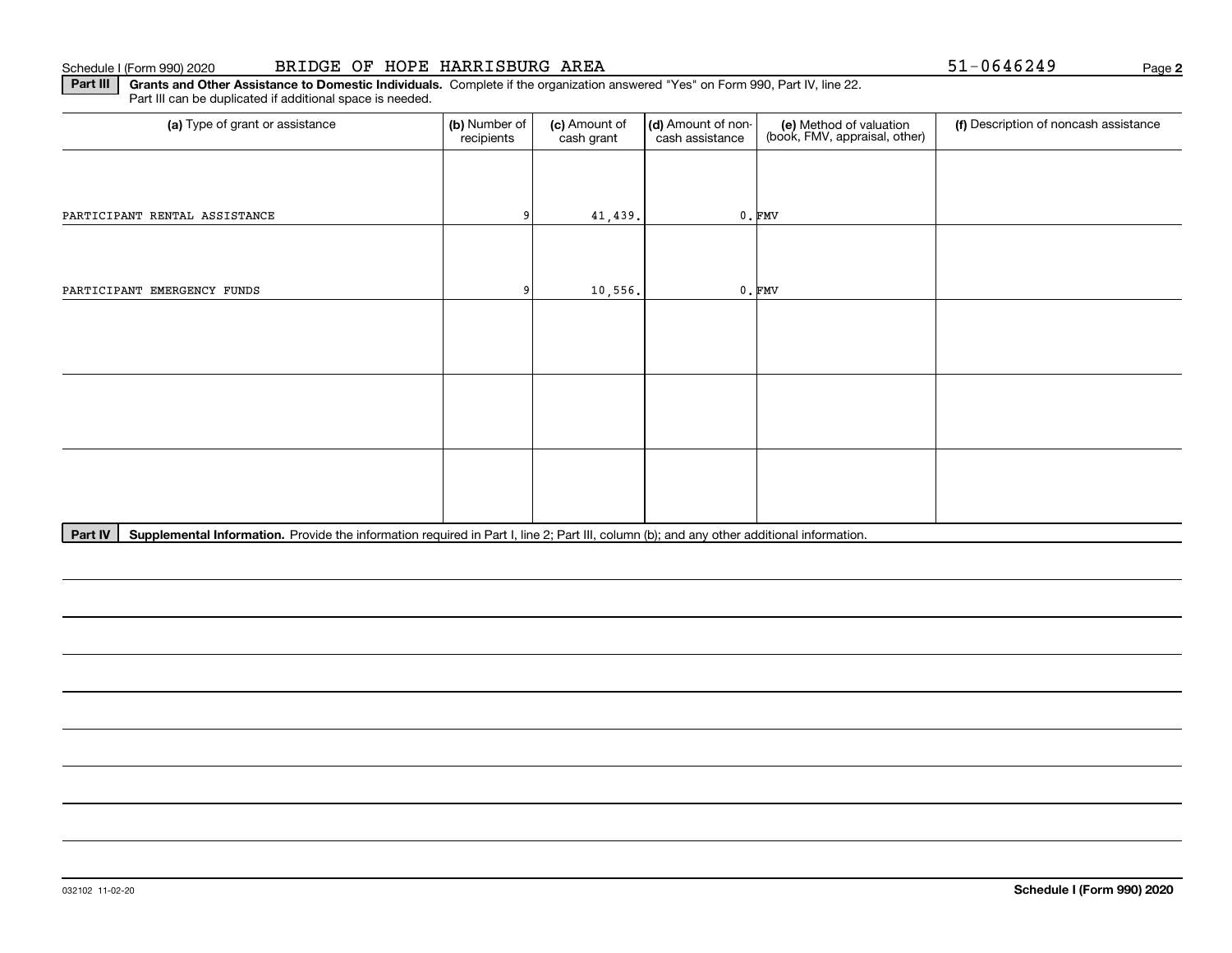Schedule I (Form 990) 2020 BRIDGE OF HOPE HARRISBURG AREA 51-0646249

**Part III** **Grants and Other Assistance to Domestic Individuals.** Complete if the organization answered "Yes" on Form 990, Part IV, line 22. Part III can be duplicated if additional space is needed.

| (a) Type of grant or assistance | (b) Number of recipients | (c) Amount of cash grant | (d) Amount of non-cash assistance | (e) Method of valuation (book, FMV, appraisal, other) | (f) Description of noncash assistance |
|---|---|---|---|---|---|
| PARTICIPANT RENTAL ASSISTANCE | 9 | 41,439. | 0. | FMV | |
| PARTICIPANT EMERGENCY FUNDS | 9 | 10,556. | 0. | FMV | |
| | | | | | |
| | | | | | |
| | | | | | |

**Part IV** **Supplemental Information.** Provide the information required in Part I, line 2; Part III, column (b); and any other additional information.

032102 11-02-20 **Schedule I (Form 990) 2020**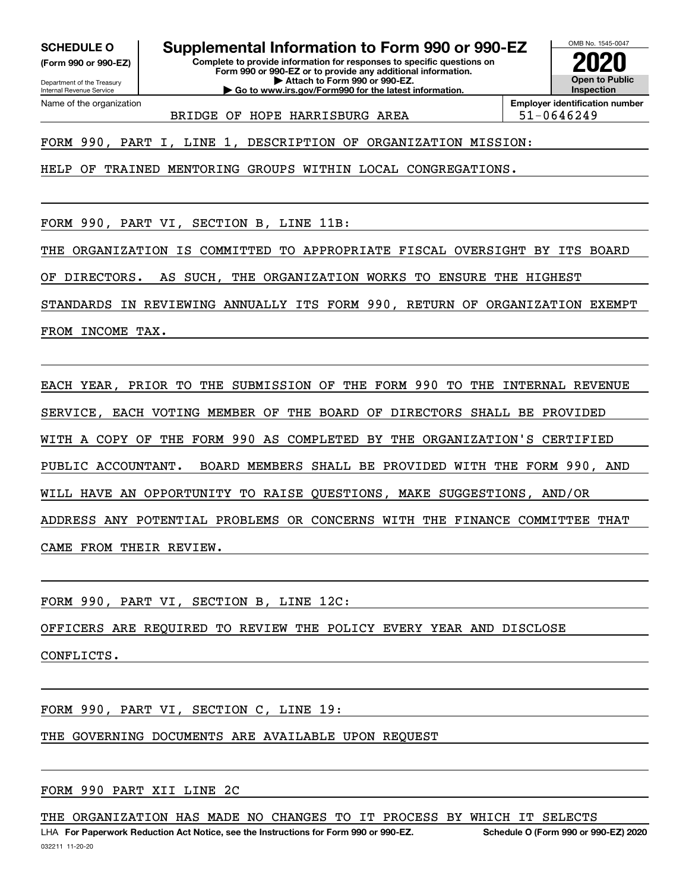**SCHEDULE O** (Form 990 or 990-EZ)

Department of the Treasury
Internal Revenue Service

# Supplemental Information to Form 990 or 990-EZ

**Complete to provide information for responses to specific questions on Form 990 or 990-EZ or to provide any additional information.**
**▶ Attach to Form 990 or 990-EZ.**
**▶ Go to www.irs.gov/Form990 for the latest information.**

OMB No. 1545-0047

**2020**

**Open to Public Inspection**

Name of the organization: BRIDGE OF HOPE HARRISBURG AREA

**Employer identification number:** 51-0646249

FORM 990, PART I, LINE 1, DESCRIPTION OF ORGANIZATION MISSION:

HELP OF TRAINED MENTORING GROUPS WITHIN LOCAL CONGREGATIONS.

FORM 990, PART VI, SECTION B, LINE 11B:

THE ORGANIZATION IS COMMITTED TO APPROPRIATE FISCAL OVERSIGHT BY ITS BOARD OF DIRECTORS. AS SUCH, THE ORGANIZATION WORKS TO ENSURE THE HIGHEST STANDARDS IN REVIEWING ANNUALLY ITS FORM 990, RETURN OF ORGANIZATION EXEMPT FROM INCOME TAX.

EACH YEAR, PRIOR TO THE SUBMISSION OF THE FORM 990 TO THE INTERNAL REVENUE SERVICE, EACH VOTING MEMBER OF THE BOARD OF DIRECTORS SHALL BE PROVIDED WITH A COPY OF THE FORM 990 AS COMPLETED BY THE ORGANIZATION'S CERTIFIED PUBLIC ACCOUNTANT. BOARD MEMBERS SHALL BE PROVIDED WITH THE FORM 990, AND WILL HAVE AN OPPORTUNITY TO RAISE QUESTIONS, MAKE SUGGESTIONS, AND/OR ADDRESS ANY POTENTIAL PROBLEMS OR CONCERNS WITH THE FINANCE COMMITTEE THAT CAME FROM THEIR REVIEW.

FORM 990, PART VI, SECTION B, LINE 12C:

OFFICERS ARE REQUIRED TO REVIEW THE POLICY EVERY YEAR AND DISCLOSE CONFLICTS.

FORM 990, PART VI, SECTION C, LINE 19:

THE GOVERNING DOCUMENTS ARE AVAILABLE UPON REQUEST

FORM 990 PART XII LINE 2C

THE ORGANIZATION HAS MADE NO CHANGES TO IT PROCESS BY WHICH IT SELECTS

LHA **For Paperwork Reduction Act Notice, see the Instructions for Form 990 or 990-EZ.** **Schedule O (Form 990 or 990-EZ) 2020**

032211 11-20-20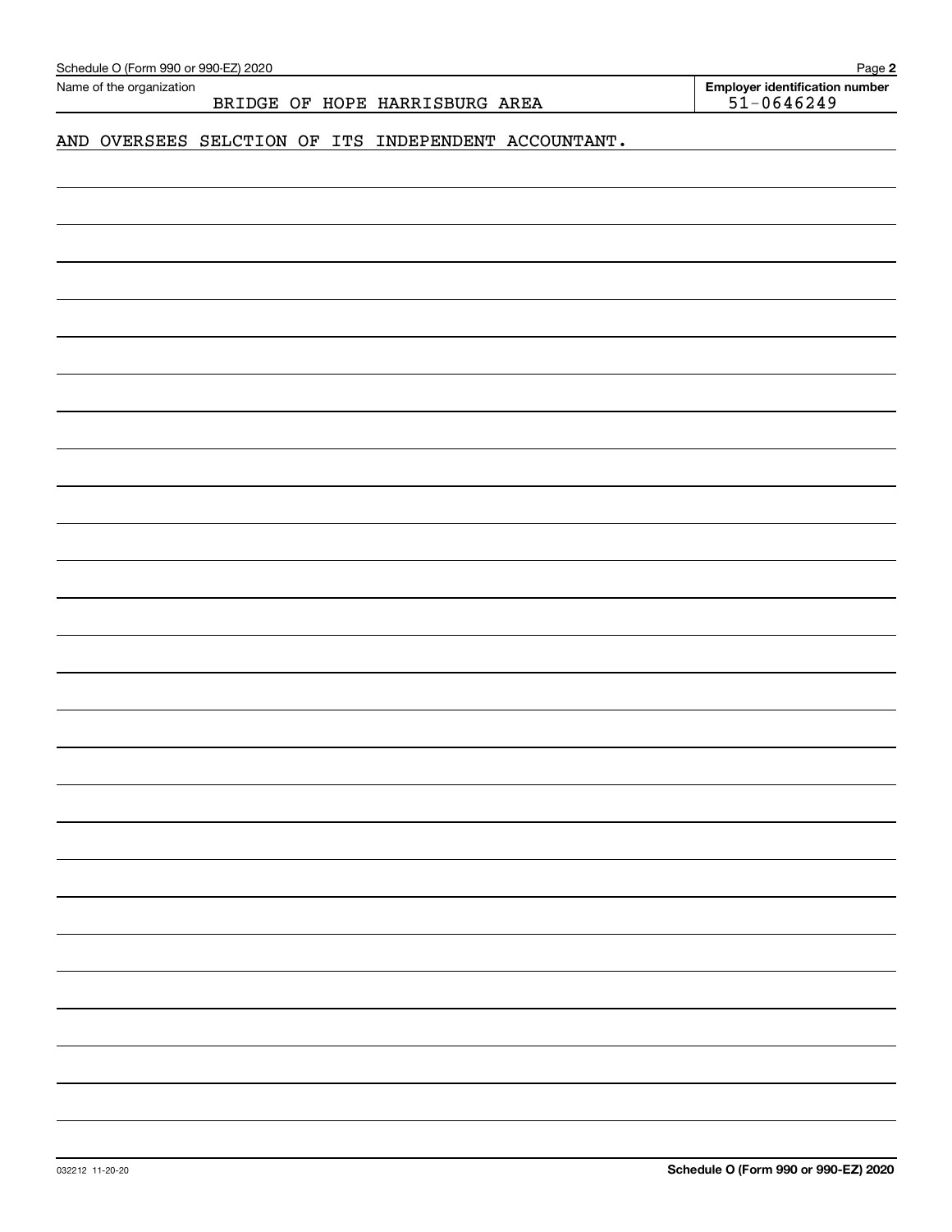Name of the organization: BRIDGE OF HOPE HARRISBURG AREA

Employer identification number: 51-0646249

AND OVERSEES SELCTION OF ITS INDEPENDENT ACCOUNTANT.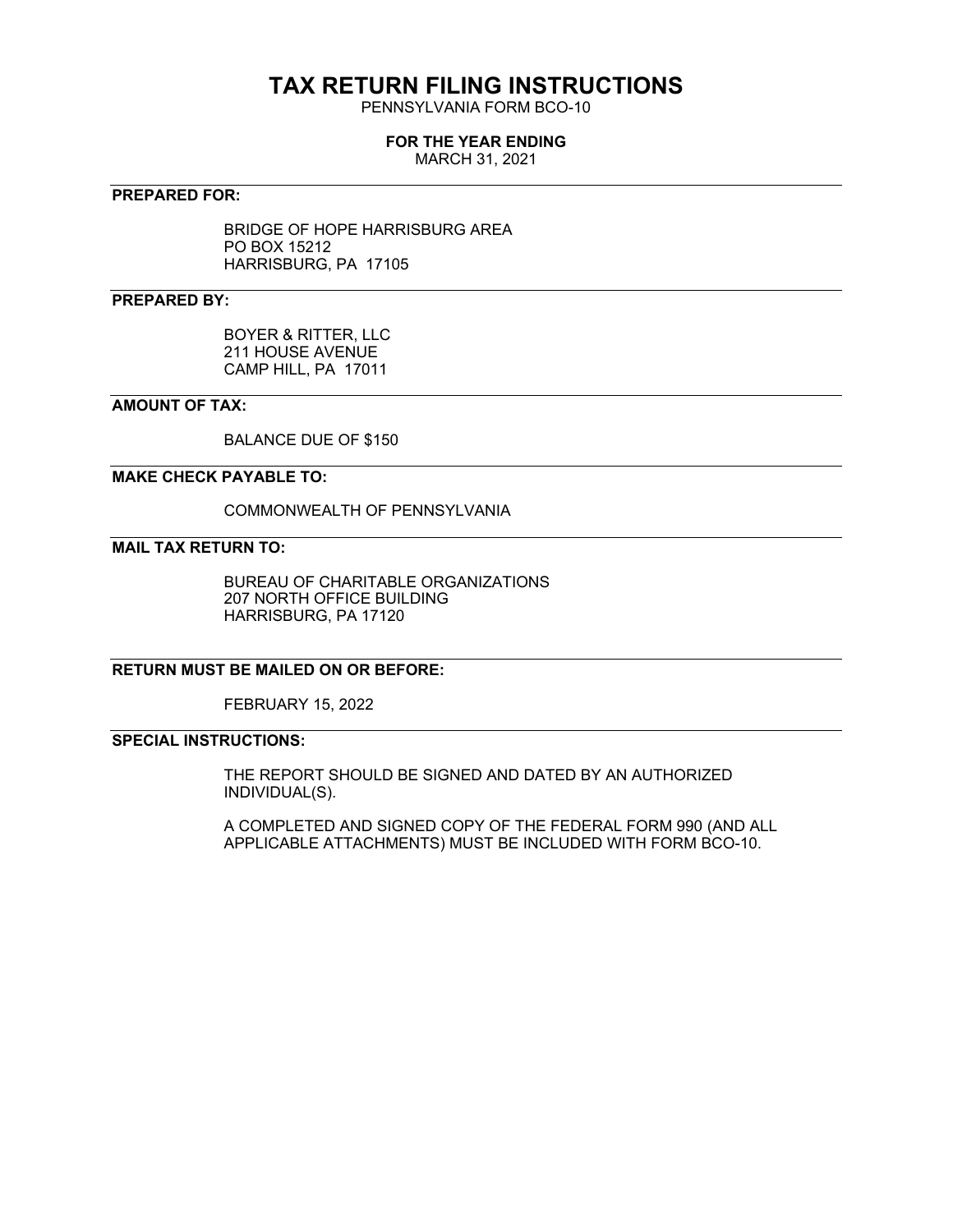# TAX RETURN FILING INSTRUCTIONS

PENNSYLVANIA FORM BCO-10

**FOR THE YEAR ENDING**

MARCH 31, 2021

---

**PREPARED FOR:**

BRIDGE OF HOPE HARRISBURG AREA
PO BOX 15212
HARRISBURG, PA 17105

---

**PREPARED BY:**

BOYER & RITTER, LLC
211 HOUSE AVENUE
CAMP HILL, PA 17011

---

**AMOUNT OF TAX:**

BALANCE DUE OF $150

---

**MAKE CHECK PAYABLE TO:**

COMMONWEALTH OF PENNSYLVANIA

---

**MAIL TAX RETURN TO:**

BUREAU OF CHARITABLE ORGANIZATIONS
207 NORTH OFFICE BUILDING
HARRISBURG, PA 17120

---

**RETURN MUST BE MAILED ON OR BEFORE:**

FEBRUARY 15, 2022

---

**SPECIAL INSTRUCTIONS:**

THE REPORT SHOULD BE SIGNED AND DATED BY AN AUTHORIZED INDIVIDUAL(S).

A COMPLETED AND SIGNED COPY OF THE FEDERAL FORM 990 (AND ALL APPLICABLE ATTACHMENTS) MUST BE INCLUDED WITH FORM BCO-10.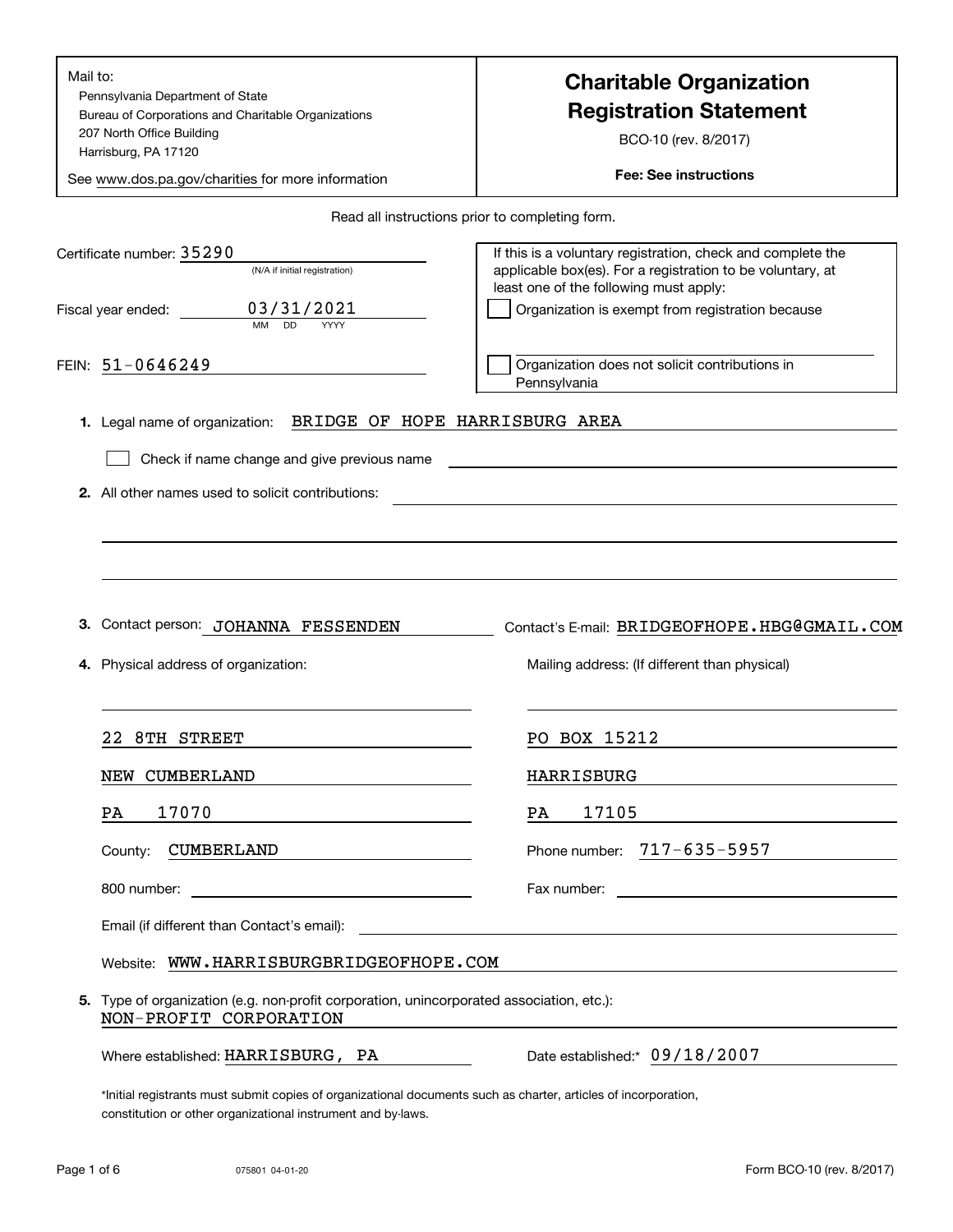Mail to:
Pennsylvania Department of State
Bureau of Corporations and Charitable Organizations
207 North Office Building
Harrisburg, PA 17120

See www.dos.pa.gov/charities for more information

# Charitable Organization Registration Statement

BCO-10 (rev. 8/2017)

**Fee: See instructions**

Read all instructions prior to completing form.

Certificate number: 35290
(N/A if initial registration)

Fiscal year ended: 03/31/2021
MM DD YYYY

FEIN: 51-0646249

If this is a voluntary registration, check and complete the applicable box(es). For a registration to be voluntary, at least one of the following must apply:

☐ Organization is exempt from registration because

☐ Organization does not solicit contributions in Pennsylvania

**1.** Legal name of organization: BRIDGE OF HOPE HARRISBURG AREA

☐ Check if name change and give previous name

**2.** All other names used to solicit contributions:

**3.** Contact person: JOHANNA FESSENDEN    Contact's E-mail: BRIDGEOFHOPE.HBG@GMAIL.COM

**4.** Physical address of organization:

22 8TH STREET
NEW CUMBERLAND
PA 17070
County: CUMBERLAND
800 number:

Mailing address: (If different than physical)

PO BOX 15212
HARRISBURG
PA 17105
Phone number: 717-635-5957
Fax number:

Email (if different than Contact's email):

Website: WWW.HARRISBURGBRIDGEOFHOPE.COM

**5.** Type of organization (e.g. non-profit corporation, unincorporated association, etc.):
NON-PROFIT CORPORATION

Where established: HARRISBURG, PA    Date established:* 09/18/2007

*Initial registrants must submit copies of organizational documents such as charter, articles of incorporation, constitution or other organizational instrument and by-laws.

075801 04-01-20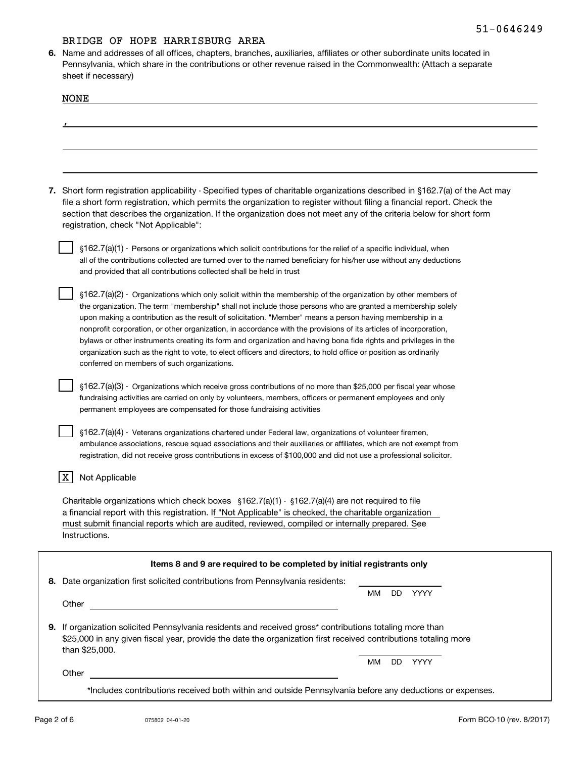51-0646249

BRIDGE OF HOPE HARRISBURG AREA

**6.** Name and addresses of all offices, chapters, branches, auxiliaries, affiliates or other subordinate units located in Pennsylvania, which share in the contributions or other revenue raised in the Commonwealth: (Attach a separate sheet if necessary)

NONE

,

**7.** Short form registration applicability - Specified types of charitable organizations described in §162.7(a) of the Act may file a short form registration, which permits the organization to register without filing a financial report. Check the section that describes the organization. If the organization does not meet any of the criteria below for short form registration, check "Not Applicable":

☐ §162.7(a)(1) - Persons or organizations which solicit contributions for the relief of a specific individual, when all of the contributions collected are turned over to the named beneficiary for his/her use without any deductions and provided that all contributions collected shall be held in trust

☐ §162.7(a)(2) - Organizations which only solicit within the membership of the organization by other members of the organization. The term "membership" shall not include those persons who are granted a membership solely upon making a contribution as the result of solicitation. "Member" means a person having membership in a nonprofit corporation, or other organization, in accordance with the provisions of its articles of incorporation, bylaws or other instruments creating its form and organization and having bona fide rights and privileges in the organization such as the right to vote, to elect officers and directors, to hold office or position as ordinarily conferred on members of such organizations.

☐ §162.7(a)(3) - Organizations which receive gross contributions of no more than $25,000 per fiscal year whose fundraising activities are carried on only by volunteers, members, officers or permanent employees and only permanent employees are compensated for those fundraising activities

☐ §162.7(a)(4) - Veterans organizations chartered under Federal law, organizations of volunteer firemen, ambulance associations, rescue squad associations and their auxiliaries or affiliates, which are not exempt from registration, did not receive gross contributions in excess of $100,000 and did not use a professional solicitor.

☒ Not Applicable

Charitable organizations which check boxes §162.7(a)(1) - §162.7(a)(4) are not required to file a financial report with this registration. If "Not Applicable" is checked, the charitable organization must submit financial reports which are audited, reviewed, compiled or internally prepared. See Instructions.

**Items 8 and 9 are required to be completed by initial registrants only**

**8.** Date organization first solicited contributions from Pennsylvania residents: ____________ MM DD YYYY

Other ____________

**9.** If organization solicited Pennsylvania residents and received gross* contributions totaling more than $25,000 in any given fiscal year, provide the date the organization first received contributions totaling more than $25,000. ____________ MM DD YYYY

Other ____________

*Includes contributions received both within and outside Pennsylvania before any deductions or expenses.

075802 04-01-20

Form BCO-10 (rev. 8/2017)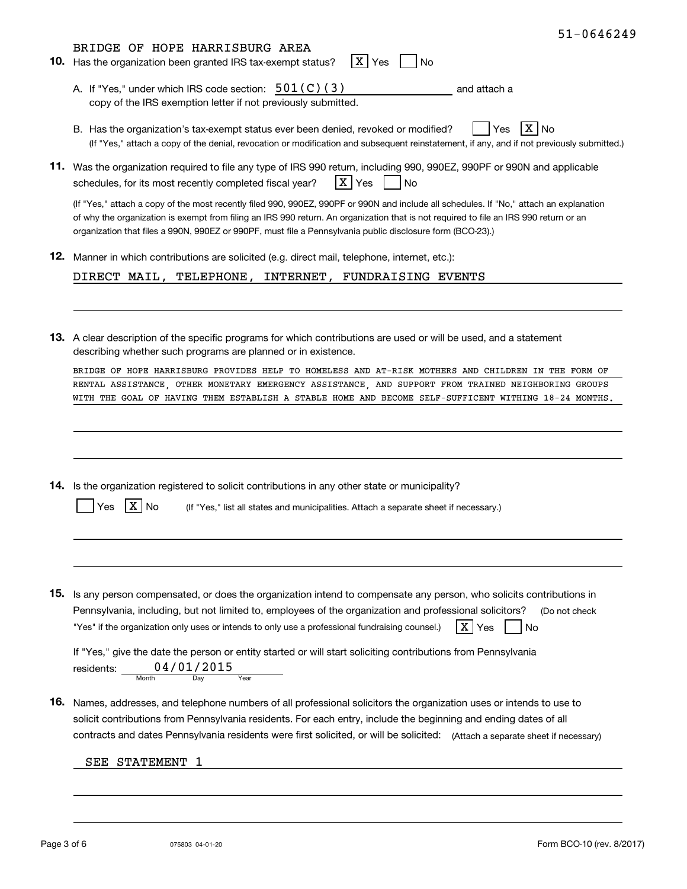51-0646249

BRIDGE OF HOPE HARRISBURG AREA

**10.** Has the organization been granted IRS tax-exempt status? [X] Yes [ ] No

A. If "Yes," under which IRS code section: 501(C)(3) and attach a copy of the IRS exemption letter if not previously submitted.

B. Has the organization's tax-exempt status ever been denied, revoked or modified? [ ] Yes [X] No
(If "Yes," attach a copy of the denial, revocation or modification and subsequent reinstatement, if any, and if not previously submitted.)

**11.** Was the organization required to file any type of IRS 990 return, including 990, 990EZ, 990PF or 990N and applicable schedules, for its most recently completed fiscal year? [X] Yes [ ] No

(If "Yes," attach a copy of the most recently filed 990, 990EZ, 990PF or 990N and include all schedules. If "No," attach an explanation of why the organization is exempt from filing an IRS 990 return. An organization that is not required to file an IRS 990 return or an organization that files a 990N, 990EZ or 990PF, must file a Pennsylvania public disclosure form (BCO-23).)

**12.** Manner in which contributions are solicited (e.g. direct mail, telephone, internet, etc.):

DIRECT MAIL, TELEPHONE, INTERNET, FUNDRAISING EVENTS

**13.** A clear description of the specific programs for which contributions are used or will be used, and a statement describing whether such programs are planned or in existence.

BRIDGE OF HOPE HARRISBURG PROVIDES HELP TO HOMELESS AND AT-RISK MOTHERS AND CHILDREN IN THE FORM OF RENTAL ASSISTANCE, OTHER MONETARY EMERGENCY ASSISTANCE, AND SUPPORT FROM TRAINED NEIGHBORING GROUPS WITH THE GOAL OF HAVING THEM ESTABLISH A STABLE HOME AND BECOME SELF-SUFFICENT WITHING 18-24 MONTHS.

**14.** Is the organization registered to solicit contributions in any other state or municipality?

[ ] Yes [X] No (If "Yes," list all states and municipalities. Attach a separate sheet if necessary.)

**15.** Is any person compensated, or does the organization intend to compensate any person, who solicits contributions in Pennsylvania, including, but not limited to, employees of the organization and professional solicitors? (Do not check "Yes" if the organization only uses or intends to only use a professional fundraising counsel.) [X] Yes [ ] No

If "Yes," give the date the person or entity started or will start soliciting contributions from Pennsylvania residents: 04/01/2015 (Month Day Year)

**16.** Names, addresses, and telephone numbers of all professional solicitors the organization uses or intends to use to solicit contributions from Pennsylvania residents. For each entry, include the beginning and ending dates of all contracts and dates Pennsylvania residents were first solicited, or will be solicited: (Attach a separate sheet if necessary)

SEE STATEMENT 1

075803 04-01-20

Form BCO-10 (rev. 8/2017)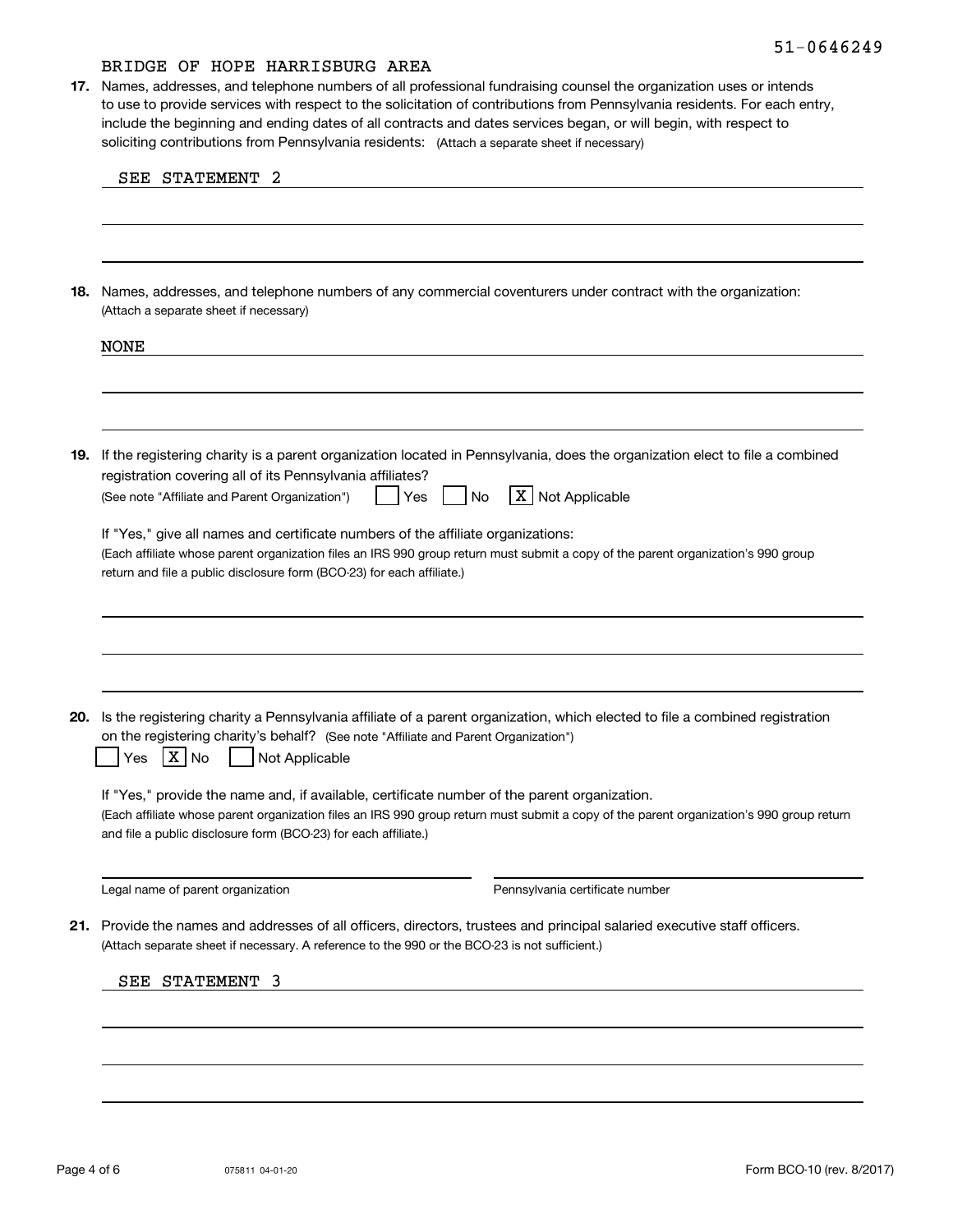51-0646249

BRIDGE OF HOPE HARRISBURG AREA

**17.** Names, addresses, and telephone numbers of all professional fundraising counsel the organization uses or intends to use to provide services with respect to the solicitation of contributions from Pennsylvania residents. For each entry, include the beginning and ending dates of all contracts and dates services began, or will begin, with respect to soliciting contributions from Pennsylvania residents: (Attach a separate sheet if necessary)

SEE STATEMENT 2

**18.** Names, addresses, and telephone numbers of any commercial coventurers under contract with the organization: (Attach a separate sheet if necessary)

NONE

**19.** If the registering charity is a parent organization located in Pennsylvania, does the organization elect to file a combined registration covering all of its Pennsylvania affiliates?
(See note "Affiliate and Parent Organization") ☐ Yes ☐ No ☒ Not Applicable

If "Yes," give all names and certificate numbers of the affiliate organizations:
(Each affiliate whose parent organization files an IRS 990 group return must submit a copy of the parent organization's 990 group return and file a public disclosure form (BCO-23) for each affiliate.)

**20.** Is the registering charity a Pennsylvania affiliate of a parent organization, which elected to file a combined registration on the registering charity's behalf? (See note "Affiliate and Parent Organization")
☐ Yes ☒ No ☐ Not Applicable

If "Yes," provide the name and, if available, certificate number of the parent organization.
(Each affiliate whose parent organization files an IRS 990 group return must submit a copy of the parent organization's 990 group return and file a public disclosure form (BCO-23) for each affiliate.)

Legal name of parent organization ______________________ Pennsylvania certificate number ______________________

**21.** Provide the names and addresses of all officers, directors, trustees and principal salaried executive staff officers.
(Attach separate sheet if necessary. A reference to the 990 or the BCO-23 is not sufficient.)

SEE STATEMENT 3

075811 04-01-20 Form BCO-10 (rev. 8/2017)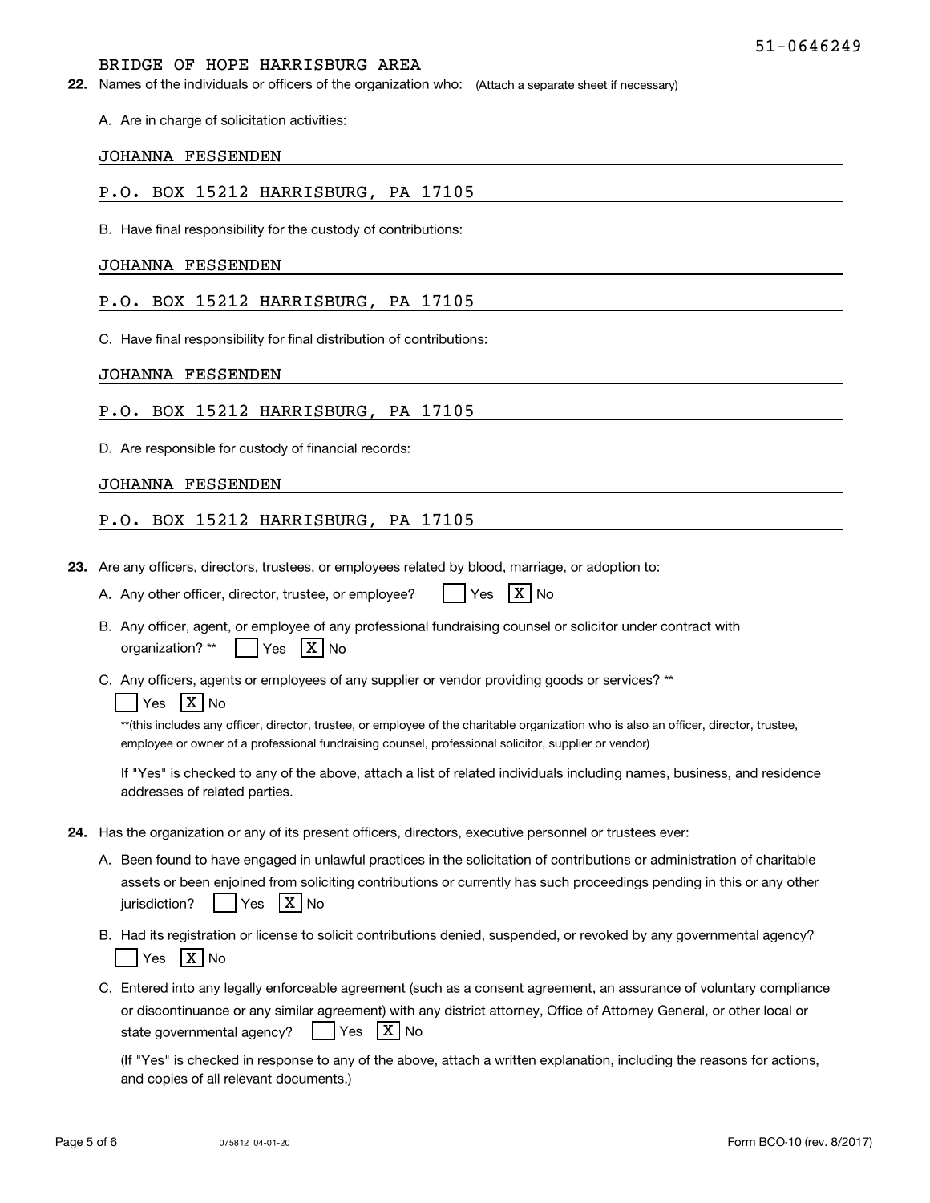51-0646249

BRIDGE OF HOPE HARRISBURG AREA

**22.** Names of the individuals or officers of the organization who: (Attach a separate sheet if necessary)

A. Are in charge of solicitation activities:

JOHANNA FESSENDEN

P.O. BOX 15212 HARRISBURG, PA 17105

B. Have final responsibility for the custody of contributions:

JOHANNA FESSENDEN

P.O. BOX 15212 HARRISBURG, PA 17105

C. Have final responsibility for final distribution of contributions:

JOHANNA FESSENDEN

P.O. BOX 15212 HARRISBURG, PA 17105

D. Are responsible for custody of financial records:

JOHANNA FESSENDEN

P.O. BOX 15212 HARRISBURG, PA 17105

**23.** Are any officers, directors, trustees, or employees related by blood, marriage, or adoption to:

A. Any other officer, director, trustee, or employee? [ ] Yes [X] No

B. Any officer, agent, or employee of any professional fundraising counsel or solicitor under contract with organization? ** [ ] Yes [X] No

C. Any officers, agents or employees of any supplier or vendor providing goods or services? **
[ ] Yes [X] No

**(this includes any officer, director, trustee, or employee of the charitable organization who is also an officer, director, trustee, employee or owner of a professional fundraising counsel, professional solicitor, supplier or vendor)

If "Yes" is checked to any of the above, attach a list of related individuals including names, business, and residence addresses of related parties.

**24.** Has the organization or any of its present officers, directors, executive personnel or trustees ever:

A. Been found to have engaged in unlawful practices in the solicitation of contributions or administration of charitable assets or been enjoined from soliciting contributions or currently has such proceedings pending in this or any other jurisdiction? [ ] Yes [X] No

B. Had its registration or license to solicit contributions denied, suspended, or revoked by any governmental agency?
[ ] Yes [X] No

C. Entered into any legally enforceable agreement (such as a consent agreement, an assurance of voluntary compliance or discontinuance or any similar agreement) with any district attorney, Office of Attorney General, or other local or state governmental agency? [ ] Yes [X] No

(If "Yes" is checked in response to any of the above, attach a written explanation, including the reasons for actions, and copies of all relevant documents.)

075812 04-01-20 Form BCO-10 (rev. 8/2017)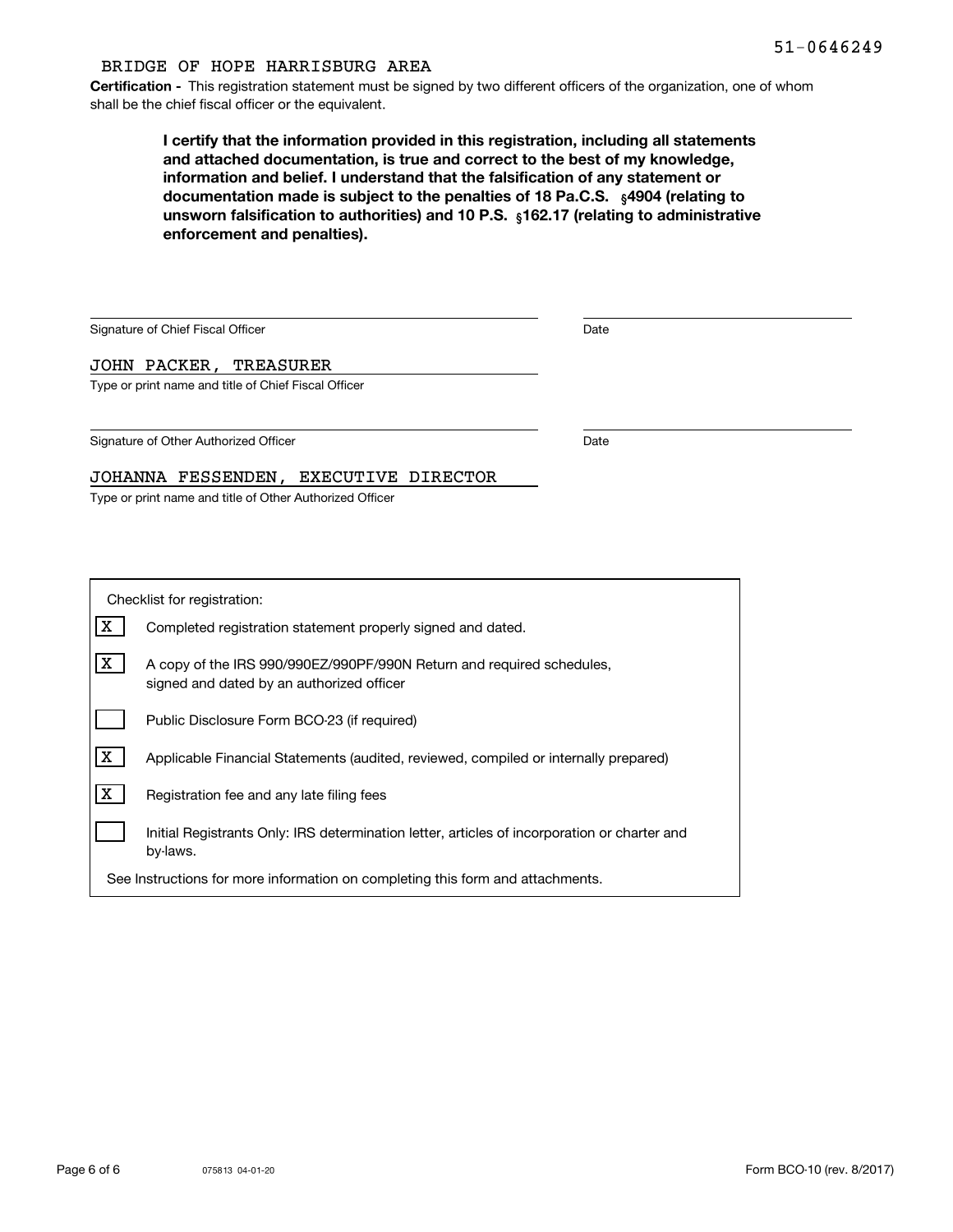51-0646249

BRIDGE OF HOPE HARRISBURG AREA

**Certification -** This registration statement must be signed by two different officers of the organization, one of whom shall be the chief fiscal officer or the equivalent.

**I certify that the information provided in this registration, including all statements and attached documentation, is true and correct to the best of my knowledge, information and belief. I understand that the falsification of any statement or documentation made is subject to the penalties of 18 Pa.C.S. §4904 (relating to unsworn falsification to authorities) and 10 P.S. §162.17 (relating to administrative enforcement and penalties).**

Signature of Chief Fiscal Officer ____________________ Date ____________

JOHN PACKER, TREASURER
Type or print name and title of Chief Fiscal Officer

Signature of Other Authorized Officer ____________________ Date ____________

JOHANNA FESSENDEN, EXECUTIVE DIRECTOR
Type or print name and title of Other Authorized Officer

Checklist for registration:

- [X] Completed registration statement properly signed and dated.
- [X] A copy of the IRS 990/990EZ/990PF/990N Return and required schedules, signed and dated by an authorized officer
- [ ] Public Disclosure Form BCO-23 (if required)
- [X] Applicable Financial Statements (audited, reviewed, compiled or internally prepared)
- [X] Registration fee and any late filing fees
- [ ] Initial Registrants Only: IRS determination letter, articles of incorporation or charter and by-laws.

See Instructions for more information on completing this form and attachments.

075813 04-01-20

Form BCO-10 (rev. 8/2017)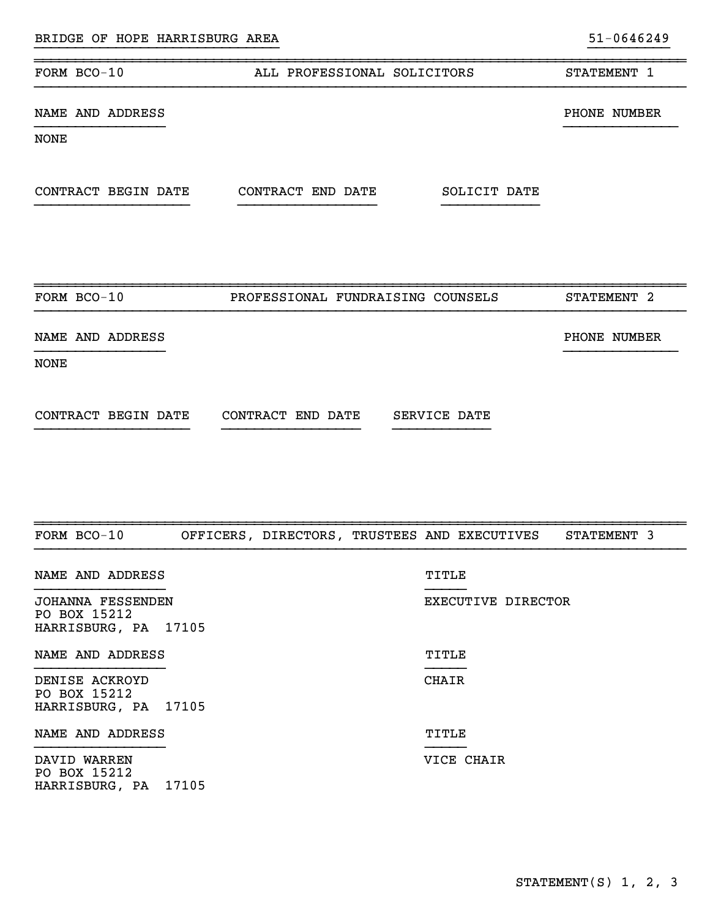BRIDGE OF HOPE HARRISBURG AREA 51-0646249

## FORM BCO-10 ALL PROFESSIONAL SOLICITORS STATEMENT 1

| NAME AND ADDRESS | PHONE NUMBER |
|---|---|
| NONE | |

| CONTRACT BEGIN DATE | CONTRACT END DATE | SOLICIT DATE |
|---|---|---|

## FORM BCO-10 PROFESSIONAL FUNDRAISING COUNSELS STATEMENT 2

| NAME AND ADDRESS | PHONE NUMBER |
|---|---|
| NONE | |

| CONTRACT BEGIN DATE | CONTRACT END DATE | SERVICE DATE |
|---|---|---|

## FORM BCO-10 OFFICERS, DIRECTORS, TRUSTEES AND EXECUTIVES STATEMENT 3

| NAME AND ADDRESS | TITLE |
|---|---|
| JOHANNA FESSENDEN<br>PO BOX 15212<br>HARRISBURG, PA 17105 | EXECUTIVE DIRECTOR |
| DENISE ACKROYD<br>PO BOX 15212<br>HARRISBURG, PA 17105 | CHAIR |
| DAVID WARREN<br>PO BOX 15212<br>HARRISBURG, PA 17105 | VICE CHAIR |

STATEMENT(S) 1, 2, 3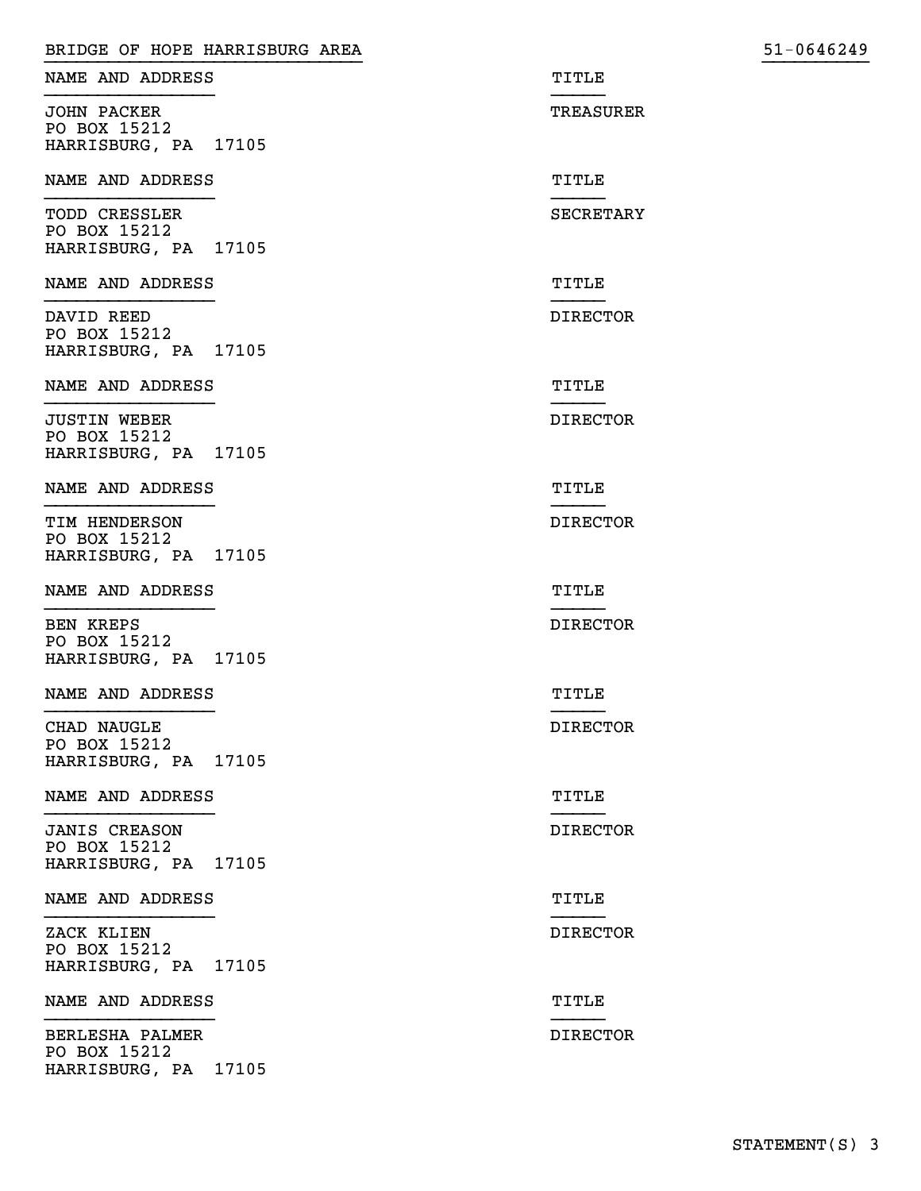BRIDGE OF HOPE HARRISBURG AREA 51-0646249

| NAME AND ADDRESS | TITLE |
| --- | --- |
| JOHN PACKER<br>PO BOX 15212<br>HARRISBURG, PA 17105 | TREASURER |

| NAME AND ADDRESS | TITLE |
| --- | --- |
| TODD CRESSLER<br>PO BOX 15212<br>HARRISBURG, PA 17105 | SECRETARY |

| NAME AND ADDRESS | TITLE |
| --- | --- |
| DAVID REED<br>PO BOX 15212<br>HARRISBURG, PA 17105 | DIRECTOR |

| NAME AND ADDRESS | TITLE |
| --- | --- |
| JUSTIN WEBER<br>PO BOX 15212<br>HARRISBURG, PA 17105 | DIRECTOR |

| NAME AND ADDRESS | TITLE |
| --- | --- |
| TIM HENDERSON<br>PO BOX 15212<br>HARRISBURG, PA 17105 | DIRECTOR |

| NAME AND ADDRESS | TITLE |
| --- | --- |
| BEN KREPS<br>PO BOX 15212<br>HARRISBURG, PA 17105 | DIRECTOR |

| NAME AND ADDRESS | TITLE |
| --- | --- |
| CHAD NAUGLE<br>PO BOX 15212<br>HARRISBURG, PA 17105 | DIRECTOR |

| NAME AND ADDRESS | TITLE |
| --- | --- |
| JANIS CREASON<br>PO BOX 15212<br>HARRISBURG, PA 17105 | DIRECTOR |

| NAME AND ADDRESS | TITLE |
| --- | --- |
| ZACK KLIEN<br>PO BOX 15212<br>HARRISBURG, PA 17105 | DIRECTOR |

| NAME AND ADDRESS | TITLE |
| --- | --- |
| BERLESHA PALMER<br>PO BOX 15212<br>HARRISBURG, PA 17105 | DIRECTOR |

STATEMENT(S) 3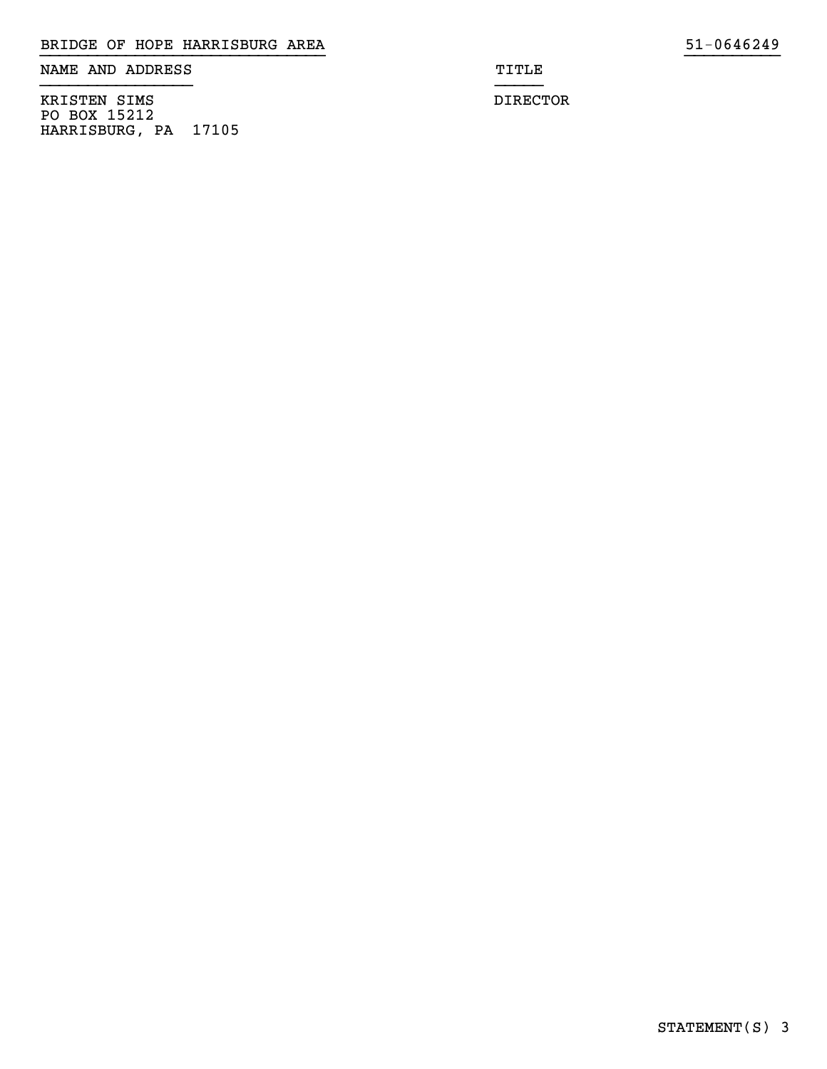BRIDGE OF HOPE HARRISBURG AREA 51-0646249

| NAME AND ADDRESS | TITLE |
| --- | --- |
| KRISTEN SIMS<br>PO BOX 15212<br>HARRISBURG, PA 17105 | DIRECTOR |

STATEMENT(S) 3